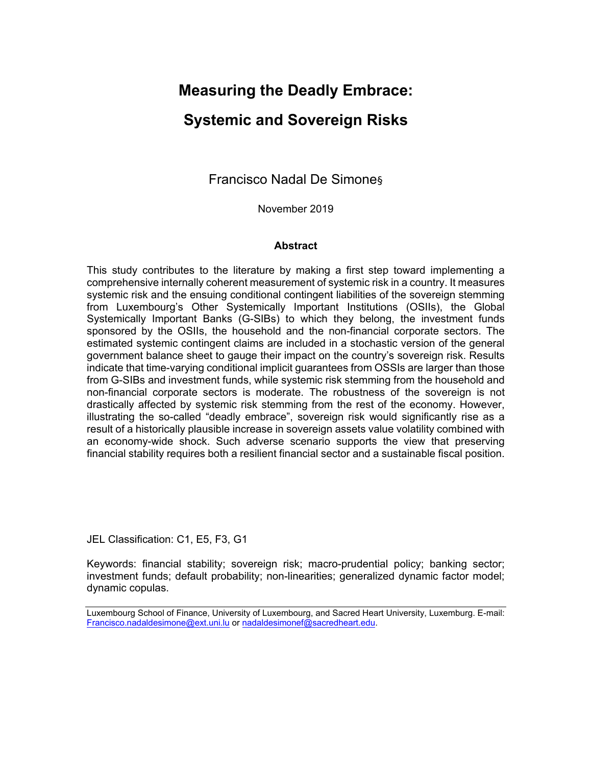# Measuring the Deadly Embrace:

# Systemic and Sovereign Risks

Francisco Nadal De Simone§

November 2019

**Abstract**

This study contributes to the literature by making a first step toward implementing a comprehensive internally coherent measurement of systemic risk in a country. It measures systemic risk and the ensuing conditional contingent liabilities of the sovereign stemming from Luxembourg's Other Systemically Important Institutions (OSIIs), the Global Systemically Important Banks (G-SIBs) to which they belong, the investment funds sponsored by the OSIIs, the household and the non-financial corporate sectors. The estimated systemic contingent claims are included in a stochastic version of the general government balance sheet to gauge their impact on the country's sovereign risk. Results indicate that time-varying conditional implicit guarantees from OSSIs are larger than those from G-SIBs and investment funds, while systemic risk stemming from the household and non-financial corporate sectors is moderate. The robustness of the sovereign is not drastically affected by systemic risk stemming from the rest of the economy. However, illustrating the so-called "deadly embrace", sovereign risk would significantly rise as a result of a historically plausible increase in sovereign assets value volatility combined with an economy-wide shock. Such adverse scenario supports the view that preserving financial stability requires both a resilient financial sector and a sustainable fiscal position.

JEL Classification: C1, E5, F3, G1

Keywords: financial stability; sovereign risk; macro-prudential policy; banking sector; investment funds; default probability; non-linearities; generalized dynamic factor model; dynamic copulas.

---

Luxembourg School of Finance, University of Luxembourg, and Sacred Heart University, Luxemburg. E-mail: Francisco.nadaldesimone@ext.uni.lu or nadaldesimonef@sacredheart.edu.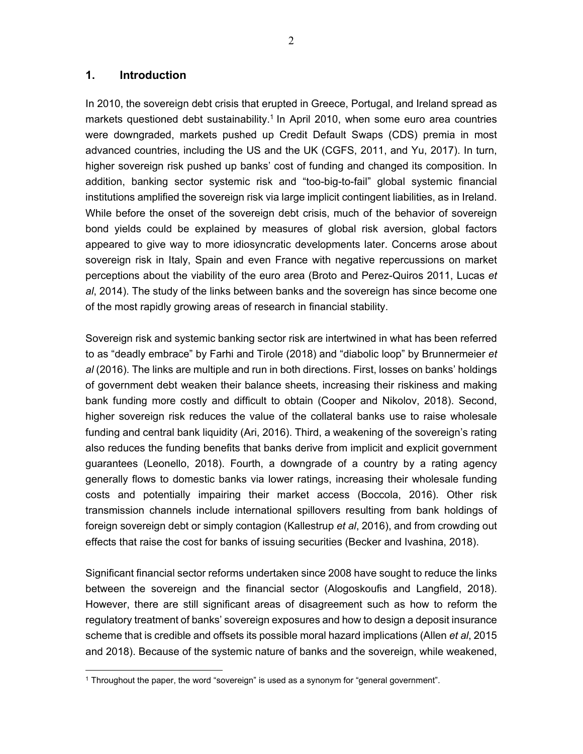## 1. Introduction

In 2010, the sovereign debt crisis that erupted in Greece, Portugal, and Ireland spread as markets questioned debt sustainability.[1] In April 2010, when some euro area countries were downgraded, markets pushed up Credit Default Swaps (CDS) premia in most advanced countries, including the US and the UK (CGFS, 2011, and Yu, 2017). In turn, higher sovereign risk pushed up banks' cost of funding and changed its composition. In addition, banking sector systemic risk and "too-big-to-fail" global systemic financial institutions amplified the sovereign risk via large implicit contingent liabilities, as in Ireland. While before the onset of the sovereign debt crisis, much of the behavior of sovereign bond yields could be explained by measures of global risk aversion, global factors appeared to give way to more idiosyncratic developments later. Concerns arose about sovereign risk in Italy, Spain and even France with negative repercussions on market perceptions about the viability of the euro area (Broto and Perez-Quiros 2011, Lucas *et al*, 2014). The study of the links between banks and the sovereign has since become one of the most rapidly growing areas of research in financial stability.

Sovereign risk and systemic banking sector risk are intertwined in what has been referred to as "deadly embrace" by Farhi and Tirole (2018) and "diabolic loop" by Brunnermeier *et al* (2016). The links are multiple and run in both directions. First, losses on banks' holdings of government debt weaken their balance sheets, increasing their riskiness and making bank funding more costly and difficult to obtain (Cooper and Nikolov, 2018). Second, higher sovereign risk reduces the value of the collateral banks use to raise wholesale funding and central bank liquidity (Ari, 2016). Third, a weakening of the sovereign's rating also reduces the funding benefits that banks derive from implicit and explicit government guarantees (Leonello, 2018). Fourth, a downgrade of a country by a rating agency generally flows to domestic banks via lower ratings, increasing their wholesale funding costs and potentially impairing their market access (Boccola, 2016). Other risk transmission channels include international spillovers resulting from bank holdings of foreign sovereign debt or simply contagion (Kallestrup *et al*, 2016), and from crowding out effects that raise the cost for banks of issuing securities (Becker and Ivashina, 2018).

Significant financial sector reforms undertaken since 2008 have sought to reduce the links between the sovereign and the financial sector (Alogoskoufis and Langfield, 2018). However, there are still significant areas of disagreement such as how to reform the regulatory treatment of banks' sovereign exposures and how to design a deposit insurance scheme that is credible and offsets its possible moral hazard implications (Allen *et al*, 2015 and 2018). Because of the systemic nature of banks and the sovereign, while weakened,

[1] Throughout the paper, the word "sovereign" is used as a synonym for "general government".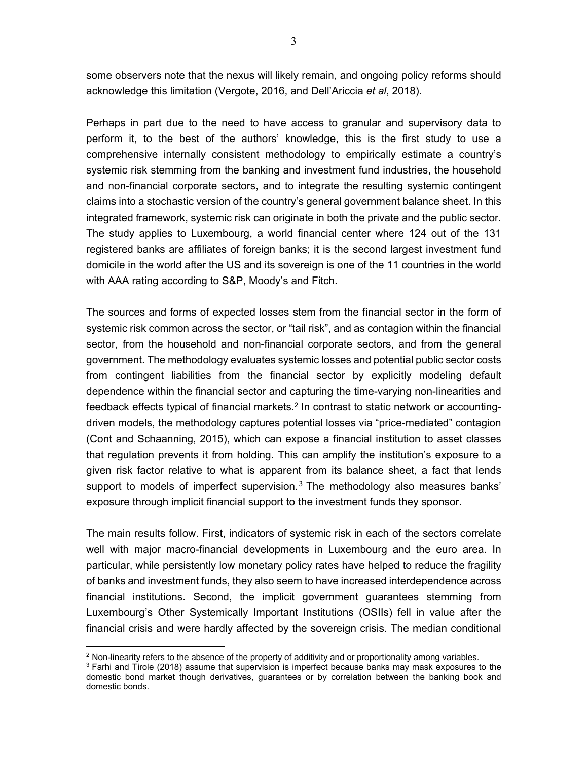some observers note that the nexus will likely remain, and ongoing policy reforms should acknowledge this limitation (Vergote, 2016, and Dell'Ariccia *et al*, 2018).

Perhaps in part due to the need to have access to granular and supervisory data to perform it, to the best of the authors' knowledge, this is the first study to use a comprehensive internally consistent methodology to empirically estimate a country's systemic risk stemming from the banking and investment fund industries, the household and non-financial corporate sectors, and to integrate the resulting systemic contingent claims into a stochastic version of the country's general government balance sheet. In this integrated framework, systemic risk can originate in both the private and the public sector. The study applies to Luxembourg, a world financial center where 124 out of the 131 registered banks are affiliates of foreign banks; it is the second largest investment fund domicile in the world after the US and its sovereign is one of the 11 countries in the world with AAA rating according to S&P, Moody's and Fitch.

The sources and forms of expected losses stem from the financial sector in the form of systemic risk common across the sector, or "tail risk", and as contagion within the financial sector, from the household and non-financial corporate sectors, and from the general government. The methodology evaluates systemic losses and potential public sector costs from contingent liabilities from the financial sector by explicitly modeling default dependence within the financial sector and capturing the time-varying non-linearities and feedback effects typical of financial markets.[2] In contrast to static network or accounting-driven models, the methodology captures potential losses via "price-mediated" contagion (Cont and Schaanning, 2015), which can expose a financial institution to asset classes that regulation prevents it from holding. This can amplify the institution's exposure to a given risk factor relative to what is apparent from its balance sheet, a fact that lends support to models of imperfect supervision.[3] The methodology also measures banks' exposure through implicit financial support to the investment funds they sponsor.

The main results follow. First, indicators of systemic risk in each of the sectors correlate well with major macro-financial developments in Luxembourg and the euro area. In particular, while persistently low monetary policy rates have helped to reduce the fragility of banks and investment funds, they also seem to have increased interdependence across financial institutions. Second, the implicit government guarantees stemming from Luxembourg's Other Systemically Important Institutions (OSIIs) fell in value after the financial crisis and were hardly affected by the sovereign crisis. The median conditional

[2] Non-linearity refers to the absence of the property of additivity and or proportionality among variables.

[3] Farhi and Tirole (2018) assume that supervision is imperfect because banks may mask exposures to the domestic bond market though derivatives, guarantees or by correlation between the banking book and domestic bonds.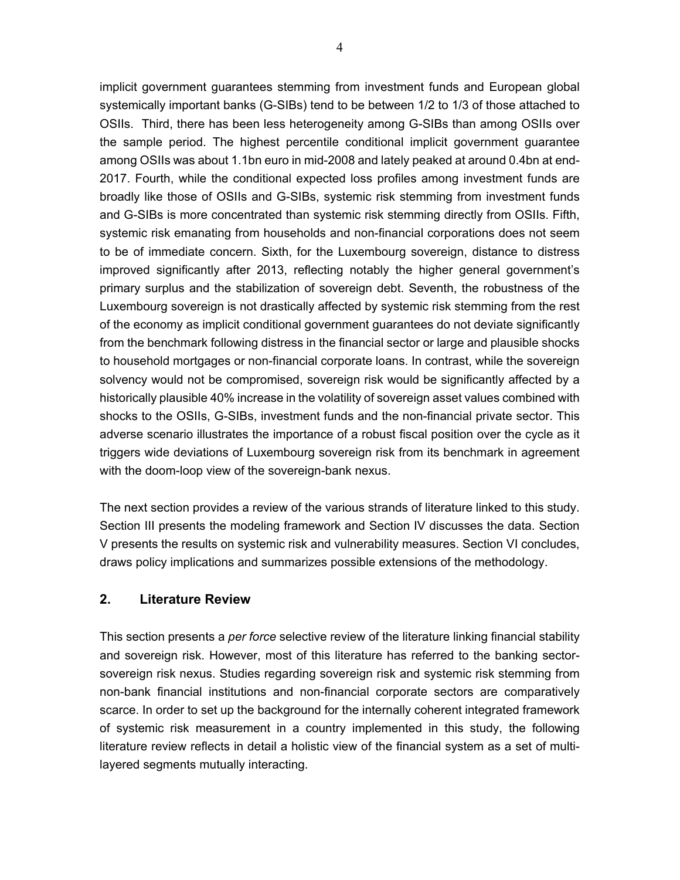implicit government guarantees stemming from investment funds and European global systemically important banks (G-SIBs) tend to be between 1/2 to 1/3 of those attached to OSIIs. Third, there has been less heterogeneity among G-SIBs than among OSIIs over the sample period. The highest percentile conditional implicit government guarantee among OSIIs was about 1.1bn euro in mid-2008 and lately peaked at around 0.4bn at end-2017. Fourth, while the conditional expected loss profiles among investment funds are broadly like those of OSIIs and G-SIBs, systemic risk stemming from investment funds and G-SIBs is more concentrated than systemic risk stemming directly from OSIIs. Fifth, systemic risk emanating from households and non-financial corporations does not seem to be of immediate concern. Sixth, for the Luxembourg sovereign, distance to distress improved significantly after 2013, reflecting notably the higher general government's primary surplus and the stabilization of sovereign debt. Seventh, the robustness of the Luxembourg sovereign is not drastically affected by systemic risk stemming from the rest of the economy as implicit conditional government guarantees do not deviate significantly from the benchmark following distress in the financial sector or large and plausible shocks to household mortgages or non-financial corporate loans. In contrast, while the sovereign solvency would not be compromised, sovereign risk would be significantly affected by a historically plausible 40% increase in the volatility of sovereign asset values combined with shocks to the OSIIs, G-SIBs, investment funds and the non-financial private sector. This adverse scenario illustrates the importance of a robust fiscal position over the cycle as it triggers wide deviations of Luxembourg sovereign risk from its benchmark in agreement with the doom-loop view of the sovereign-bank nexus.

The next section provides a review of the various strands of literature linked to this study. Section III presents the modeling framework and Section IV discusses the data. Section V presents the results on systemic risk and vulnerability measures. Section VI concludes, draws policy implications and summarizes possible extensions of the methodology.

## 2. Literature Review

This section presents a *per force* selective review of the literature linking financial stability and sovereign risk. However, most of this literature has referred to the banking sector-sovereign risk nexus. Studies regarding sovereign risk and systemic risk stemming from non-bank financial institutions and non-financial corporate sectors are comparatively scarce. In order to set up the background for the internally coherent integrated framework of systemic risk measurement in a country implemented in this study, the following literature review reflects in detail a holistic view of the financial system as a set of multi-layered segments mutually interacting.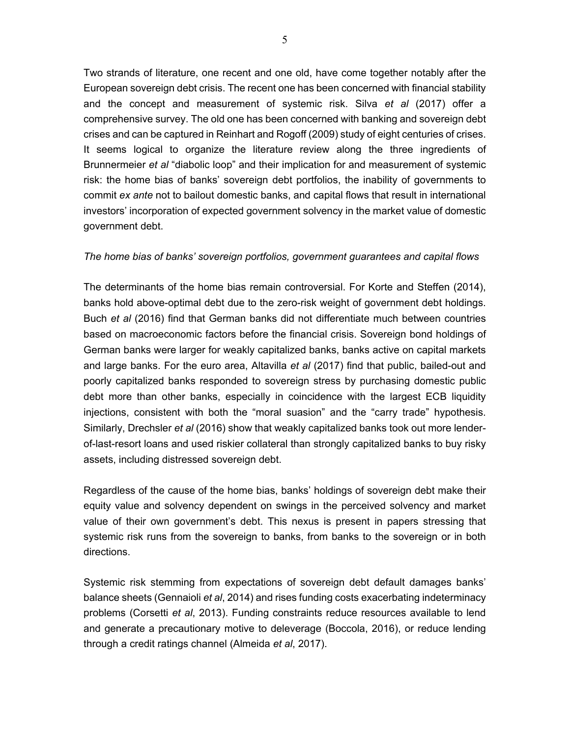Two strands of literature, one recent and one old, have come together notably after the European sovereign debt crisis. The recent one has been concerned with financial stability and the concept and measurement of systemic risk. Silva *et al* (2017) offer a comprehensive survey. The old one has been concerned with banking and sovereign debt crises and can be captured in Reinhart and Rogoff (2009) study of eight centuries of crises. It seems logical to organize the literature review along the three ingredients of Brunnermeier *et al* "diabolic loop" and their implication for and measurement of systemic risk: the home bias of banks' sovereign debt portfolios, the inability of governments to commit *ex ante* not to bailout domestic banks, and capital flows that result in international investors' incorporation of expected government solvency in the market value of domestic government debt.

*The home bias of banks' sovereign portfolios, government guarantees and capital flows*

The determinants of the home bias remain controversial. For Korte and Steffen (2014), banks hold above-optimal debt due to the zero-risk weight of government debt holdings. Buch *et al* (2016) find that German banks did not differentiate much between countries based on macroeconomic factors before the financial crisis. Sovereign bond holdings of German banks were larger for weakly capitalized banks, banks active on capital markets and large banks. For the euro area, Altavilla *et al* (2017) find that public, bailed-out and poorly capitalized banks responded to sovereign stress by purchasing domestic public debt more than other banks, especially in coincidence with the largest ECB liquidity injections, consistent with both the "moral suasion" and the "carry trade" hypothesis. Similarly, Drechsler *et al* (2016) show that weakly capitalized banks took out more lender-of-last-resort loans and used riskier collateral than strongly capitalized banks to buy risky assets, including distressed sovereign debt.

Regardless of the cause of the home bias, banks' holdings of sovereign debt make their equity value and solvency dependent on swings in the perceived solvency and market value of their own government's debt. This nexus is present in papers stressing that systemic risk runs from the sovereign to banks, from banks to the sovereign or in both directions.

Systemic risk stemming from expectations of sovereign debt default damages banks' balance sheets (Gennaioli *et al*, 2014) and rises funding costs exacerbating indeterminacy problems (Corsetti *et al*, 2013). Funding constraints reduce resources available to lend and generate a precautionary motive to deleverage (Boccola, 2016), or reduce lending through a credit ratings channel (Almeida *et al*, 2017).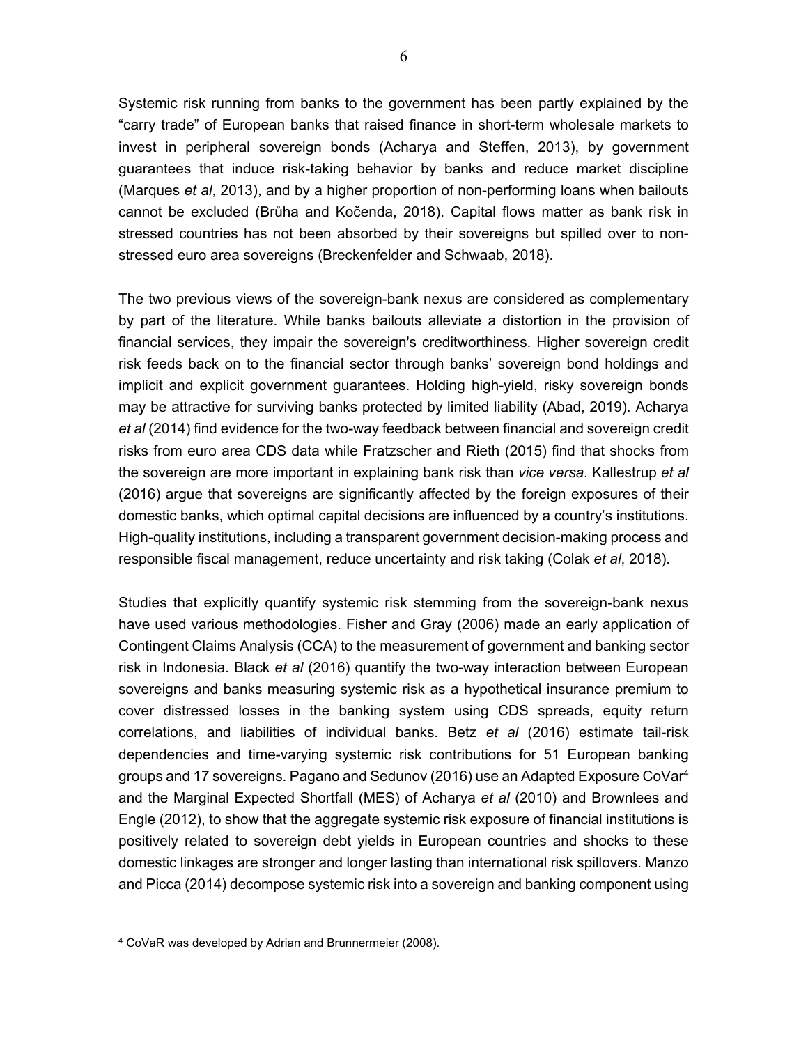Systemic risk running from banks to the government has been partly explained by the "carry trade" of European banks that raised finance in short-term wholesale markets to invest in peripheral sovereign bonds (Acharya and Steffen, 2013), by government guarantees that induce risk-taking behavior by banks and reduce market discipline (Marques *et al*, 2013), and by a higher proportion of non-performing loans when bailouts cannot be excluded (Brůha and Kočenda, 2018). Capital flows matter as bank risk in stressed countries has not been absorbed by their sovereigns but spilled over to non-stressed euro area sovereigns (Breckenfelder and Schwaab, 2018).

The two previous views of the sovereign-bank nexus are considered as complementary by part of the literature. While banks bailouts alleviate a distortion in the provision of financial services, they impair the sovereign's creditworthiness. Higher sovereign credit risk feeds back on to the financial sector through banks' sovereign bond holdings and implicit and explicit government guarantees. Holding high-yield, risky sovereign bonds may be attractive for surviving banks protected by limited liability (Abad, 2019). Acharya *et al* (2014) find evidence for the two-way feedback between financial and sovereign credit risks from euro area CDS data while Fratzscher and Rieth (2015) find that shocks from the sovereign are more important in explaining bank risk than *vice versa*. Kallestrup *et al* (2016) argue that sovereigns are significantly affected by the foreign exposures of their domestic banks, which optimal capital decisions are influenced by a country's institutions. High-quality institutions, including a transparent government decision-making process and responsible fiscal management, reduce uncertainty and risk taking (Colak *et al*, 2018).

Studies that explicitly quantify systemic risk stemming from the sovereign-bank nexus have used various methodologies. Fisher and Gray (2006) made an early application of Contingent Claims Analysis (CCA) to the measurement of government and banking sector risk in Indonesia. Black *et al* (2016) quantify the two-way interaction between European sovereigns and banks measuring systemic risk as a hypothetical insurance premium to cover distressed losses in the banking system using CDS spreads, equity return correlations, and liabilities of individual banks. Betz *et al* (2016) estimate tail-risk dependencies and time-varying systemic risk contributions for 51 European banking groups and 17 sovereigns. Pagano and Sedunov (2016) use an Adapted Exposure CoVar[4] and the Marginal Expected Shortfall (MES) of Acharya *et al* (2010) and Brownlees and Engle (2012), to show that the aggregate systemic risk exposure of financial institutions is positively related to sovereign debt yields in European countries and shocks to these domestic linkages are stronger and longer lasting than international risk spillovers. Manzo and Picca (2014) decompose systemic risk into a sovereign and banking component using

[4] CoVaR was developed by Adrian and Brunnermeier (2008).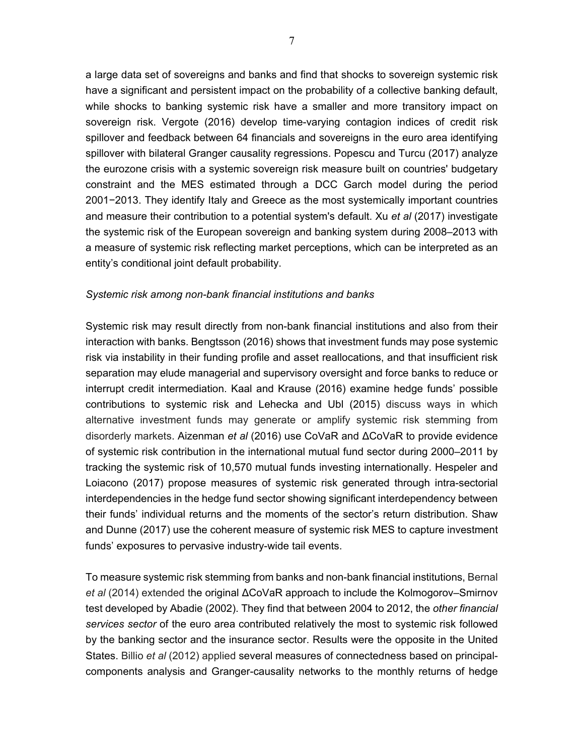a large data set of sovereigns and banks and find that shocks to sovereign systemic risk have a significant and persistent impact on the probability of a collective banking default, while shocks to banking systemic risk have a smaller and more transitory impact on sovereign risk. Vergote (2016) develop time-varying contagion indices of credit risk spillover and feedback between 64 financials and sovereigns in the euro area identifying spillover with bilateral Granger causality regressions. Popescu and Turcu (2017) analyze the eurozone crisis with a systemic sovereign risk measure built on countries' budgetary constraint and the MES estimated through a DCC Garch model during the period 2001−2013. They identify Italy and Greece as the most systemically important countries and measure their contribution to a potential system's default. Xu *et al* (2017) investigate the systemic risk of the European sovereign and banking system during 2008–2013 with a measure of systemic risk reflecting market perceptions, which can be interpreted as an entity's conditional joint default probability.

*Systemic risk among non-bank financial institutions and banks*

Systemic risk may result directly from non-bank financial institutions and also from their interaction with banks. Bengtsson (2016) shows that investment funds may pose systemic risk via instability in their funding profile and asset reallocations, and that insufficient risk separation may elude managerial and supervisory oversight and force banks to reduce or interrupt credit intermediation. Kaal and Krause (2016) examine hedge funds' possible contributions to systemic risk and Lehecka and Ubl (2015) discuss ways in which alternative investment funds may generate or amplify systemic risk stemming from disorderly markets. Aizenman *et al* (2016) use CoVaR and ΔCoVaR to provide evidence of systemic risk contribution in the international mutual fund sector during 2000–2011 by tracking the systemic risk of 10,570 mutual funds investing internationally. Hespeler and Loiacono (2017) propose measures of systemic risk generated through intra-sectorial interdependencies in the hedge fund sector showing significant interdependency between their funds' individual returns and the moments of the sector's return distribution. Shaw and Dunne (2017) use the coherent measure of systemic risk MES to capture investment funds' exposures to pervasive industry-wide tail events.

To measure systemic risk stemming from banks and non-bank financial institutions, Bernal *et al* (2014) extended the original ΔCoVaR approach to include the Kolmogorov–Smirnov test developed by Abadie (2002). They find that between 2004 to 2012, the *other financial services sector* of the euro area contributed relatively the most to systemic risk followed by the banking sector and the insurance sector. Results were the opposite in the United States. Billio *et al* (2012) applied several measures of connectedness based on principal-components analysis and Granger-causality networks to the monthly returns of hedge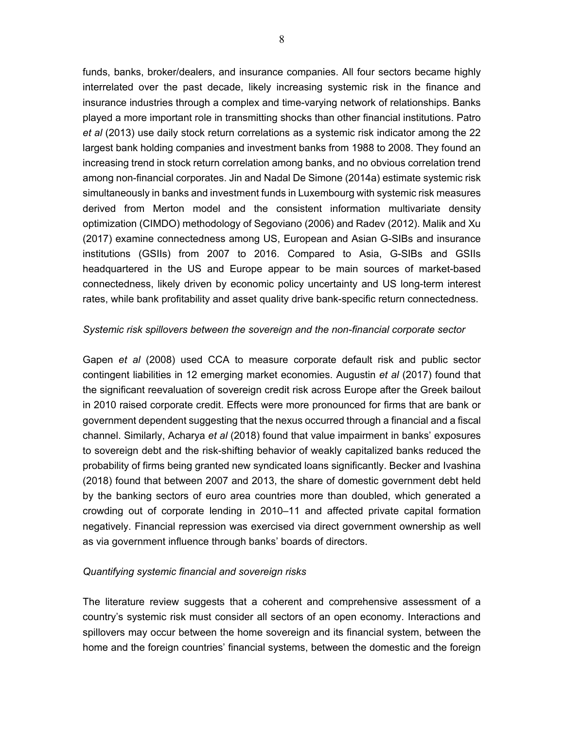funds, banks, broker/dealers, and insurance companies. All four sectors became highly interrelated over the past decade, likely increasing systemic risk in the finance and insurance industries through a complex and time-varying network of relationships. Banks played a more important role in transmitting shocks than other financial institutions. Patro *et al* (2013) use daily stock return correlations as a systemic risk indicator among the 22 largest bank holding companies and investment banks from 1988 to 2008. They found an increasing trend in stock return correlation among banks, and no obvious correlation trend among non-financial corporates. Jin and Nadal De Simone (2014a) estimate systemic risk simultaneously in banks and investment funds in Luxembourg with systemic risk measures derived from Merton model and the consistent information multivariate density optimization (CIMDO) methodology of Segoviano (2006) and Radev (2012). Malik and Xu (2017) examine connectedness among US, European and Asian G-SIBs and insurance institutions (GSIIs) from 2007 to 2016. Compared to Asia, G-SIBs and GSIIs headquartered in the US and Europe appear to be main sources of market-based connectedness, likely driven by economic policy uncertainty and US long-term interest rates, while bank profitability and asset quality drive bank-specific return connectedness.

*Systemic risk spillovers between the sovereign and the non-financial corporate sector*

Gapen *et al* (2008) used CCA to measure corporate default risk and public sector contingent liabilities in 12 emerging market economies. Augustin *et al* (2017) found that the significant reevaluation of sovereign credit risk across Europe after the Greek bailout in 2010 raised corporate credit. Effects were more pronounced for firms that are bank or government dependent suggesting that the nexus occurred through a financial and a fiscal channel. Similarly, Acharya *et al* (2018) found that value impairment in banks' exposures to sovereign debt and the risk-shifting behavior of weakly capitalized banks reduced the probability of firms being granted new syndicated loans significantly. Becker and Ivashina (2018) found that between 2007 and 2013, the share of domestic government debt held by the banking sectors of euro area countries more than doubled, which generated a crowding out of corporate lending in 2010–11 and affected private capital formation negatively. Financial repression was exercised via direct government ownership as well as via government influence through banks' boards of directors.

*Quantifying systemic financial and sovereign risks*

The literature review suggests that a coherent and comprehensive assessment of a country's systemic risk must consider all sectors of an open economy. Interactions and spillovers may occur between the home sovereign and its financial system, between the home and the foreign countries' financial systems, between the domestic and the foreign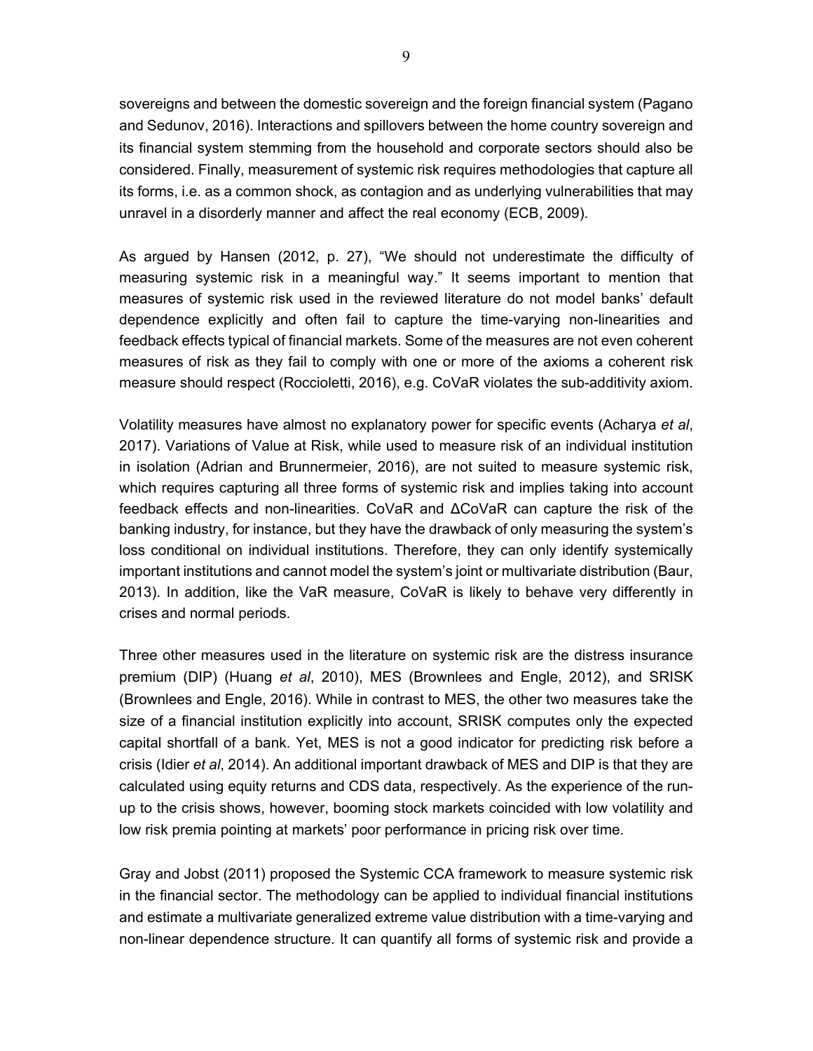sovereigns and between the domestic sovereign and the foreign financial system (Pagano and Sedunov, 2016). Interactions and spillovers between the home country sovereign and its financial system stemming from the household and corporate sectors should also be considered. Finally, measurement of systemic risk requires methodologies that capture all its forms, i.e. as a common shock, as contagion and as underlying vulnerabilities that may unravel in a disorderly manner and affect the real economy (ECB, 2009).

As argued by Hansen (2012, p. 27), "We should not underestimate the difficulty of measuring systemic risk in a meaningful way." It seems important to mention that measures of systemic risk used in the reviewed literature do not model banks' default dependence explicitly and often fail to capture the time-varying non-linearities and feedback effects typical of financial markets. Some of the measures are not even coherent measures of risk as they fail to comply with one or more of the axioms a coherent risk measure should respect (Roccioletti, 2016), e.g. CoVaR violates the sub-additivity axiom.

Volatility measures have almost no explanatory power for specific events (Acharya *et al*, 2017). Variations of Value at Risk, while used to measure risk of an individual institution in isolation (Adrian and Brunnermeier, 2016), are not suited to measure systemic risk, which requires capturing all three forms of systemic risk and implies taking into account feedback effects and non-linearities. CoVaR and ΔCoVaR can capture the risk of the banking industry, for instance, but they have the drawback of only measuring the system's loss conditional on individual institutions. Therefore, they can only identify systemically important institutions and cannot model the system's joint or multivariate distribution (Baur, 2013). In addition, like the VaR measure, CoVaR is likely to behave very differently in crises and normal periods.

Three other measures used in the literature on systemic risk are the distress insurance premium (DIP) (Huang *et al*, 2010), MES (Brownlees and Engle, 2012), and SRISK (Brownlees and Engle, 2016). While in contrast to MES, the other two measures take the size of a financial institution explicitly into account, SRISK computes only the expected capital shortfall of a bank. Yet, MES is not a good indicator for predicting risk before a crisis (Idier *et al*, 2014). An additional important drawback of MES and DIP is that they are calculated using equity returns and CDS data, respectively. As the experience of the run-up to the crisis shows, however, booming stock markets coincided with low volatility and low risk premia pointing at markets' poor performance in pricing risk over time.

Gray and Jobst (2011) proposed the Systemic CCA framework to measure systemic risk in the financial sector. The methodology can be applied to individual financial institutions and estimate a multivariate generalized extreme value distribution with a time-varying and non-linear dependence structure. It can quantify all forms of systemic risk and provide a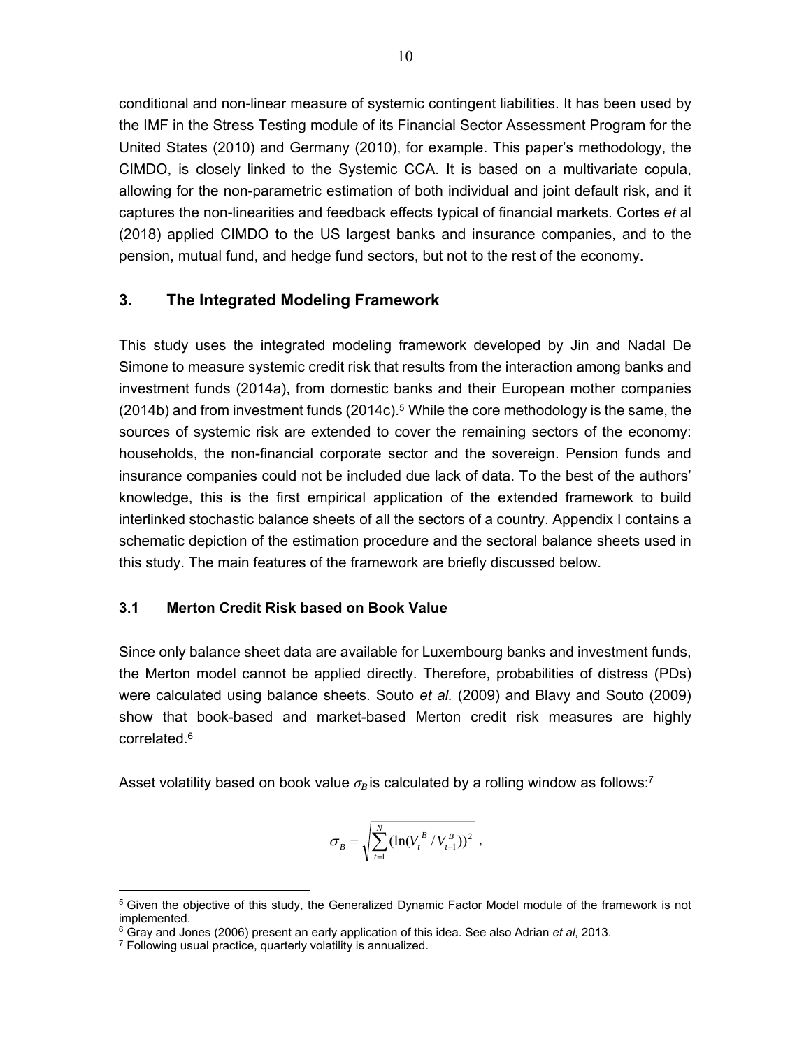conditional and non-linear measure of systemic contingent liabilities. It has been used by the IMF in the Stress Testing module of its Financial Sector Assessment Program for the United States (2010) and Germany (2010), for example. This paper's methodology, the CIMDO, is closely linked to the Systemic CCA. It is based on a multivariate copula, allowing for the non-parametric estimation of both individual and joint default risk, and it captures the non-linearities and feedback effects typical of financial markets. Cortes *et* al (2018) applied CIMDO to the US largest banks and insurance companies, and to the pension, mutual fund, and hedge fund sectors, but not to the rest of the economy.

## 3. The Integrated Modeling Framework

This study uses the integrated modeling framework developed by Jin and Nadal De Simone to measure systemic credit risk that results from the interaction among banks and investment funds (2014a), from domestic banks and their European mother companies (2014b) and from investment funds (2014c).[5] While the core methodology is the same, the sources of systemic risk are extended to cover the remaining sectors of the economy: households, the non-financial corporate sector and the sovereign. Pension funds and insurance companies could not be included due lack of data. To the best of the authors' knowledge, this is the first empirical application of the extended framework to build interlinked stochastic balance sheets of all the sectors of a country. Appendix I contains a schematic depiction of the estimation procedure and the sectoral balance sheets used in this study. The main features of the framework are briefly discussed below.

### 3.1 Merton Credit Risk based on Book Value

Since only balance sheet data are available for Luxembourg banks and investment funds, the Merton model cannot be applied directly. Therefore, probabilities of distress (PDs) were calculated using balance sheets. Souto *et al.* (2009) and Blavy and Souto (2009) show that book-based and market-based Merton credit risk measures are highly correlated.[6]

Asset volatility based on book value $\sigma_B$ is calculated by a rolling window as follows:[7]

$$\sigma_B = \sqrt{\sum_{t=1}^{N} (\ln(V_t^B / V_{t-1}^B))^2} \ ,$$

---

[5] Given the objective of this study, the Generalized Dynamic Factor Model module of the framework is not implemented.

[6] Gray and Jones (2006) present an early application of this idea. See also Adrian *et al*, 2013.

[7] Following usual practice, quarterly volatility is annualized.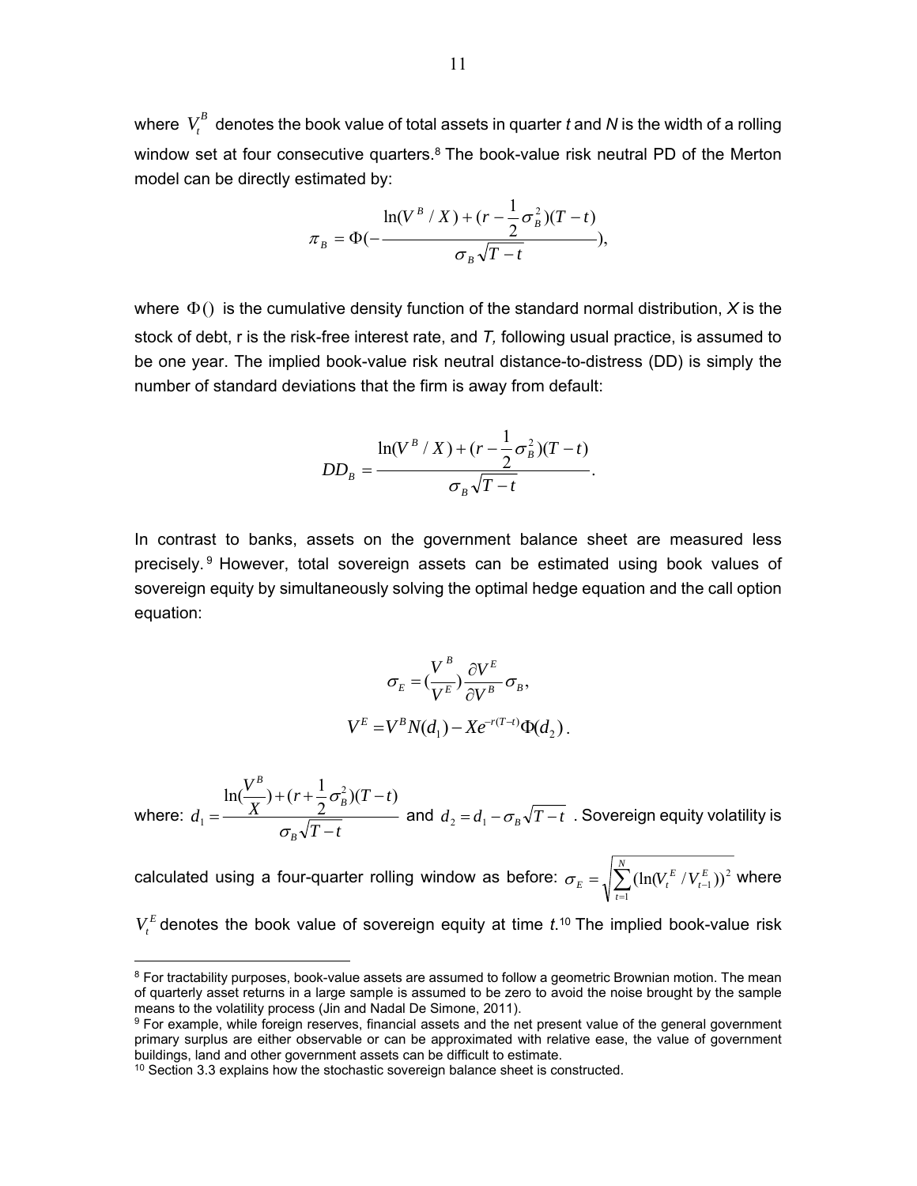where $V_t^B$ denotes the book value of total assets in quarter *t* and *N* is the width of a rolling window set at four consecutive quarters.[8] The book-value risk neutral PD of the Merton model can be directly estimated by:

$$\pi_B = \Phi(-\frac{\ln(V^B / X) + (r - \frac{1}{2}\sigma_B^2)(T-t)}{\sigma_B \sqrt{T-t}}),$$

where $\Phi()$ is the cumulative density function of the standard normal distribution, *X* is the stock of debt, r is the risk-free interest rate, and *T,* following usual practice, is assumed to be one year. The implied book-value risk neutral distance-to-distress (DD) is simply the number of standard deviations that the firm is away from default:

$$DD_B = \frac{\ln(V^B / X) + (r - \frac{1}{2}\sigma_B^2)(T-t)}{\sigma_B \sqrt{T-t}}.$$

In contrast to banks, assets on the government balance sheet are measured less precisely.[9] However, total sovereign assets can be estimated using book values of sovereign equity by simultaneously solving the optimal hedge equation and the call option equation:

$$\sigma_E = (\frac{V^B}{V^E}) \frac{\partial V^E}{\partial V^B} \sigma_B,$$

$$V^E = V^B N(d_1) - X e^{-r(T-t)} \Phi(d_2).$$

where: $d_1 = \frac{\ln(\frac{V^B}{X}) + (r + \frac{1}{2}\sigma_B^2)(T-t)}{\sigma_B \sqrt{T-t}}$ and $d_2 = d_1 - \sigma_B \sqrt{T-t}$ . Sovereign equity volatility is calculated using a four-quarter rolling window as before: $\sigma_E = \sqrt{\sum_{t=1}^{N} (\ln(V_t^E / V_{t-1}^E))^2}$ where $V_t^E$ denotes the book value of sovereign equity at time *t*.[10] The implied book-value risk

---

[8] For tractability purposes, book-value assets are assumed to follow a geometric Brownian motion. The mean of quarterly asset returns in a large sample is assumed to be zero to avoid the noise brought by the sample means to the volatility process (Jin and Nadal De Simone, 2011).

[9] For example, while foreign reserves, financial assets and the net present value of the general government primary surplus are either observable or can be approximated with relative ease, the value of government buildings, land and other government assets can be difficult to estimate.

[10] Section 3.3 explains how the stochastic sovereign balance sheet is constructed.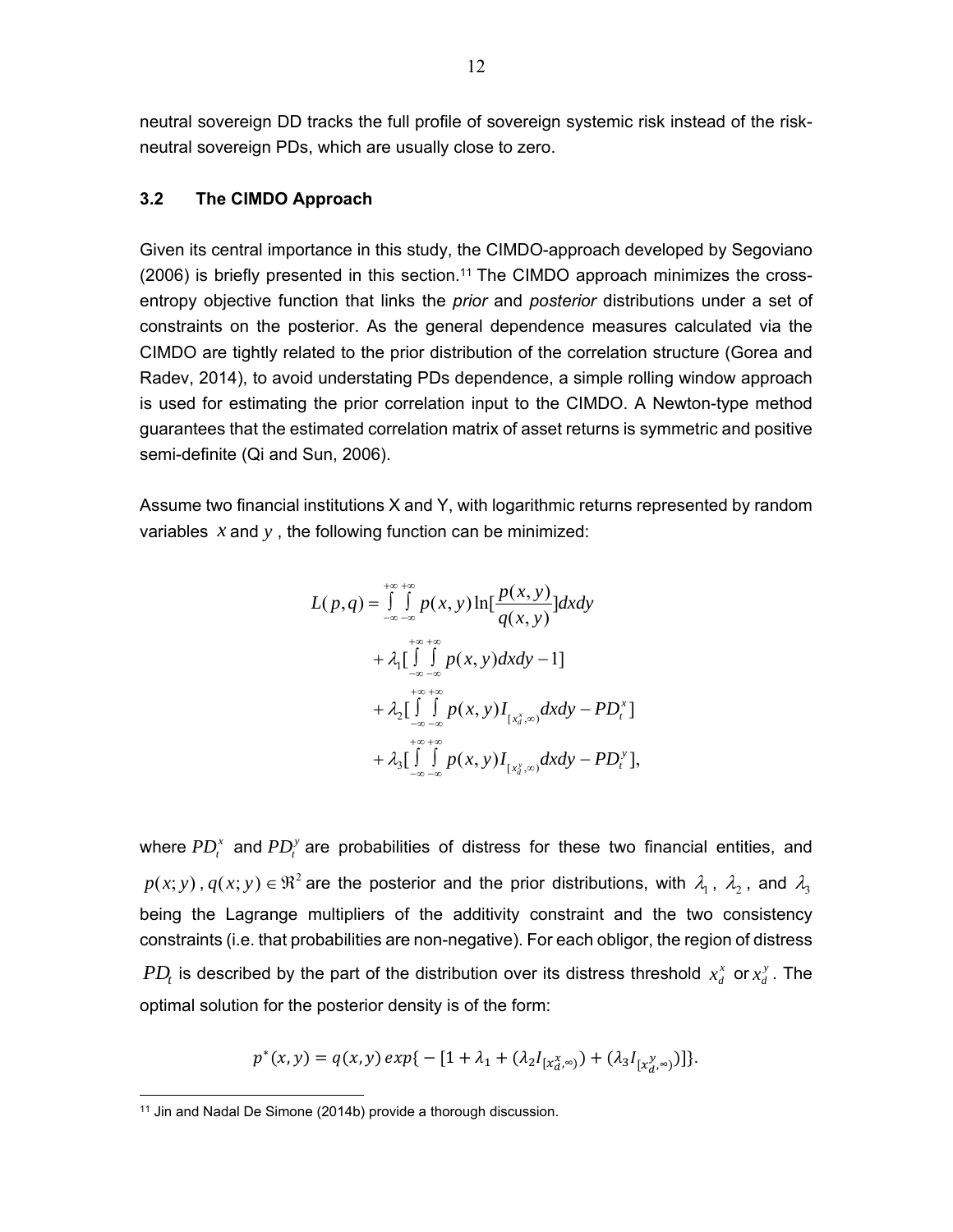neutral sovereign DD tracks the full profile of sovereign systemic risk instead of the risk-neutral sovereign PDs, which are usually close to zero.

### 3.2 The CIMDO Approach

Given its central importance in this study, the CIMDO-approach developed by Segoviano (2006) is briefly presented in this section.[11] The CIMDO approach minimizes the cross-entropy objective function that links the *prior* and *posterior* distributions under a set of constraints on the posterior. As the general dependence measures calculated via the CIMDO are tightly related to the prior distribution of the correlation structure (Gorea and Radev, 2014), to avoid understating PDs dependence, a simple rolling window approach is used for estimating the prior correlation input to the CIMDO. A Newton-type method guarantees that the estimated correlation matrix of asset returns is symmetric and positive semi-definite (Qi and Sun, 2006).

Assume two financial institutions X and Y, with logarithmic returns represented by random variables $x$ and $y$, the following function can be minimized:

$$
\begin{aligned}
L(p,q) = & \int_{-\infty}^{+\infty}\int_{-\infty}^{+\infty} p(x,y)\ln[\frac{p(x,y)}{q(x,y)}]dxdy \\
& + \lambda_1[\int_{-\infty}^{+\infty}\int_{-\infty}^{+\infty} p(x,y)dxdy - 1] \\
& + \lambda_2[\int_{-\infty}^{+\infty}\int_{-\infty}^{+\infty} p(x,y)I_{[x_d^x,\infty)}dxdy - PD_t^x] \\
& + \lambda_3[\int_{-\infty}^{+\infty}\int_{-\infty}^{+\infty} p(x,y)I_{[x_d^y,\infty)}dxdy - PD_t^y],
\end{aligned}
$$

where $PD_t^x$ and $PD_t^y$ are probabilities of distress for these two financial entities, and $p(x;y)$, $q(x;y) \in \Re^2$ are the posterior and the prior distributions, with $\lambda_1$, $\lambda_2$, and $\lambda_3$ being the Lagrange multipliers of the additivity constraint and the two consistency constraints (i.e. that probabilities are non-negative). For each obligor, the region of distress $PD_t$ is described by the part of the distribution over its distress threshold $x_d^x$ or $x_d^y$. The optimal solution for the posterior density is of the form:

$$
p^*(x,y) = q(x,y)\, exp\{-[1 + \lambda_1 + (\lambda_2 I_{[x_d^x,\infty)}) + (\lambda_3 I_{[x_d^y,\infty)})]\}.
$$

[11] Jin and Nadal De Simone (2014b) provide a thorough discussion.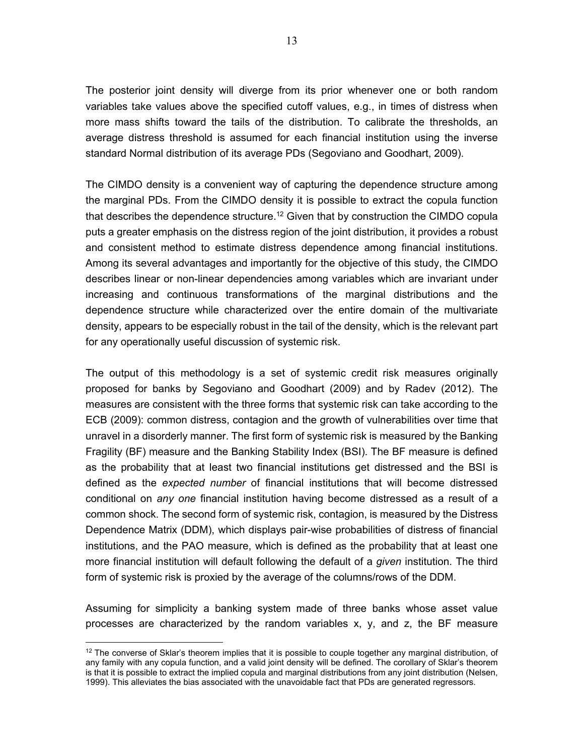The posterior joint density will diverge from its prior whenever one or both random variables take values above the specified cutoff values, e.g., in times of distress when more mass shifts toward the tails of the distribution. To calibrate the thresholds, an average distress threshold is assumed for each financial institution using the inverse standard Normal distribution of its average PDs (Segoviano and Goodhart, 2009).

The CIMDO density is a convenient way of capturing the dependence structure among the marginal PDs. From the CIMDO density it is possible to extract the copula function that describes the dependence structure.[12] Given that by construction the CIMDO copula puts a greater emphasis on the distress region of the joint distribution, it provides a robust and consistent method to estimate distress dependence among financial institutions. Among its several advantages and importantly for the objective of this study, the CIMDO describes linear or non-linear dependencies among variables which are invariant under increasing and continuous transformations of the marginal distributions and the dependence structure while characterized over the entire domain of the multivariate density, appears to be especially robust in the tail of the density, which is the relevant part for any operationally useful discussion of systemic risk.

The output of this methodology is a set of systemic credit risk measures originally proposed for banks by Segoviano and Goodhart (2009) and by Radev (2012). The measures are consistent with the three forms that systemic risk can take according to the ECB (2009): common distress, contagion and the growth of vulnerabilities over time that unravel in a disorderly manner. The first form of systemic risk is measured by the Banking Fragility (BF) measure and the Banking Stability Index (BSI). The BF measure is defined as the probability that at least two financial institutions get distressed and the BSI is defined as the *expected number* of financial institutions that will become distressed conditional on *any one* financial institution having become distressed as a result of a common shock. The second form of systemic risk, contagion, is measured by the Distress Dependence Matrix (DDM), which displays pair-wise probabilities of distress of financial institutions, and the PAO measure, which is defined as the probability that at least one more financial institution will default following the default of a *given* institution. The third form of systemic risk is proxied by the average of the columns/rows of the DDM.

Assuming for simplicity a banking system made of three banks whose asset value processes are characterized by the random variables x, y, and z, the BF measure

---

[12] The converse of Sklar's theorem implies that it is possible to couple together any marginal distribution, of any family with any copula function, and a valid joint density will be defined. The corollary of Sklar's theorem is that it is possible to extract the implied copula and marginal distributions from any joint distribution (Nelsen, 1999). This alleviates the bias associated with the unavoidable fact that PDs are generated regressors.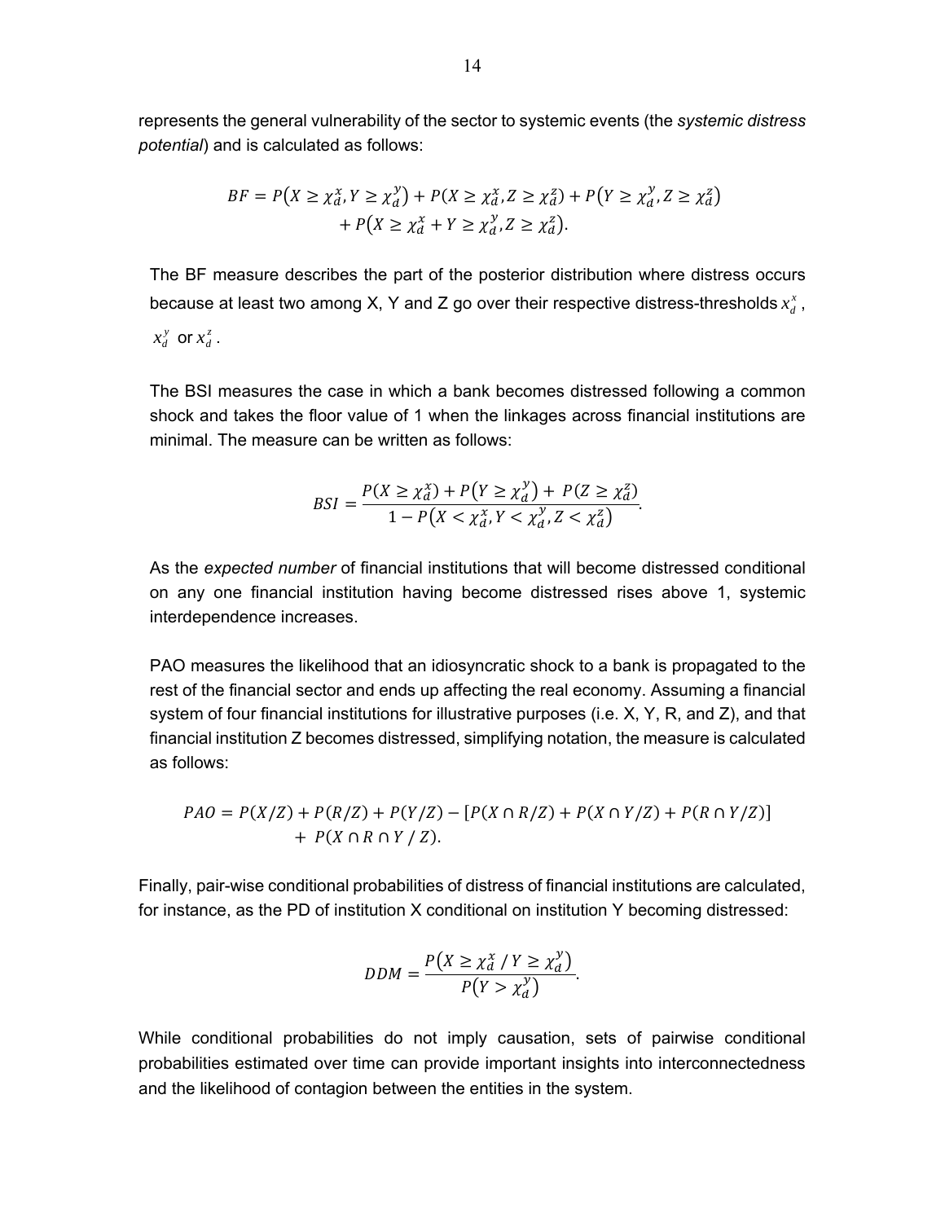represents the general vulnerability of the sector to systemic events (the *systemic distress potential*) and is calculated as follows:

$$BF = P\left(X \geq \chi_d^x, Y \geq \chi_d^y\right) + P(X \geq \chi_d^x, Z \geq \chi_d^z) + P\left(Y \geq \chi_d^y, Z \geq \chi_d^z\right) + P\left(X \geq \chi_d^x + Y \geq \chi_d^y, Z \geq \chi_d^z\right).$$

The BF measure describes the part of the posterior distribution where distress occurs because at least two among X, Y and Z go over their respective distress-thresholds $x_d^x$, $x_d^y$ or $x_d^z$.

The BSI measures the case in which a bank becomes distressed following a common shock and takes the floor value of 1 when the linkages across financial institutions are minimal. The measure can be written as follows:

$$BSI = \frac{P(X \geq \chi_d^x) + P\left(Y \geq \chi_d^y\right) + P(Z \geq \chi_d^z)}{1 - P\left(X < \chi_d^x, Y < \chi_d^y, Z < \chi_d^z\right)}.$$

As the *expected number* of financial institutions that will become distressed conditional on any one financial institution having become distressed rises above 1, systemic interdependence increases.

PAO measures the likelihood that an idiosyncratic shock to a bank is propagated to the rest of the financial sector and ends up affecting the real economy. Assuming a financial system of four financial institutions for illustrative purposes (i.e. X, Y, R, and Z), and that financial institution Z becomes distressed, simplifying notation, the measure is calculated as follows:

$$PAO = P(X/Z) + P(R/Z) + P(Y/Z) - [P(X \cap R/Z) + P(X \cap Y/Z) + P(R \cap Y/Z)] + P(X \cap R \cap Y \,/\, Z).$$

Finally, pair-wise conditional probabilities of distress of financial institutions are calculated, for instance, as the PD of institution X conditional on institution Y becoming distressed:

$$DDM = \frac{P\left(X \geq \chi_d^x \,/\, Y \geq \chi_d^y\right)}{P\left(Y > \chi_d^y\right)}.$$

While conditional probabilities do not imply causation, sets of pairwise conditional probabilities estimated over time can provide important insights into interconnectedness and the likelihood of contagion between the entities in the system.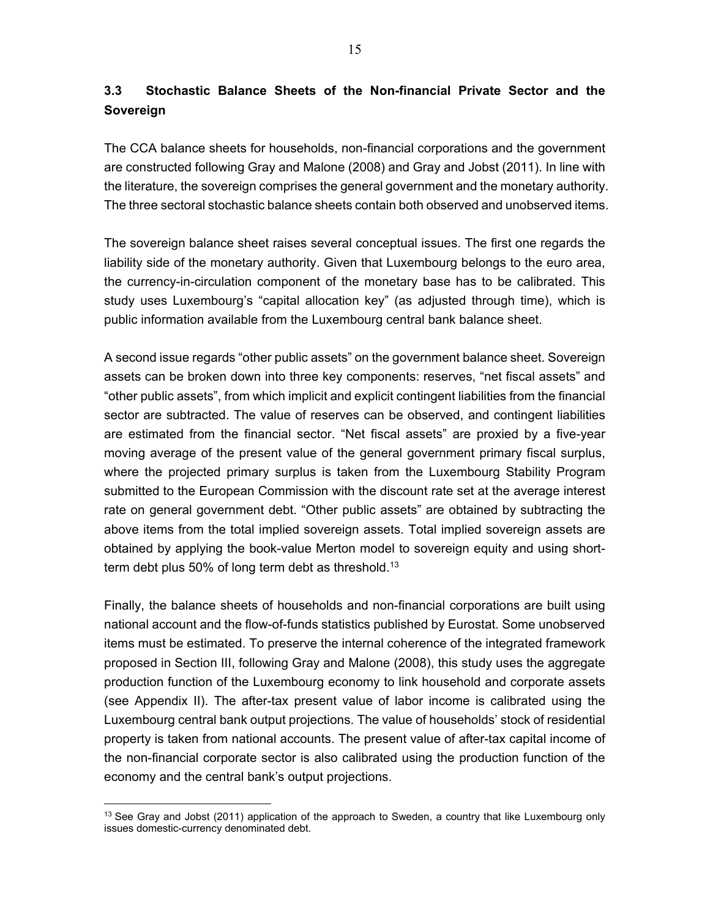### 3.3 Stochastic Balance Sheets of the Non-financial Private Sector and the Sovereign

The CCA balance sheets for households, non-financial corporations and the government are constructed following Gray and Malone (2008) and Gray and Jobst (2011). In line with the literature, the sovereign comprises the general government and the monetary authority. The three sectoral stochastic balance sheets contain both observed and unobserved items.

The sovereign balance sheet raises several conceptual issues. The first one regards the liability side of the monetary authority. Given that Luxembourg belongs to the euro area, the currency-in-circulation component of the monetary base has to be calibrated. This study uses Luxembourg's "capital allocation key" (as adjusted through time), which is public information available from the Luxembourg central bank balance sheet.

A second issue regards "other public assets" on the government balance sheet. Sovereign assets can be broken down into three key components: reserves, "net fiscal assets" and "other public assets", from which implicit and explicit contingent liabilities from the financial sector are subtracted. The value of reserves can be observed, and contingent liabilities are estimated from the financial sector. "Net fiscal assets" are proxied by a five-year moving average of the present value of the general government primary fiscal surplus, where the projected primary surplus is taken from the Luxembourg Stability Program submitted to the European Commission with the discount rate set at the average interest rate on general government debt. "Other public assets" are obtained by subtracting the above items from the total implied sovereign assets. Total implied sovereign assets are obtained by applying the book-value Merton model to sovereign equity and using short-term debt plus 50% of long term debt as threshold.[13]

Finally, the balance sheets of households and non-financial corporations are built using national account and the flow-of-funds statistics published by Eurostat. Some unobserved items must be estimated. To preserve the internal coherence of the integrated framework proposed in Section III, following Gray and Malone (2008), this study uses the aggregate production function of the Luxembourg economy to link household and corporate assets (see Appendix II). The after-tax present value of labor income is calibrated using the Luxembourg central bank output projections. The value of households' stock of residential property is taken from national accounts. The present value of after-tax capital income of the non-financial corporate sector is also calibrated using the production function of the economy and the central bank's output projections.

[13] See Gray and Jobst (2011) application of the approach to Sweden, a country that like Luxembourg only issues domestic-currency denominated debt.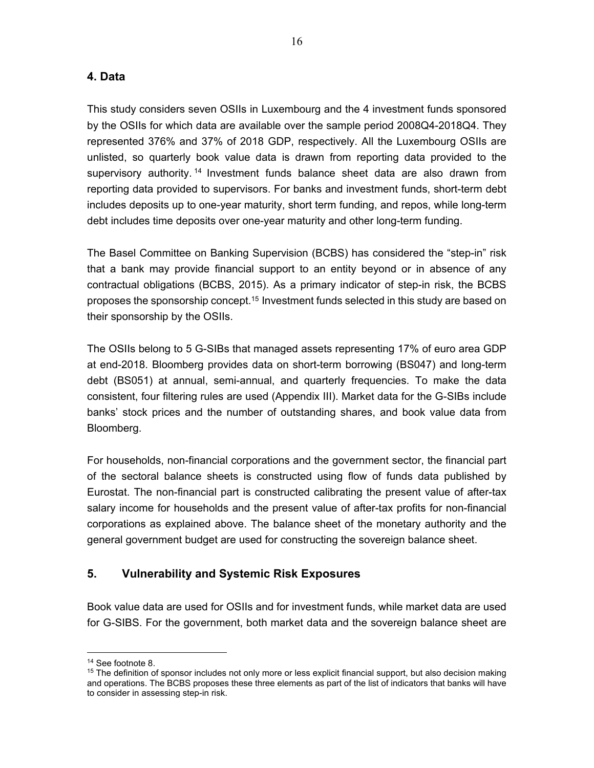## 4. Data

This study considers seven OSIIs in Luxembourg and the 4 investment funds sponsored by the OSIIs for which data are available over the sample period 2008Q4-2018Q4. They represented 376% and 37% of 2018 GDP, respectively. All the Luxembourg OSIIs are unlisted, so quarterly book value data is drawn from reporting data provided to the supervisory authority.[14] Investment funds balance sheet data are also drawn from reporting data provided to supervisors. For banks and investment funds, short-term debt includes deposits up to one-year maturity, short term funding, and repos, while long-term debt includes time deposits over one-year maturity and other long-term funding.

The Basel Committee on Banking Supervision (BCBS) has considered the "step-in" risk that a bank may provide financial support to an entity beyond or in absence of any contractual obligations (BCBS, 2015). As a primary indicator of step-in risk, the BCBS proposes the sponsorship concept.[15] Investment funds selected in this study are based on their sponsorship by the OSIIs.

The OSIIs belong to 5 G-SIBs that managed assets representing 17% of euro area GDP at end-2018. Bloomberg provides data on short-term borrowing (BS047) and long-term debt (BS051) at annual, semi-annual, and quarterly frequencies. To make the data consistent, four filtering rules are used (Appendix III). Market data for the G-SIBs include banks' stock prices and the number of outstanding shares, and book value data from Bloomberg.

For households, non-financial corporations and the government sector, the financial part of the sectoral balance sheets is constructed using flow of funds data published by Eurostat. The non-financial part is constructed calibrating the present value of after-tax salary income for households and the present value of after-tax profits for non-financial corporations as explained above. The balance sheet of the monetary authority and the general government budget are used for constructing the sovereign balance sheet.

## 5. Vulnerability and Systemic Risk Exposures

Book value data are used for OSIIs and for investment funds, while market data are used for G-SIBS. For the government, both market data and the sovereign balance sheet are

---

[14] See footnote 8.

[15] The definition of sponsor includes not only more or less explicit financial support, but also decision making and operations. The BCBS proposes these three elements as part of the list of indicators that banks will have to consider in assessing step-in risk.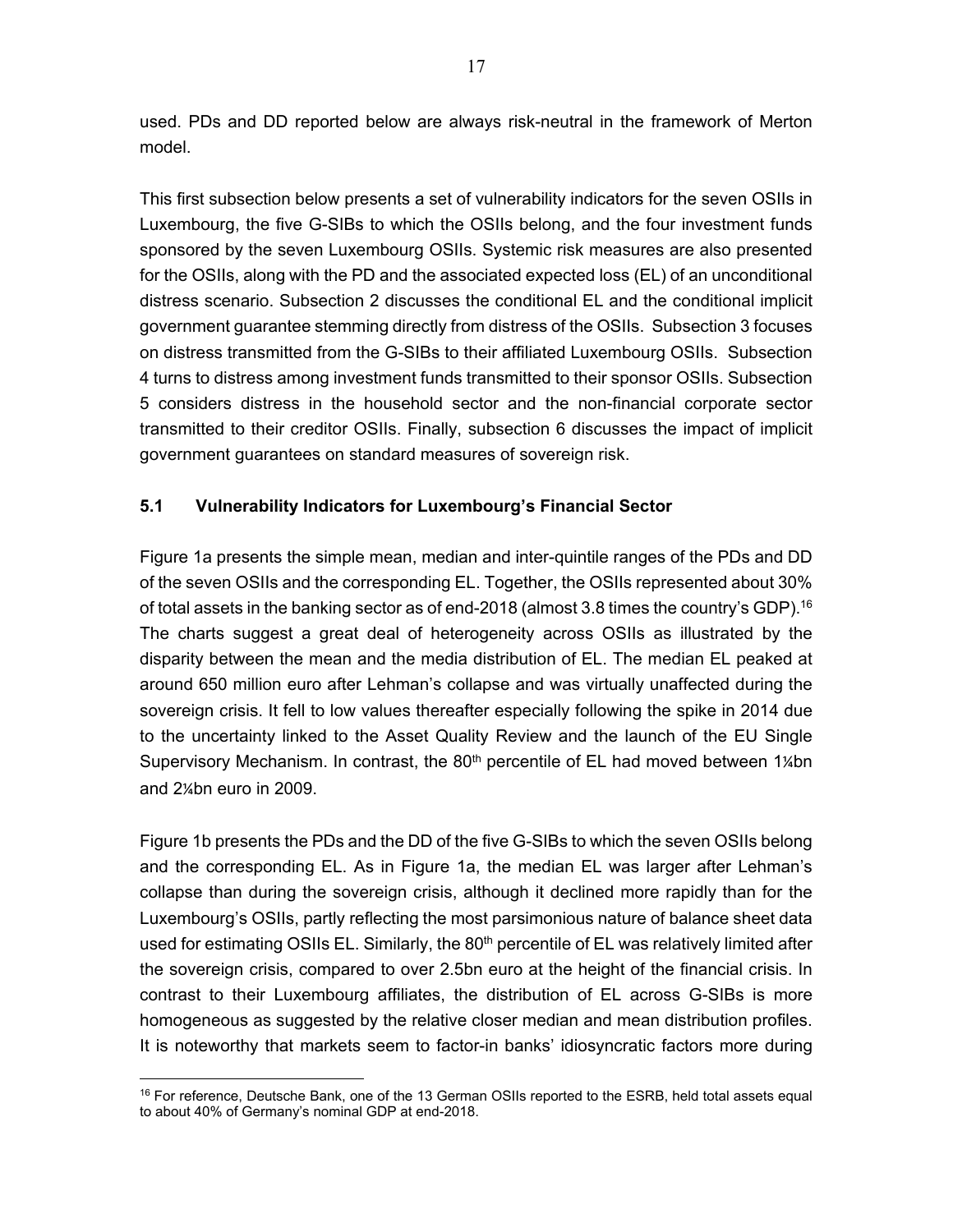used. PDs and DD reported below are always risk-neutral in the framework of Merton model.

This first subsection below presents a set of vulnerability indicators for the seven OSIIs in Luxembourg, the five G-SIBs to which the OSIIs belong, and the four investment funds sponsored by the seven Luxembourg OSIIs. Systemic risk measures are also presented for the OSIIs, along with the PD and the associated expected loss (EL) of an unconditional distress scenario. Subsection 2 discusses the conditional EL and the conditional implicit government guarantee stemming directly from distress of the OSIIs. Subsection 3 focuses on distress transmitted from the G-SIBs to their affiliated Luxembourg OSIIs. Subsection 4 turns to distress among investment funds transmitted to their sponsor OSIIs. Subsection 5 considers distress in the household sector and the non-financial corporate sector transmitted to their creditor OSIIs. Finally, subsection 6 discusses the impact of implicit government guarantees on standard measures of sovereign risk.

## 5.1 Vulnerability Indicators for Luxembourg's Financial Sector

Figure 1a presents the simple mean, median and inter-quintile ranges of the PDs and DD of the seven OSIIs and the corresponding EL. Together, the OSIIs represented about 30% of total assets in the banking sector as of end-2018 (almost 3.8 times the country's GDP).[16] The charts suggest a great deal of heterogeneity across OSIIs as illustrated by the disparity between the mean and the media distribution of EL. The median EL peaked at around 650 million euro after Lehman's collapse and was virtually unaffected during the sovereign crisis. It fell to low values thereafter especially following the spike in 2014 due to the uncertainty linked to the Asset Quality Review and the launch of the EU Single Supervisory Mechanism. In contrast, the 80[th] percentile of EL had moved between 1¼bn and 2¼bn euro in 2009.

Figure 1b presents the PDs and the DD of the five G-SIBs to which the seven OSIIs belong and the corresponding EL. As in Figure 1a, the median EL was larger after Lehman's collapse than during the sovereign crisis, although it declined more rapidly than for the Luxembourg's OSIIs, partly reflecting the most parsimonious nature of balance sheet data used for estimating OSIIs EL. Similarly, the 80[th] percentile of EL was relatively limited after the sovereign crisis, compared to over 2.5bn euro at the height of the financial crisis. In contrast to their Luxembourg affiliates, the distribution of EL across G-SIBs is more homogeneous as suggested by the relative closer median and mean distribution profiles. It is noteworthy that markets seem to factor-in banks' idiosyncratic factors more during

[16] For reference, Deutsche Bank, one of the 13 German OSIIs reported to the ESRB, held total assets equal to about 40% of Germany's nominal GDP at end-2018.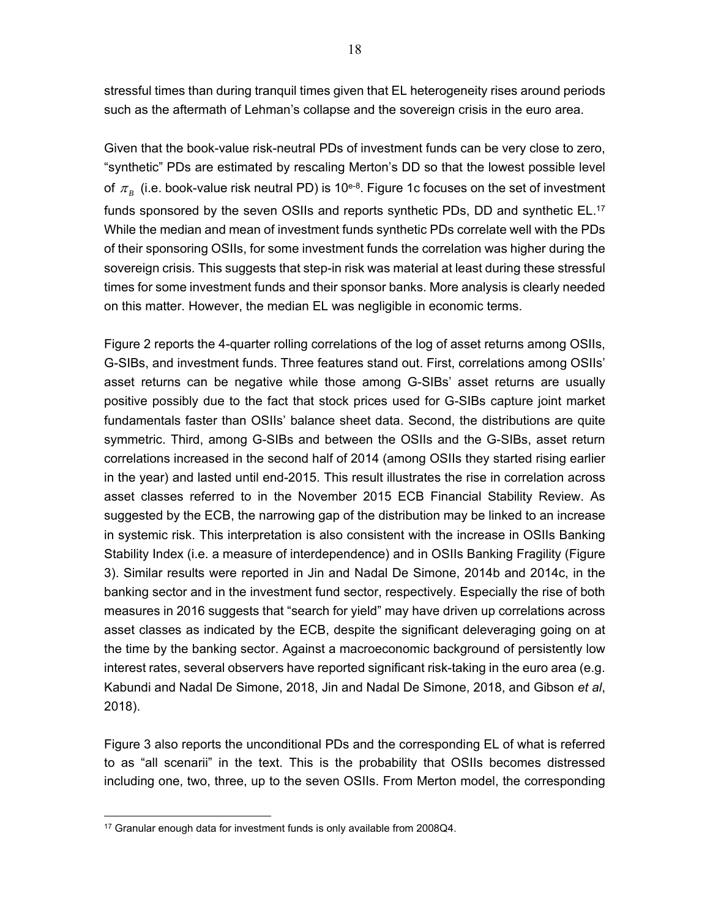stressful times than during tranquil times given that EL heterogeneity rises around periods such as the aftermath of Lehman's collapse and the sovereign crisis in the euro area.

Given that the book-value risk-neutral PDs of investment funds can be very close to zero, "synthetic" PDs are estimated by rescaling Merton's DD so that the lowest possible level of $\pi_B$ (i.e. book-value risk neutral PD) is $10^{e-8}$. Figure 1c focuses on the set of investment funds sponsored by the seven OSIIs and reports synthetic PDs, DD and synthetic EL.[17] While the median and mean of investment funds synthetic PDs correlate well with the PDs of their sponsoring OSIIs, for some investment funds the correlation was higher during the sovereign crisis. This suggests that step-in risk was material at least during these stressful times for some investment funds and their sponsor banks. More analysis is clearly needed on this matter. However, the median EL was negligible in economic terms.

Figure 2 reports the 4-quarter rolling correlations of the log of asset returns among OSIIs, G-SIBs, and investment funds. Three features stand out. First, correlations among OSIIs' asset returns can be negative while those among G-SIBs' asset returns are usually positive possibly due to the fact that stock prices used for G-SIBs capture joint market fundamentals faster than OSIIs' balance sheet data. Second, the distributions are quite symmetric. Third, among G-SIBs and between the OSIIs and the G-SIBs, asset return correlations increased in the second half of 2014 (among OSIIs they started rising earlier in the year) and lasted until end-2015. This result illustrates the rise in correlation across asset classes referred to in the November 2015 ECB Financial Stability Review. As suggested by the ECB, the narrowing gap of the distribution may be linked to an increase in systemic risk. This interpretation is also consistent with the increase in OSIIs Banking Stability Index (i.e. a measure of interdependence) and in OSIIs Banking Fragility (Figure 3). Similar results were reported in Jin and Nadal De Simone, 2014b and 2014c, in the banking sector and in the investment fund sector, respectively. Especially the rise of both measures in 2016 suggests that "search for yield" may have driven up correlations across asset classes as indicated by the ECB, despite the significant deleveraging going on at the time by the banking sector. Against a macroeconomic background of persistently low interest rates, several observers have reported significant risk-taking in the euro area (e.g. Kabundi and Nadal De Simone, 2018, Jin and Nadal De Simone, 2018, and Gibson *et al*, 2018).

Figure 3 also reports the unconditional PDs and the corresponding EL of what is referred to as "all scenarii" in the text. This is the probability that OSIIs becomes distressed including one, two, three, up to the seven OSIIs. From Merton model, the corresponding

[17] Granular enough data for investment funds is only available from 2008Q4.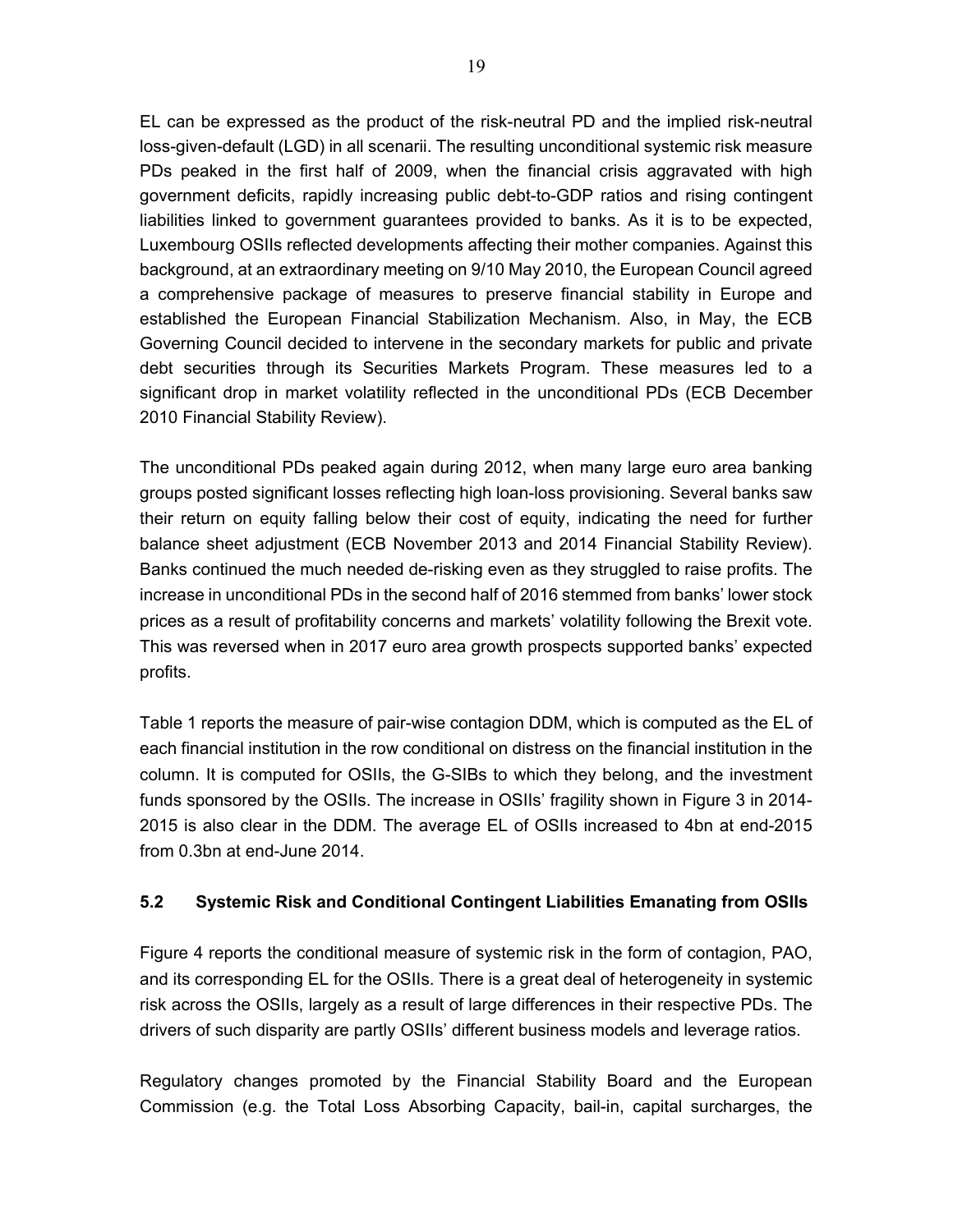EL can be expressed as the product of the risk-neutral PD and the implied risk-neutral loss-given-default (LGD) in all scenarii. The resulting unconditional systemic risk measure PDs peaked in the first half of 2009, when the financial crisis aggravated with high government deficits, rapidly increasing public debt-to-GDP ratios and rising contingent liabilities linked to government guarantees provided to banks. As it is to be expected, Luxembourg OSIIs reflected developments affecting their mother companies. Against this background, at an extraordinary meeting on 9/10 May 2010, the European Council agreed a comprehensive package of measures to preserve financial stability in Europe and established the European Financial Stabilization Mechanism. Also, in May, the ECB Governing Council decided to intervene in the secondary markets for public and private debt securities through its Securities Markets Program. These measures led to a significant drop in market volatility reflected in the unconditional PDs (ECB December 2010 Financial Stability Review).

The unconditional PDs peaked again during 2012, when many large euro area banking groups posted significant losses reflecting high loan-loss provisioning. Several banks saw their return on equity falling below their cost of equity, indicating the need for further balance sheet adjustment (ECB November 2013 and 2014 Financial Stability Review). Banks continued the much needed de-risking even as they struggled to raise profits. The increase in unconditional PDs in the second half of 2016 stemmed from banks' lower stock prices as a result of profitability concerns and markets' volatility following the Brexit vote. This was reversed when in 2017 euro area growth prospects supported banks' expected profits.

Table 1 reports the measure of pair-wise contagion DDM, which is computed as the EL of each financial institution in the row conditional on distress on the financial institution in the column. It is computed for OSIIs, the G-SIBs to which they belong, and the investment funds sponsored by the OSIIs. The increase in OSIIs' fragility shown in Figure 3 in 2014-2015 is also clear in the DDM. The average EL of OSIIs increased to 4bn at end-2015 from 0.3bn at end-June 2014.

### 5.2 Systemic Risk and Conditional Contingent Liabilities Emanating from OSIIs

Figure 4 reports the conditional measure of systemic risk in the form of contagion, PAO, and its corresponding EL for the OSIIs. There is a great deal of heterogeneity in systemic risk across the OSIIs, largely as a result of large differences in their respective PDs. The drivers of such disparity are partly OSIIs' different business models and leverage ratios.

Regulatory changes promoted by the Financial Stability Board and the European Commission (e.g. the Total Loss Absorbing Capacity, bail-in, capital surcharges, the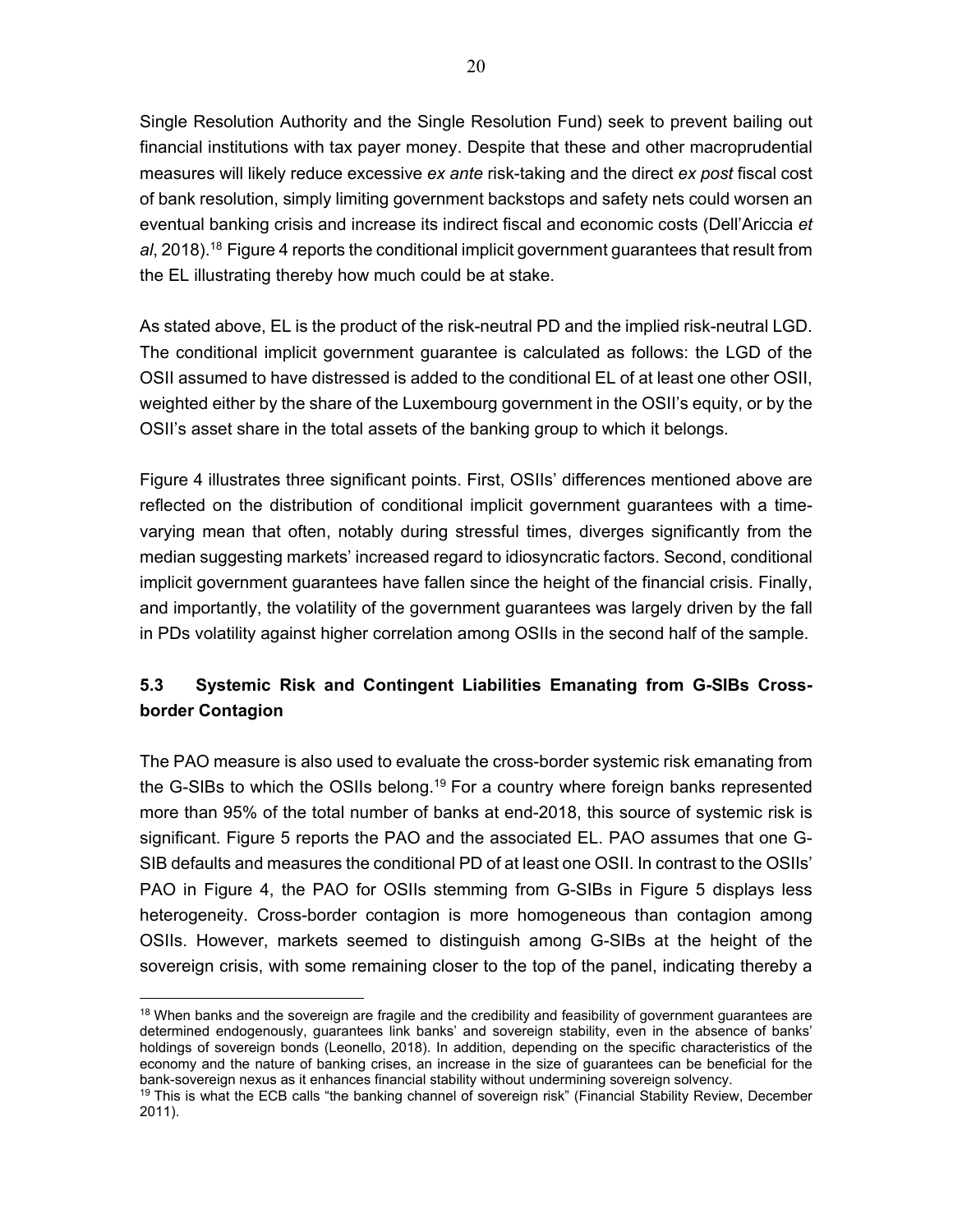Single Resolution Authority and the Single Resolution Fund) seek to prevent bailing out financial institutions with tax payer money. Despite that these and other macroprudential measures will likely reduce excessive *ex ante* risk-taking and the direct *ex post* fiscal cost of bank resolution, simply limiting government backstops and safety nets could worsen an eventual banking crisis and increase its indirect fiscal and economic costs (Dell'Ariccia *et al*, 2018).[18] Figure 4 reports the conditional implicit government guarantees that result from the EL illustrating thereby how much could be at stake.

As stated above, EL is the product of the risk-neutral PD and the implied risk-neutral LGD. The conditional implicit government guarantee is calculated as follows: the LGD of the OSII assumed to have distressed is added to the conditional EL of at least one other OSII, weighted either by the share of the Luxembourg government in the OSII's equity, or by the OSII's asset share in the total assets of the banking group to which it belongs.

Figure 4 illustrates three significant points. First, OSIIs' differences mentioned above are reflected on the distribution of conditional implicit government guarantees with a time-varying mean that often, notably during stressful times, diverges significantly from the median suggesting markets' increased regard to idiosyncratic factors. Second, conditional implicit government guarantees have fallen since the height of the financial crisis. Finally, and importantly, the volatility of the government guarantees was largely driven by the fall in PDs volatility against higher correlation among OSIIs in the second half of the sample.

### 5.3 Systemic Risk and Contingent Liabilities Emanating from G-SIBs Cross-border Contagion

The PAO measure is also used to evaluate the cross-border systemic risk emanating from the G-SIBs to which the OSIIs belong.[19] For a country where foreign banks represented more than 95% of the total number of banks at end-2018, this source of systemic risk is significant. Figure 5 reports the PAO and the associated EL. PAO assumes that one G-SIB defaults and measures the conditional PD of at least one OSII. In contrast to the OSIIs' PAO in Figure 4, the PAO for OSIIs stemming from G-SIBs in Figure 5 displays less heterogeneity. Cross-border contagion is more homogeneous than contagion among OSIIs. However, markets seemed to distinguish among G-SIBs at the height of the sovereign crisis, with some remaining closer to the top of the panel, indicating thereby a

[18] When banks and the sovereign are fragile and the credibility and feasibility of government guarantees are determined endogenously, guarantees link banks' and sovereign stability, even in the absence of banks' holdings of sovereign bonds (Leonello, 2018). In addition, depending on the specific characteristics of the economy and the nature of banking crises, an increase in the size of guarantees can be beneficial for the bank-sovereign nexus as it enhances financial stability without undermining sovereign solvency.

[19] This is what the ECB calls "the banking channel of sovereign risk" (Financial Stability Review, December 2011).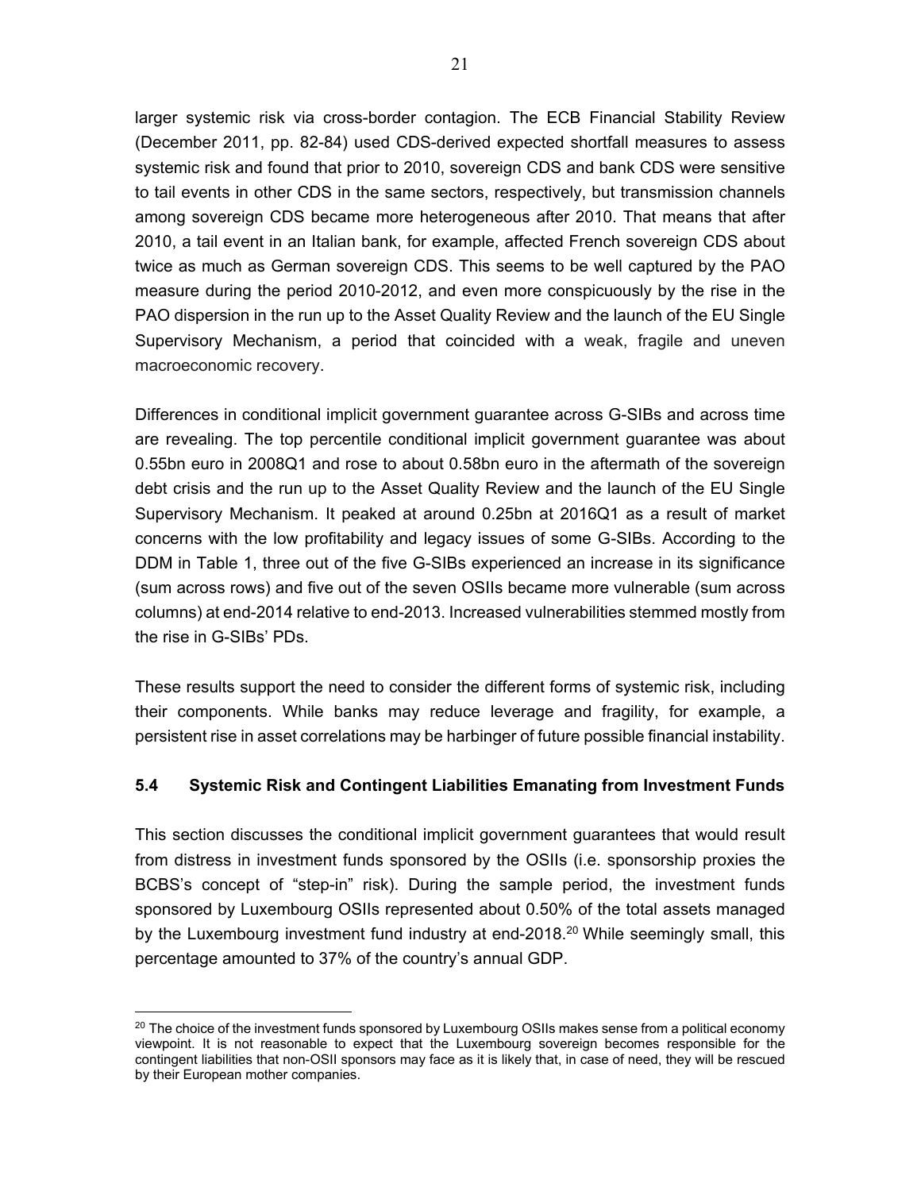larger systemic risk via cross-border contagion. The ECB Financial Stability Review (December 2011, pp. 82-84) used CDS-derived expected shortfall measures to assess systemic risk and found that prior to 2010, sovereign CDS and bank CDS were sensitive to tail events in other CDS in the same sectors, respectively, but transmission channels among sovereign CDS became more heterogeneous after 2010. That means that after 2010, a tail event in an Italian bank, for example, affected French sovereign CDS about twice as much as German sovereign CDS. This seems to be well captured by the PAO measure during the period 2010-2012, and even more conspicuously by the rise in the PAO dispersion in the run up to the Asset Quality Review and the launch of the EU Single Supervisory Mechanism, a period that coincided with a weak, fragile and uneven macroeconomic recovery.

Differences in conditional implicit government guarantee across G-SIBs and across time are revealing. The top percentile conditional implicit government guarantee was about 0.55bn euro in 2008Q1 and rose to about 0.58bn euro in the aftermath of the sovereign debt crisis and the run up to the Asset Quality Review and the launch of the EU Single Supervisory Mechanism. It peaked at around 0.25bn at 2016Q1 as a result of market concerns with the low profitability and legacy issues of some G-SIBs. According to the DDM in Table 1, three out of the five G-SIBs experienced an increase in its significance (sum across rows) and five out of the seven OSIIs became more vulnerable (sum across columns) at end-2014 relative to end-2013. Increased vulnerabilities stemmed mostly from the rise in G-SIBs' PDs.

These results support the need to consider the different forms of systemic risk, including their components. While banks may reduce leverage and fragility, for example, a persistent rise in asset correlations may be harbinger of future possible financial instability.

### 5.4 Systemic Risk and Contingent Liabilities Emanating from Investment Funds

This section discusses the conditional implicit government guarantees that would result from distress in investment funds sponsored by the OSIIs (i.e. sponsorship proxies the BCBS's concept of "step-in" risk). During the sample period, the investment funds sponsored by Luxembourg OSIIs represented about 0.50% of the total assets managed by the Luxembourg investment fund industry at end-2018.[20] While seemingly small, this percentage amounted to 37% of the country's annual GDP.

---

[20] The choice of the investment funds sponsored by Luxembourg OSIIs makes sense from a political economy viewpoint. It is not reasonable to expect that the Luxembourg sovereign becomes responsible for the contingent liabilities that non-OSII sponsors may face as it is likely that, in case of need, they will be rescued by their European mother companies.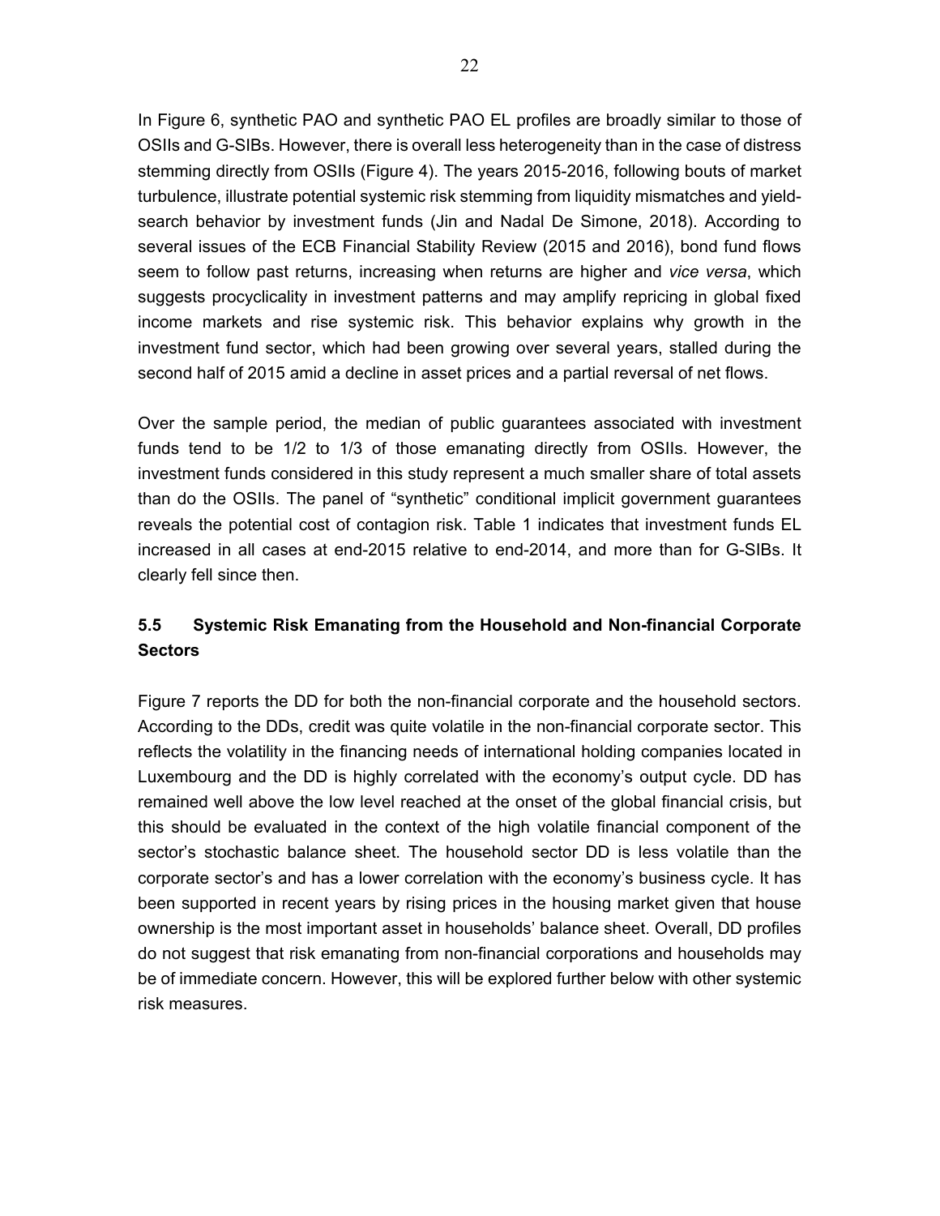In Figure 6, synthetic PAO and synthetic PAO EL profiles are broadly similar to those of OSIIs and G-SIBs. However, there is overall less heterogeneity than in the case of distress stemming directly from OSIIs (Figure 4). The years 2015-2016, following bouts of market turbulence, illustrate potential systemic risk stemming from liquidity mismatches and yield-search behavior by investment funds (Jin and Nadal De Simone, 2018). According to several issues of the ECB Financial Stability Review (2015 and 2016), bond fund flows seem to follow past returns, increasing when returns are higher and *vice versa*, which suggests procyclicality in investment patterns and may amplify repricing in global fixed income markets and rise systemic risk. This behavior explains why growth in the investment fund sector, which had been growing over several years, stalled during the second half of 2015 amid a decline in asset prices and a partial reversal of net flows.

Over the sample period, the median of public guarantees associated with investment funds tend to be 1/2 to 1/3 of those emanating directly from OSIIs. However, the investment funds considered in this study represent a much smaller share of total assets than do the OSIIs. The panel of "synthetic" conditional implicit government guarantees reveals the potential cost of contagion risk. Table 1 indicates that investment funds EL increased in all cases at end-2015 relative to end-2014, and more than for G-SIBs. It clearly fell since then.

### 5.5 Systemic Risk Emanating from the Household and Non-financial Corporate Sectors

Figure 7 reports the DD for both the non-financial corporate and the household sectors. According to the DDs, credit was quite volatile in the non-financial corporate sector. This reflects the volatility in the financing needs of international holding companies located in Luxembourg and the DD is highly correlated with the economy's output cycle. DD has remained well above the low level reached at the onset of the global financial crisis, but this should be evaluated in the context of the high volatile financial component of the sector's stochastic balance sheet. The household sector DD is less volatile than the corporate sector's and has a lower correlation with the economy's business cycle. It has been supported in recent years by rising prices in the housing market given that house ownership is the most important asset in households' balance sheet. Overall, DD profiles do not suggest that risk emanating from non-financial corporations and households may be of immediate concern. However, this will be explored further below with other systemic risk measures.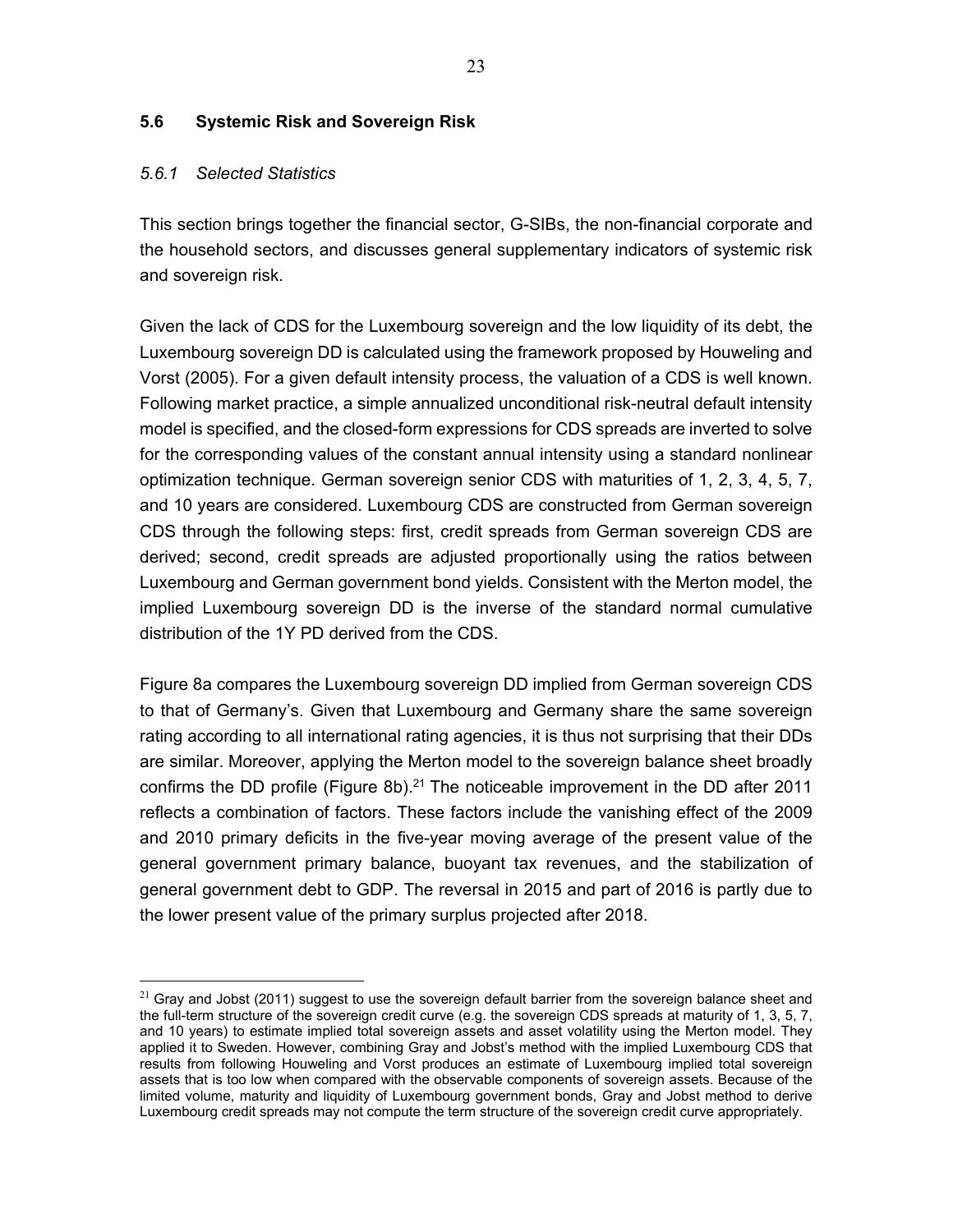### 5.6 Systemic Risk and Sovereign Risk

#### *5.6.1 Selected Statistics*

This section brings together the financial sector, G-SIBs, the non-financial corporate and the household sectors, and discusses general supplementary indicators of systemic risk and sovereign risk.

Given the lack of CDS for the Luxembourg sovereign and the low liquidity of its debt, the Luxembourg sovereign DD is calculated using the framework proposed by Houweling and Vorst (2005). For a given default intensity process, the valuation of a CDS is well known. Following market practice, a simple annualized unconditional risk-neutral default intensity model is specified, and the closed-form expressions for CDS spreads are inverted to solve for the corresponding values of the constant annual intensity using a standard nonlinear optimization technique. German sovereign senior CDS with maturities of 1, 2, 3, 4, 5, 7, and 10 years are considered. Luxembourg CDS are constructed from German sovereign CDS through the following steps: first, credit spreads from German sovereign CDS are derived; second, credit spreads are adjusted proportionally using the ratios between Luxembourg and German government bond yields. Consistent with the Merton model, the implied Luxembourg sovereign DD is the inverse of the standard normal cumulative distribution of the 1Y PD derived from the CDS.

Figure 8a compares the Luxembourg sovereign DD implied from German sovereign CDS to that of Germany's. Given that Luxembourg and Germany share the same sovereign rating according to all international rating agencies, it is thus not surprising that their DDs are similar. Moreover, applying the Merton model to the sovereign balance sheet broadly confirms the DD profile (Figure 8b).[21] The noticeable improvement in the DD after 2011 reflects a combination of factors. These factors include the vanishing effect of the 2009 and 2010 primary deficits in the five-year moving average of the present value of the general government primary balance, buoyant tax revenues, and the stabilization of general government debt to GDP. The reversal in 2015 and part of 2016 is partly due to the lower present value of the primary surplus projected after 2018.

[21] Gray and Jobst (2011) suggest to use the sovereign default barrier from the sovereign balance sheet and the full-term structure of the sovereign credit curve (e.g. the sovereign CDS spreads at maturity of 1, 3, 5, 7, and 10 years) to estimate implied total sovereign assets and asset volatility using the Merton model. They applied it to Sweden. However, combining Gray and Jobst's method with the implied Luxembourg CDS that results from following Houweling and Vorst produces an estimate of Luxembourg implied total sovereign assets that is too low when compared with the observable components of sovereign assets. Because of the limited volume, maturity and liquidity of Luxembourg government bonds, Gray and Jobst method to derive Luxembourg credit spreads may not compute the term structure of the sovereign credit curve appropriately.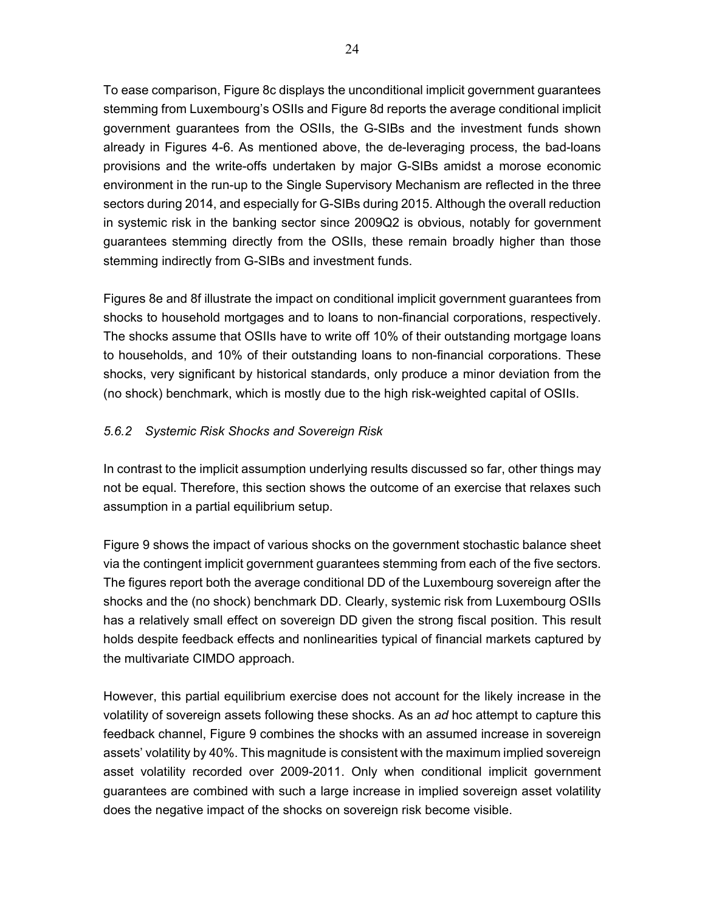To ease comparison, Figure 8c displays the unconditional implicit government guarantees stemming from Luxembourg's OSIIs and Figure 8d reports the average conditional implicit government guarantees from the OSIIs, the G-SIBs and the investment funds shown already in Figures 4-6. As mentioned above, the de-leveraging process, the bad-loans provisions and the write-offs undertaken by major G-SIBs amidst a morose economic environment in the run-up to the Single Supervisory Mechanism are reflected in the three sectors during 2014, and especially for G-SIBs during 2015. Although the overall reduction in systemic risk in the banking sector since 2009Q2 is obvious, notably for government guarantees stemming directly from the OSIIs, these remain broadly higher than those stemming indirectly from G-SIBs and investment funds.

Figures 8e and 8f illustrate the impact on conditional implicit government guarantees from shocks to household mortgages and to loans to non-financial corporations, respectively. The shocks assume that OSIIs have to write off 10% of their outstanding mortgage loans to households, and 10% of their outstanding loans to non-financial corporations. These shocks, very significant by historical standards, only produce a minor deviation from the (no shock) benchmark, which is mostly due to the high risk-weighted capital of OSIIs.

### *5.6.2 Systemic Risk Shocks and Sovereign Risk*

In contrast to the implicit assumption underlying results discussed so far, other things may not be equal. Therefore, this section shows the outcome of an exercise that relaxes such assumption in a partial equilibrium setup.

Figure 9 shows the impact of various shocks on the government stochastic balance sheet via the contingent implicit government guarantees stemming from each of the five sectors. The figures report both the average conditional DD of the Luxembourg sovereign after the shocks and the (no shock) benchmark DD. Clearly, systemic risk from Luxembourg OSIIs has a relatively small effect on sovereign DD given the strong fiscal position. This result holds despite feedback effects and nonlinearities typical of financial markets captured by the multivariate CIMDO approach.

However, this partial equilibrium exercise does not account for the likely increase in the volatility of sovereign assets following these shocks. As an *ad* hoc attempt to capture this feedback channel, Figure 9 combines the shocks with an assumed increase in sovereign assets' volatility by 40%. This magnitude is consistent with the maximum implied sovereign asset volatility recorded over 2009-2011. Only when conditional implicit government guarantees are combined with such a large increase in implied sovereign asset volatility does the negative impact of the shocks on sovereign risk become visible.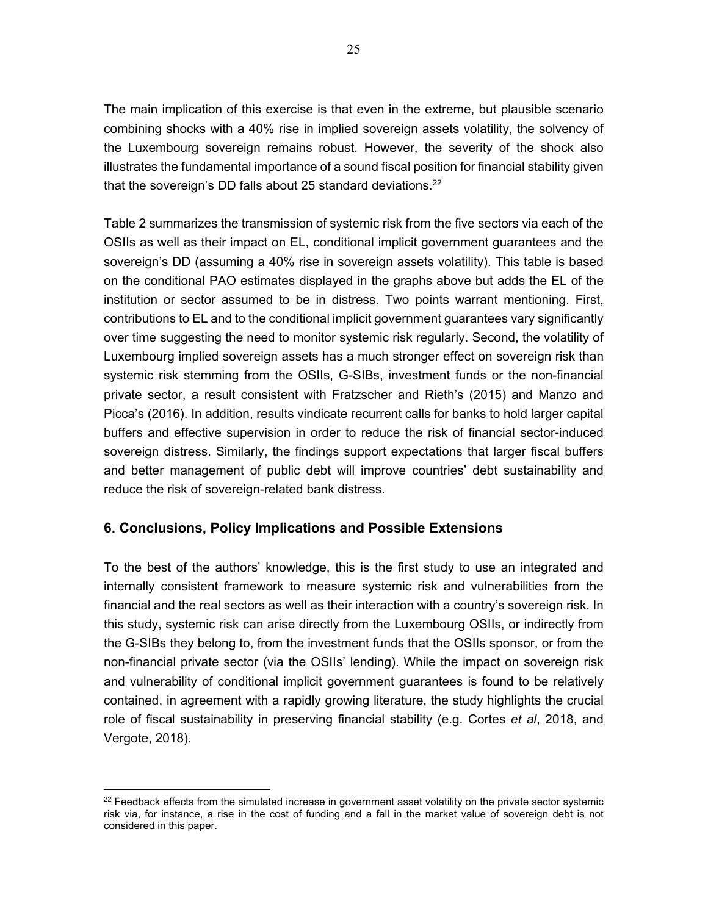The main implication of this exercise is that even in the extreme, but plausible scenario combining shocks with a 40% rise in implied sovereign assets volatility, the solvency of the Luxembourg sovereign remains robust. However, the severity of the shock also illustrates the fundamental importance of a sound fiscal position for financial stability given that the sovereign's DD falls about 25 standard deviations.[22]

Table 2 summarizes the transmission of systemic risk from the five sectors via each of the OSIIs as well as their impact on EL, conditional implicit government guarantees and the sovereign's DD (assuming a 40% rise in sovereign assets volatility). This table is based on the conditional PAO estimates displayed in the graphs above but adds the EL of the institution or sector assumed to be in distress. Two points warrant mentioning. First, contributions to EL and to the conditional implicit government guarantees vary significantly over time suggesting the need to monitor systemic risk regularly. Second, the volatility of Luxembourg implied sovereign assets has a much stronger effect on sovereign risk than systemic risk stemming from the OSIIs, G-SIBs, investment funds or the non-financial private sector, a result consistent with Fratzscher and Rieth's (2015) and Manzo and Picca's (2016). In addition, results vindicate recurrent calls for banks to hold larger capital buffers and effective supervision in order to reduce the risk of financial sector-induced sovereign distress. Similarly, the findings support expectations that larger fiscal buffers and better management of public debt will improve countries' debt sustainability and reduce the risk of sovereign-related bank distress.

## 6. Conclusions, Policy Implications and Possible Extensions

To the best of the authors' knowledge, this is the first study to use an integrated and internally consistent framework to measure systemic risk and vulnerabilities from the financial and the real sectors as well as their interaction with a country's sovereign risk. In this study, systemic risk can arise directly from the Luxembourg OSIIs, or indirectly from the G-SIBs they belong to, from the investment funds that the OSIIs sponsor, or from the non-financial private sector (via the OSIIs' lending). While the impact on sovereign risk and vulnerability of conditional implicit government guarantees is found to be relatively contained, in agreement with a rapidly growing literature, the study highlights the crucial role of fiscal sustainability in preserving financial stability (e.g. Cortes *et al*, 2018, and Vergote, 2018).

---

[22] Feedback effects from the simulated increase in government asset volatility on the private sector systemic risk via, for instance, a rise in the cost of funding and a fall in the market value of sovereign debt is not considered in this paper.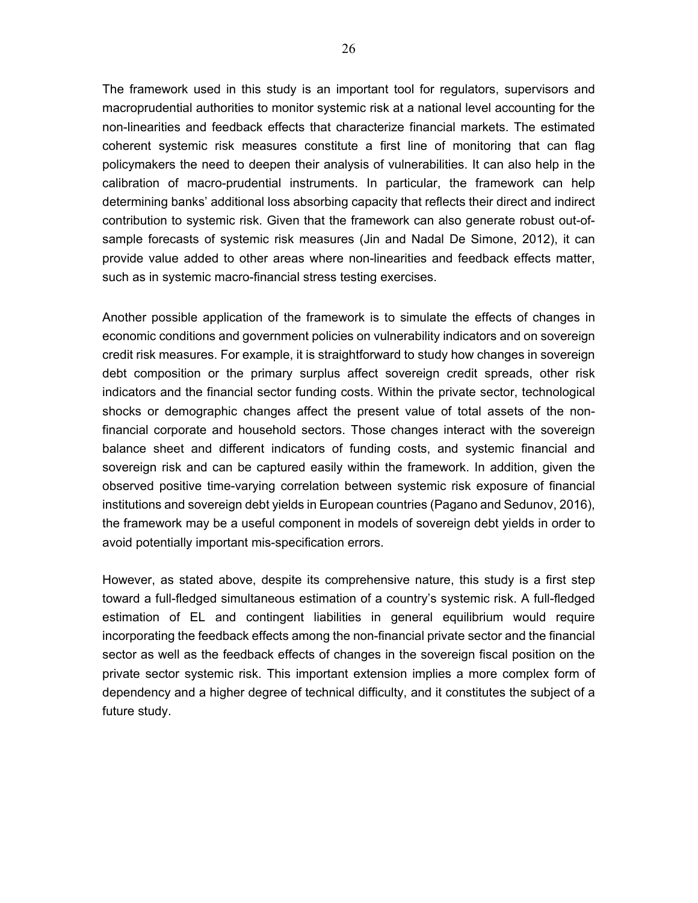The framework used in this study is an important tool for regulators, supervisors and macroprudential authorities to monitor systemic risk at a national level accounting for the non-linearities and feedback effects that characterize financial markets. The estimated coherent systemic risk measures constitute a first line of monitoring that can flag policymakers the need to deepen their analysis of vulnerabilities. It can also help in the calibration of macro-prudential instruments. In particular, the framework can help determining banks' additional loss absorbing capacity that reflects their direct and indirect contribution to systemic risk. Given that the framework can also generate robust out-of-sample forecasts of systemic risk measures (Jin and Nadal De Simone, 2012), it can provide value added to other areas where non-linearities and feedback effects matter, such as in systemic macro-financial stress testing exercises.

Another possible application of the framework is to simulate the effects of changes in economic conditions and government policies on vulnerability indicators and on sovereign credit risk measures. For example, it is straightforward to study how changes in sovereign debt composition or the primary surplus affect sovereign credit spreads, other risk indicators and the financial sector funding costs. Within the private sector, technological shocks or demographic changes affect the present value of total assets of the non-financial corporate and household sectors. Those changes interact with the sovereign balance sheet and different indicators of funding costs, and systemic financial and sovereign risk and can be captured easily within the framework. In addition, given the observed positive time-varying correlation between systemic risk exposure of financial institutions and sovereign debt yields in European countries (Pagano and Sedunov, 2016), the framework may be a useful component in models of sovereign debt yields in order to avoid potentially important mis-specification errors.

However, as stated above, despite its comprehensive nature, this study is a first step toward a full-fledged simultaneous estimation of a country's systemic risk. A full-fledged estimation of EL and contingent liabilities in general equilibrium would require incorporating the feedback effects among the non-financial private sector and the financial sector as well as the feedback effects of changes in the sovereign fiscal position on the private sector systemic risk. This important extension implies a more complex form of dependency and a higher degree of technical difficulty, and it constitutes the subject of a future study.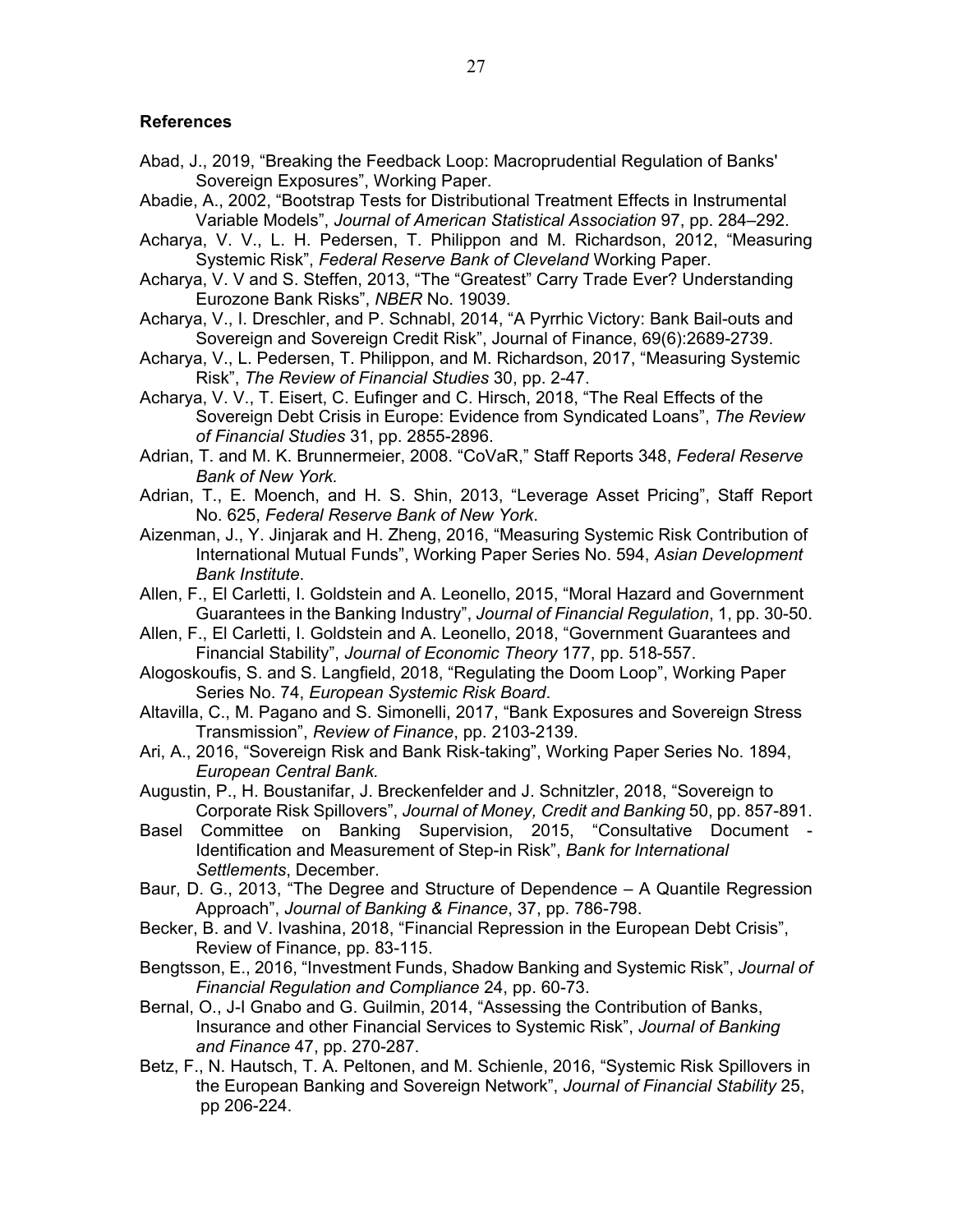**References**

Abad, J., 2019, “Breaking the Feedback Loop: Macroprudential Regulation of Banks' Sovereign Exposures”, Working Paper.

Abadie, A., 2002, “Bootstrap Tests for Distributional Treatment Effects in Instrumental Variable Models”, *Journal of American Statistical Association* 97, pp. 284–292.

Acharya, V. V., L. H. Pedersen, T. Philippon and M. Richardson, 2012, “Measuring Systemic Risk”, *Federal Reserve Bank of Cleveland* Working Paper.

Acharya, V. V and S. Steffen, 2013, “The “Greatest” Carry Trade Ever? Understanding Eurozone Bank Risks”, *NBER* No. 19039.

Acharya, V., I. Dreschler, and P. Schnabl, 2014, “A Pyrrhic Victory: Bank Bail-outs and Sovereign and Sovereign Credit Risk”, Journal of Finance, 69(6):2689-2739.

Acharya, V., L. Pedersen, T. Philippon, and M. Richardson, 2017, “Measuring Systemic Risk”, *The Review of Financial Studies* 30, pp. 2-47.

Acharya, V. V., T. Eisert, C. Eufinger and C. Hirsch, 2018, “The Real Effects of the Sovereign Debt Crisis in Europe: Evidence from Syndicated Loans”, *The Review of Financial Studies* 31, pp. 2855-2896.

Adrian, T. and M. K. Brunnermeier, 2008. “CoVaR,” Staff Reports 348, *Federal Reserve Bank of New York.*

Adrian, T., E. Moench, and H. S. Shin, 2013, “Leverage Asset Pricing”, Staff Report No. 625, *Federal Reserve Bank of New York*.

Aizenman, J., Y. Jinjarak and H. Zheng, 2016, “Measuring Systemic Risk Contribution of International Mutual Funds”, Working Paper Series No. 594, *Asian Development Bank Institute*.

Allen, F., El Carletti, I. Goldstein and A. Leonello, 2015, “Moral Hazard and Government Guarantees in the Banking Industry”, *Journal of Financial Regulation*, 1, pp. 30-50.

Allen, F., El Carletti, I. Goldstein and A. Leonello, 2018, “Government Guarantees and Financial Stability”, *Journal of Economic Theory* 177, pp. 518-557.

Alogoskoufis, S. and S. Langfield, 2018, “Regulating the Doom Loop”, Working Paper Series No. 74, *European Systemic Risk Board*.

Altavilla, C., M. Pagano and S. Simonelli, 2017, “Bank Exposures and Sovereign Stress Transmission”, *Review of Finance*, pp. 2103-2139.

Ari, A., 2016, “Sovereign Risk and Bank Risk-taking”, Working Paper Series No. 1894, *European Central Bank.*

Augustin, P., H. Boustanifar, J. Breckenfelder and J. Schnitzler, 2018, “Sovereign to Corporate Risk Spillovers”, *Journal of Money, Credit and Banking* 50, pp. 857-891.

Basel Committee on Banking Supervision, 2015, “Consultative Document - Identification and Measurement of Step-in Risk”, *Bank for International Settlements*, December.

Baur, D. G., 2013, “The Degree and Structure of Dependence – A Quantile Regression Approach”, *Journal of Banking & Finance*, 37, pp. 786-798.

Becker, B. and V. Ivashina, 2018, “Financial Repression in the European Debt Crisis”, Review of Finance, pp. 83-115.

Bengtsson, E., 2016, “Investment Funds, Shadow Banking and Systemic Risk”, *Journal of Financial Regulation and Compliance* 24, pp. 60-73.

Bernal, O., J-I Gnabo and G. Guilmin, 2014, “Assessing the Contribution of Banks, Insurance and other Financial Services to Systemic Risk”, *Journal of Banking and Finance* 47, pp. 270-287.

Betz, F., N. Hautsch, T. A. Peltonen, and M. Schienle, 2016, “Systemic Risk Spillovers in the European Banking and Sovereign Network”, *Journal of Financial Stability* 25, pp 206-224.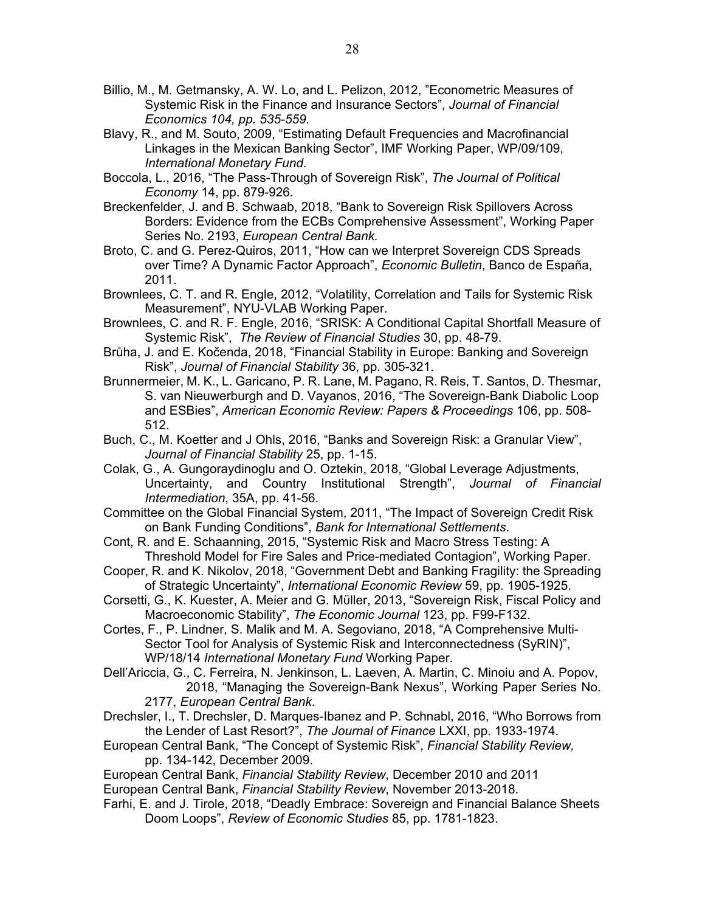Billio, M., M. Getmansky, A. W. Lo, and L. Pelizon, 2012, "Econometric Measures of Systemic Risk in the Finance and Insurance Sectors", *Journal of Financial Economics 104, pp. 535-559.*

Blavy, R., and M. Souto, 2009, "Estimating Default Frequencies and Macrofinancial Linkages in the Mexican Banking Sector", IMF Working Paper, WP/09/109, *International Monetary Fund*.

Boccola, L., 2016, "The Pass-Through of Sovereign Risk", *The Journal of Political Economy* 14, pp. 879-926.

Breckenfelder, J. and B. Schwaab, 2018, "Bank to Sovereign Risk Spillovers Across Borders: Evidence from the ECBs Comprehensive Assessment", Working Paper Series No. 2193, *European Central Bank.*

Broto, C. and G. Perez-Quiros, 2011, "How can we Interpret Sovereign CDS Spreads over Time? A Dynamic Factor Approach", *Economic Bulletin*, Banco de España, 2011.

Brownlees, C. T. and R. Engle, 2012, "Volatility, Correlation and Tails for Systemic Risk Measurement", NYU-VLAB Working Paper.

Brownlees, C. and R. F. Engle, 2016, "SRISK: A Conditional Capital Shortfall Measure of Systemic Risk", *The Review of Financial Studies* 30, pp. 48-79.

Brůha, J. and E. Kočenda, 2018, "Financial Stability in Europe: Banking and Sovereign Risk", *Journal of Financial Stability* 36, pp. 305-321.

Brunnermeier, M. K., L. Garicano, P. R. Lane, M. Pagano, R. Reis, T. Santos, D. Thesmar, S. van Nieuwerburgh and D. Vayanos, 2016, "The Sovereign-Bank Diabolic Loop and ESBies", *American Economic Review: Papers & Proceedings* 106, pp. 508-512.

Buch, C., M. Koetter and J Ohls, 2016, "Banks and Sovereign Risk: a Granular View", *Journal of Financial Stability* 25, pp. 1-15.

Colak, G., A. Gungoraydinoglu and O. Oztekin, 2018, "Global Leverage Adjustments, Uncertainty, and Country Institutional Strength", *Journal of Financial Intermediation*, 35A, pp. 41-56.

Committee on the Global Financial System, 2011, "The Impact of Sovereign Credit Risk on Bank Funding Conditions", *Bank for International Settlements*.

Cont, R. and E. Schaanning, 2015, "Systemic Risk and Macro Stress Testing: A Threshold Model for Fire Sales and Price-mediated Contagion", Working Paper.

Cooper, R. and K. Nikolov, 2018, "Government Debt and Banking Fragility: the Spreading of Strategic Uncertainty", *International Economic Review* 59, pp. 1905-1925.

Corsetti, G., K. Kuester, A. Meier and G. Müller, 2013, "Sovereign Risk, Fiscal Policy and Macroeconomic Stability", *The Economic Journal* 123, pp. F99-F132.

Cortes, F., P. Lindner, S. Malik and M. A. Segoviano, 2018, "A Comprehensive Multi-Sector Tool for Analysis of Systemic Risk and Interconnectedness (SyRIN)", WP/18/14 *International Monetary Fund* Working Paper.

Dell'Ariccia, G., C. Ferreira, N. Jenkinson, L. Laeven, A. Martin, C. Minoiu and A. Popov, 2018, "Managing the Sovereign-Bank Nexus", Working Paper Series No. 2177, *European Central Bank*.

Drechsler, I., T. Drechsler, D. Marques-Ibanez and P. Schnabl, 2016, "Who Borrows from the Lender of Last Resort?", *The Journal of Finance* LXXI, pp. 1933-1974.

European Central Bank, "The Concept of Systemic Risk", *Financial Stability Review,* pp. 134-142, December 2009.

European Central Bank, *Financial Stability Review*, December 2010 and 2011

European Central Bank, *Financial Stability Review*, November 2013-2018.

Farhi, E. and J. Tirole, 2018, "Deadly Embrace: Sovereign and Financial Balance Sheets Doom Loops", *Review of Economic Studies* 85, pp. 1781-1823.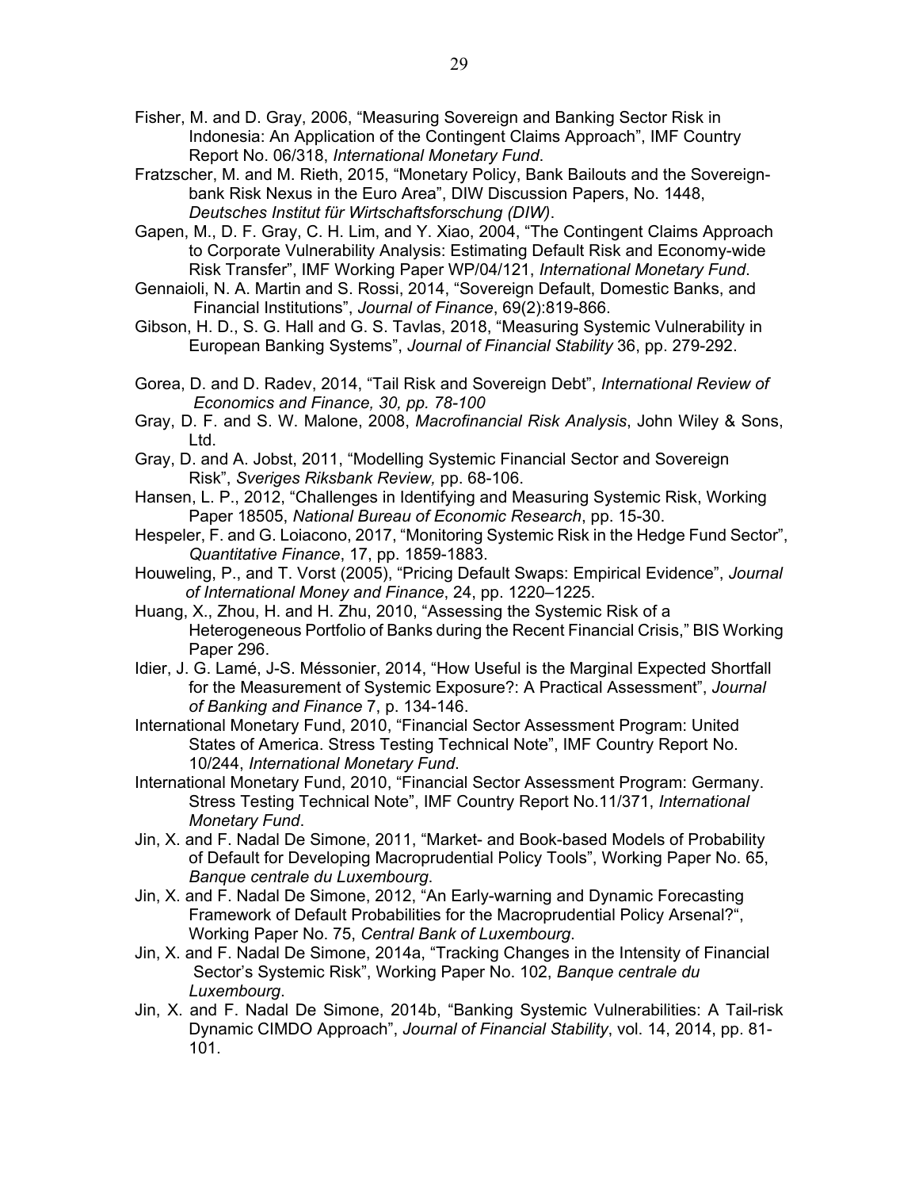Fisher, M. and D. Gray, 2006, "Measuring Sovereign and Banking Sector Risk in Indonesia: An Application of the Contingent Claims Approach", IMF Country Report No. 06/318, *International Monetary Fund*.

Fratzscher, M. and M. Rieth, 2015, "Monetary Policy, Bank Bailouts and the Sovereign-bank Risk Nexus in the Euro Area", DIW Discussion Papers, No. 1448, *Deutsches Institut für Wirtschaftsforschung (DIW)*.

Gapen, M., D. F. Gray, C. H. Lim, and Y. Xiao, 2004, "The Contingent Claims Approach to Corporate Vulnerability Analysis: Estimating Default Risk and Economy-wide Risk Transfer", IMF Working Paper WP/04/121, *International Monetary Fund*.

Gennaioli, N. A. Martin and S. Rossi, 2014, "Sovereign Default, Domestic Banks, and Financial Institutions", *Journal of Finance*, 69(2):819-866.

Gibson, H. D., S. G. Hall and G. S. Tavlas, 2018, "Measuring Systemic Vulnerability in European Banking Systems", *Journal of Financial Stability* 36, pp. 279-292.

Gorea, D. and D. Radev, 2014, "Tail Risk and Sovereign Debt", *International Review of Economics and Finance, 30, pp. 78-100*

Gray, D. F. and S. W. Malone, 2008, *Macrofinancial Risk Analysis*, John Wiley & Sons, Ltd.

Gray, D. and A. Jobst, 2011, "Modelling Systemic Financial Sector and Sovereign Risk", *Sveriges Riksbank Review,* pp. 68-106.

Hansen, L. P., 2012, "Challenges in Identifying and Measuring Systemic Risk, Working Paper 18505, *National Bureau of Economic Research*, pp. 15-30.

Hespeler, F. and G. Loiacono, 2017, "Monitoring Systemic Risk in the Hedge Fund Sector", *Quantitative Finance*, 17, pp. 1859-1883.

Houweling, P., and T. Vorst (2005), "Pricing Default Swaps: Empirical Evidence", *Journal of International Money and Finance*, 24, pp. 1220–1225.

Huang, X., Zhou, H. and H. Zhu, 2010, "Assessing the Systemic Risk of a Heterogeneous Portfolio of Banks during the Recent Financial Crisis," BIS Working Paper 296.

Idier, J. G. Lamé, J-S. Méssonier, 2014, "How Useful is the Marginal Expected Shortfall for the Measurement of Systemic Exposure?: A Practical Assessment", *Journal of Banking and Finance* 7, p. 134-146.

International Monetary Fund, 2010, "Financial Sector Assessment Program: United States of America. Stress Testing Technical Note", IMF Country Report No. 10/244, *International Monetary Fund*.

International Monetary Fund, 2010, "Financial Sector Assessment Program: Germany. Stress Testing Technical Note", IMF Country Report No.11/371, *International Monetary Fund*.

Jin, X. and F. Nadal De Simone, 2011, "Market- and Book-based Models of Probability of Default for Developing Macroprudential Policy Tools", Working Paper No. 65, *Banque centrale du Luxembourg*.

Jin, X. and F. Nadal De Simone, 2012, "An Early-warning and Dynamic Forecasting Framework of Default Probabilities for the Macroprudential Policy Arsenal?", Working Paper No. 75, *Central Bank of Luxembourg*.

Jin, X. and F. Nadal De Simone, 2014a, "Tracking Changes in the Intensity of Financial Sector's Systemic Risk", Working Paper No. 102, *Banque centrale du Luxembourg*.

Jin, X. and F. Nadal De Simone, 2014b, "Banking Systemic Vulnerabilities: A Tail-risk Dynamic CIMDO Approach", *Journal of Financial Stability*, vol. 14, 2014, pp. 81-101.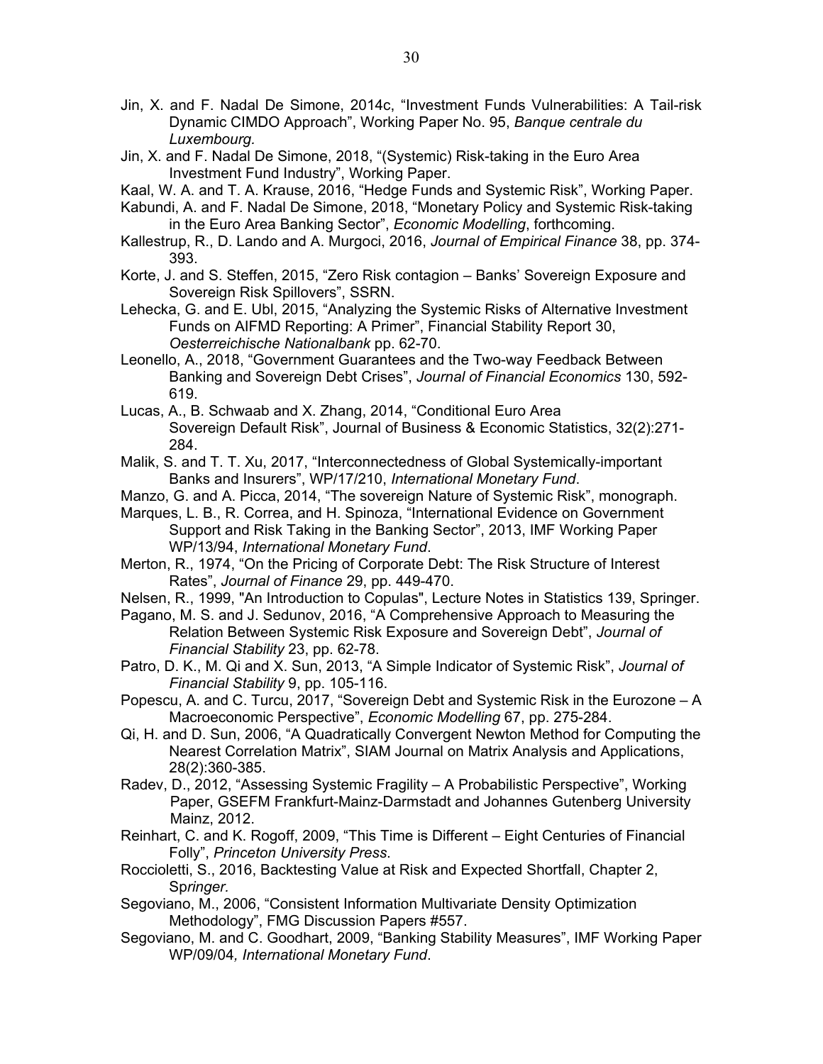Jin, X. and F. Nadal De Simone, 2014c, "Investment Funds Vulnerabilities: A Tail-risk Dynamic CIMDO Approach", Working Paper No. 95, *Banque centrale du Luxembourg.*

Jin, X. and F. Nadal De Simone, 2018, "(Systemic) Risk-taking in the Euro Area Investment Fund Industry", Working Paper.

Kaal, W. A. and T. A. Krause, 2016, "Hedge Funds and Systemic Risk", Working Paper.

Kabundi, A. and F. Nadal De Simone, 2018, "Monetary Policy and Systemic Risk-taking in the Euro Area Banking Sector", *Economic Modelling*, forthcoming.

Kallestrup, R., D. Lando and A. Murgoci, 2016, *Journal of Empirical Finance* 38, pp. 374-393.

Korte, J. and S. Steffen, 2015, "Zero Risk contagion – Banks' Sovereign Exposure and Sovereign Risk Spillovers", SSRN.

Lehecka, G. and E. Ubl, 2015, "Analyzing the Systemic Risks of Alternative Investment Funds on AIFMD Reporting: A Primer", Financial Stability Report 30, *Oesterreichische Nationalbank* pp. 62-70.

Leonello, A., 2018, "Government Guarantees and the Two-way Feedback Between Banking and Sovereign Debt Crises", *Journal of Financial Economics* 130, 592-619.

Lucas, A., B. Schwaab and X. Zhang, 2014, "Conditional Euro Area Sovereign Default Risk", Journal of Business & Economic Statistics, 32(2):271-284.

Malik, S. and T. T. Xu, 2017, "Interconnectedness of Global Systemically-important Banks and Insurers", WP/17/210, *International Monetary Fund*.

Manzo, G. and A. Picca, 2014, "The sovereign Nature of Systemic Risk", monograph.

Marques, L. B., R. Correa, and H. Spinoza, "International Evidence on Government Support and Risk Taking in the Banking Sector", 2013, IMF Working Paper WP/13/94, *International Monetary Fund*.

Merton, R., 1974, "On the Pricing of Corporate Debt: The Risk Structure of Interest Rates", *Journal of Finance* 29, pp. 449-470.

Nelsen, R., 1999, "An Introduction to Copulas", Lecture Notes in Statistics 139, Springer.

Pagano, M. S. and J. Sedunov, 2016, "A Comprehensive Approach to Measuring the Relation Between Systemic Risk Exposure and Sovereign Debt", *Journal of Financial Stability* 23, pp. 62-78.

Patro, D. K., M. Qi and X. Sun, 2013, "A Simple Indicator of Systemic Risk", *Journal of Financial Stability* 9, pp. 105-116.

Popescu, A. and C. Turcu, 2017, "Sovereign Debt and Systemic Risk in the Eurozone – A Macroeconomic Perspective", *Economic Modelling* 67, pp. 275-284.

Qi, H. and D. Sun, 2006, "A Quadratically Convergent Newton Method for Computing the Nearest Correlation Matrix", SIAM Journal on Matrix Analysis and Applications, 28(2):360-385.

Radev, D., 2012, "Assessing Systemic Fragility – A Probabilistic Perspective", Working Paper, GSEFM Frankfurt-Mainz-Darmstadt and Johannes Gutenberg University Mainz, 2012.

Reinhart, C. and K. Rogoff, 2009, "This Time is Different – Eight Centuries of Financial Folly", *Princeton University Press.*

Roccioletti, S., 2016, Backtesting Value at Risk and Expected Shortfall, Chapter 2, Sp*ringer.*

Segoviano, M., 2006, "Consistent Information Multivariate Density Optimization Methodology", FMG Discussion Papers #557.

Segoviano, M. and C. Goodhart, 2009, "Banking Stability Measures", IMF Working Paper WP/09/04*, International Monetary Fund*.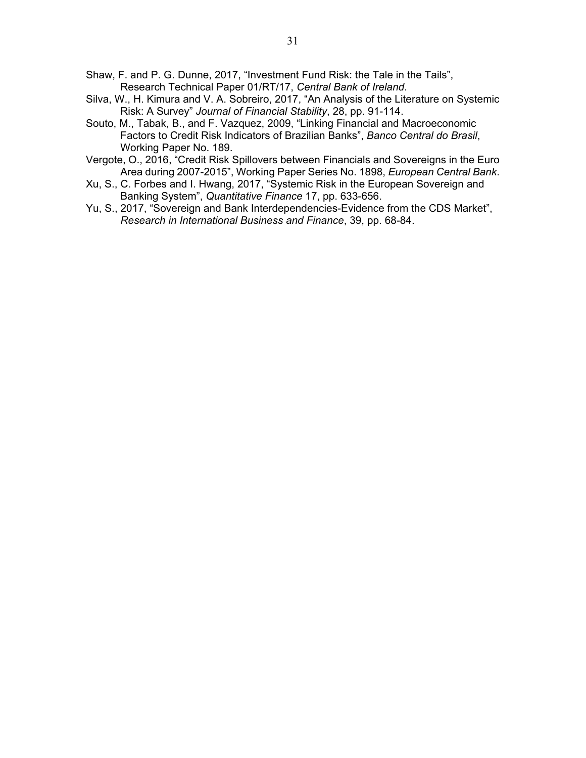Shaw, F. and P. G. Dunne, 2017, "Investment Fund Risk: the Tale in the Tails", Research Technical Paper 01/RT/17, *Central Bank of Ireland*.

Silva, W., H. Kimura and V. A. Sobreiro, 2017, "An Analysis of the Literature on Systemic Risk: A Survey" *Journal of Financial Stability*, 28, pp. 91-114.

Souto, M., Tabak, B., and F. Vazquez, 2009, "Linking Financial and Macroeconomic Factors to Credit Risk Indicators of Brazilian Banks", *Banco Central do Brasil*, Working Paper No. 189.

Vergote, O., 2016, "Credit Risk Spillovers between Financials and Sovereigns in the Euro Area during 2007-2015", Working Paper Series No. 1898, *European Central Bank*.

Xu, S., C. Forbes and I. Hwang, 2017, "Systemic Risk in the European Sovereign and Banking System", *Quantitative Finance* 17, pp. 633-656.

Yu, S., 2017, "Sovereign and Bank Interdependencies-Evidence from the CDS Market", *Research in International Business and Finance*, 39, pp. 68-84.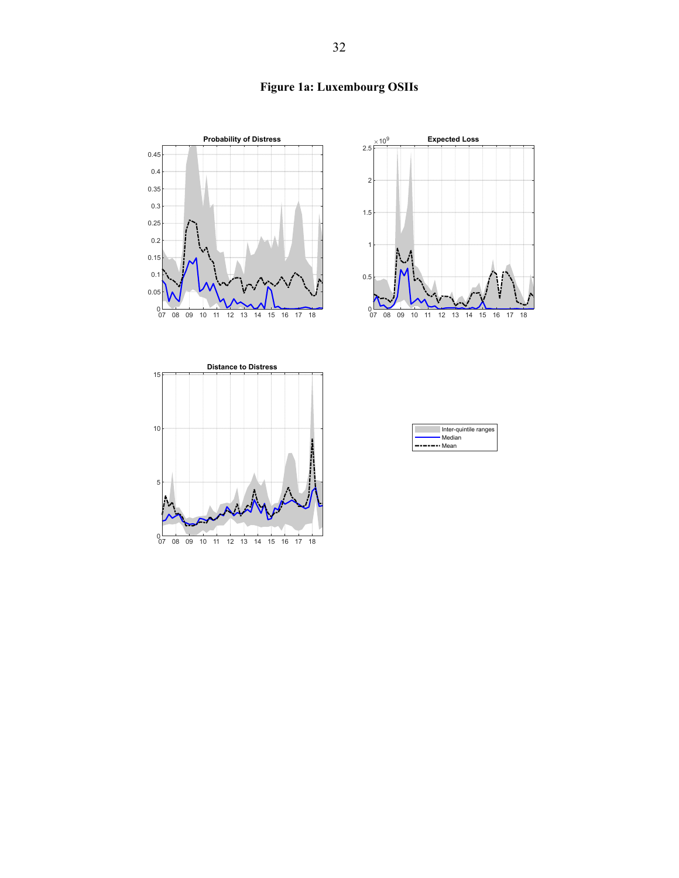# Figure 1a: Luxembourg OSIIs

Probability of Distress

0.45
0.4
0.35
0.3
0.25
0.2
0.15
0.1
0.05
0

07 08 09 10 11 12 13 14 15 16 17 18

Expected Loss

$\times 10^9$

2.5
2
1.5
1
0.5
0

07 08 09 10 11 12 13 14 15 16 17 18

Distance to Distress

15
10
5
0

07 08 09 10 11 12 13 14 15 16 17 18

Inter-quintile ranges
Median
Mean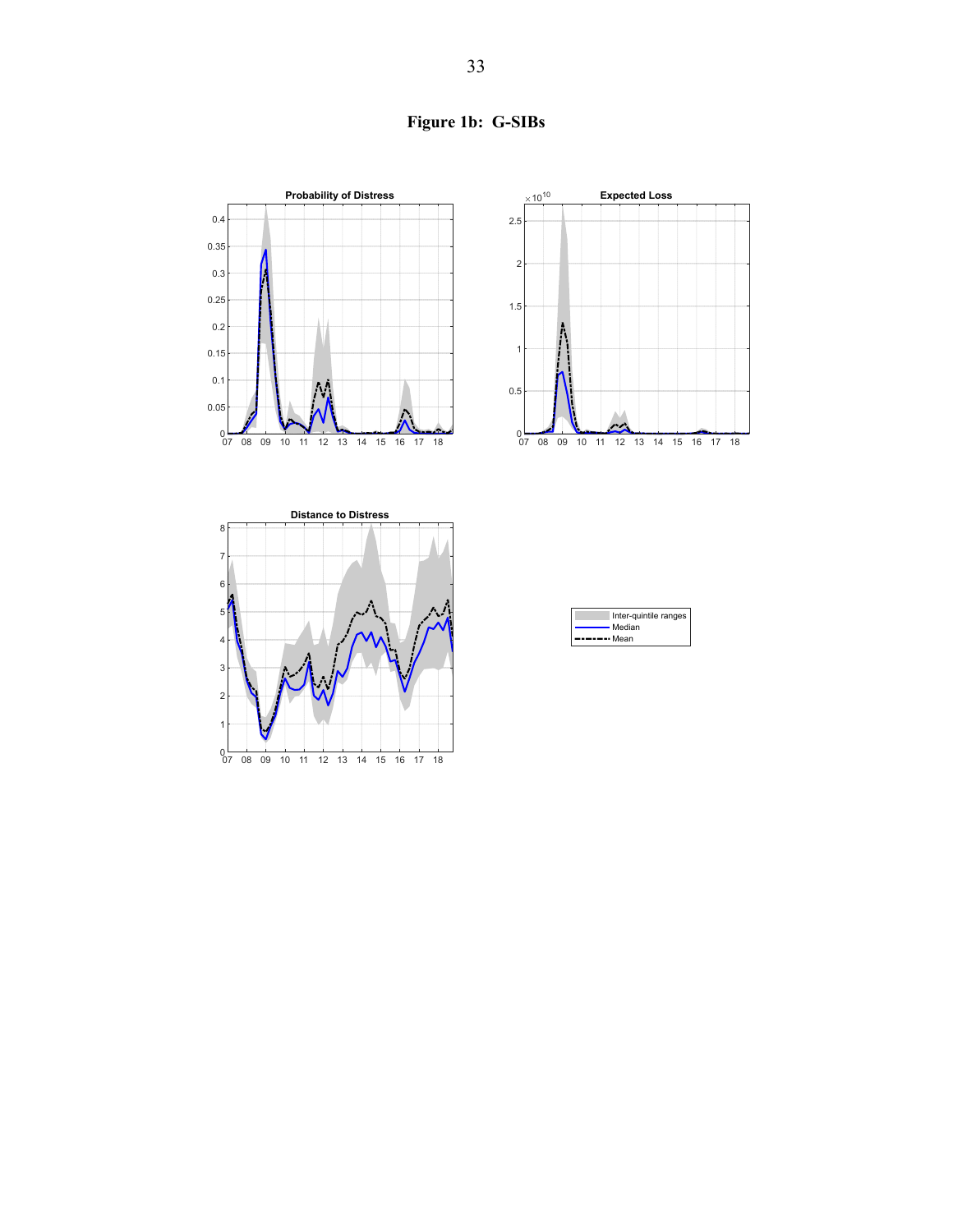# Figure 1b: G-SIBs

Probability of Distress

0.4
0.35
0.3
0.25
0.2
0.15
0.1
0.05
0
07 08 09 10 11 12 13 14 15 16 17 18

Expected Loss

$\times 10^{10}$

2.5
2
1.5
1
0.5
0
07 08 09 10 11 12 13 14 15 16 17 18

Distance to Distress

8
7
6
5
4
3
2
1
0
07 08 09 10 11 12 13 14 15 16 17 18

Inter-quintile ranges
Median
Mean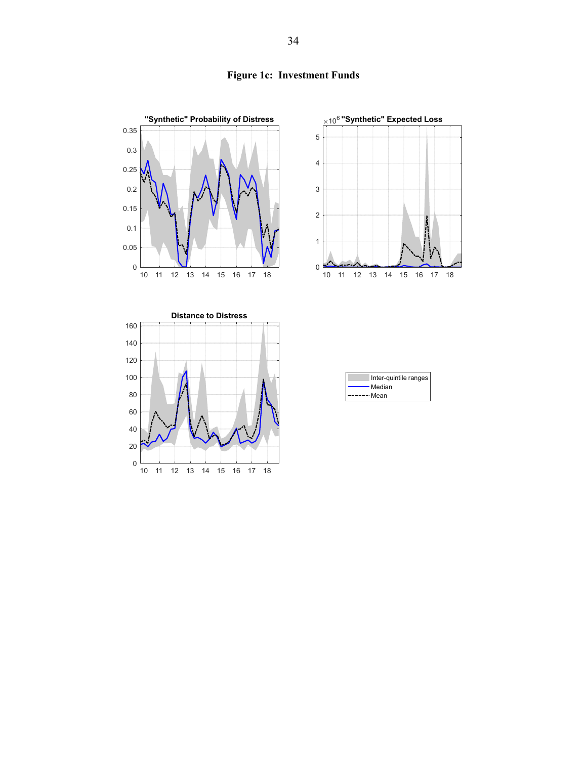# Figure 1c: Investment Funds

"Synthetic" Probability of Distress

0.35
0.3
0.25
0.2
0.15
0.1
0.05
0

10 11 12 13 14 15 16 17 18

$\times 10^6$ "Synthetic" Expected Loss

5
4
3
2
1
0

10 11 12 13 14 15 16 17 18

Distance to Distress

160
140
120
100
80
60
40
20
0

10 11 12 13 14 15 16 17 18

Inter-quintile ranges
Median
Mean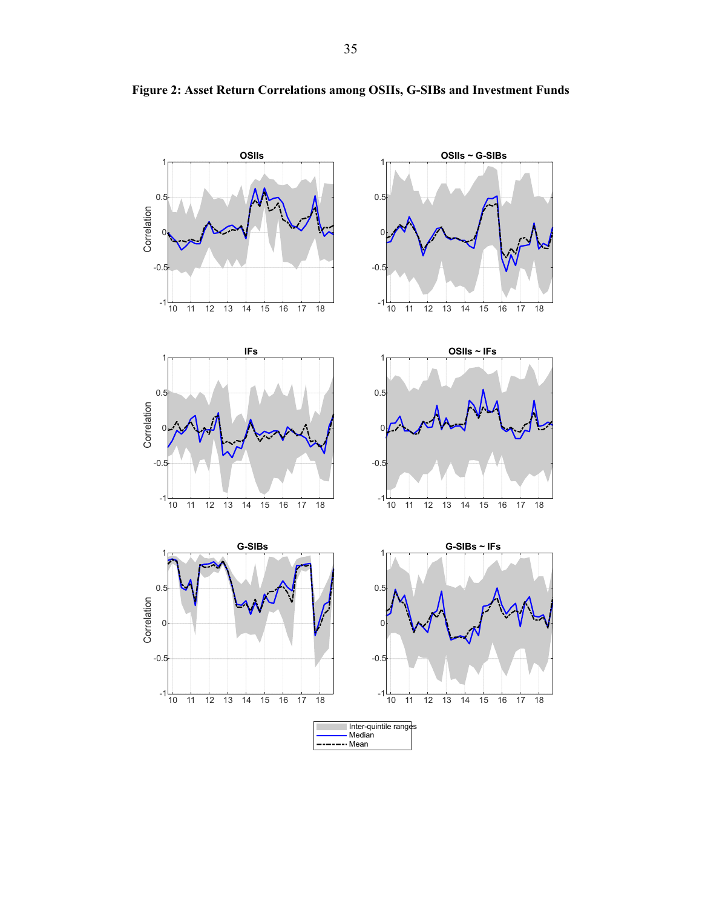**Figure 2: Asset Return Correlations among OSIIs, G-SIBs and Investment Funds**

OSIIs

Correlation

1
0.5
0
-0.5
-1

10 11 12 13 14 15 16 17 18

OSIIs ~ G-SIBs

1
0.5
0
-0.5
-1

10 11 12 13 14 15 16 17 18

IFs

Correlation

1
0.5
0
-0.5
-1

10 11 12 13 14 15 16 17 18

OSIIs ~ IFs

1
0.5
0
-0.5
-1

10 11 12 13 14 15 16 17 18

G-SIBs

Correlation

1
0.5
0
-0.5
-1

10 11 12 13 14 15 16 17 18

G-SIBs ~ IFs

1
0.5
0
-0.5
-1

10 11 12 13 14 15 16 17 18

Inter-quintile ranges
Median
Mean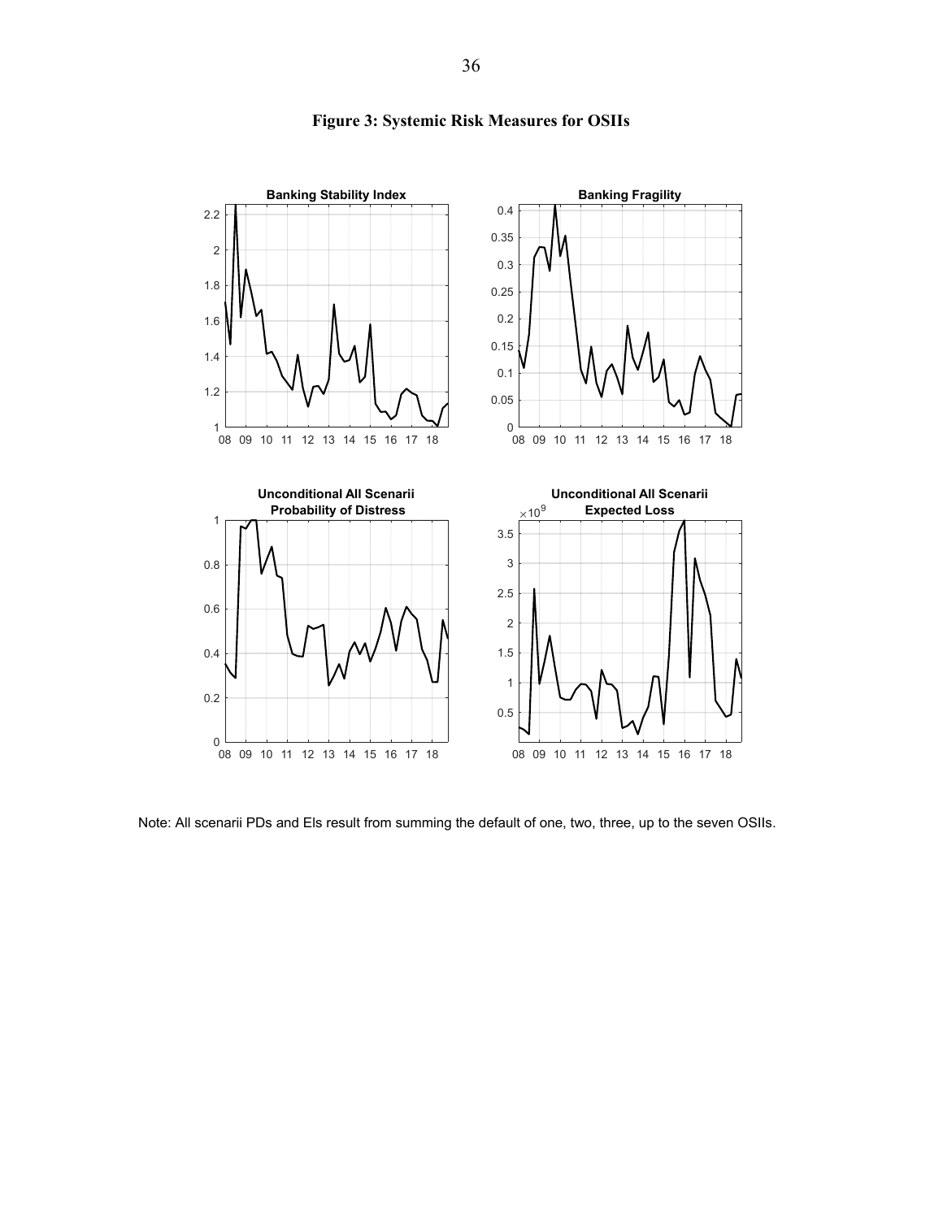**Figure 3: Systemic Risk Measures for OSIIs**

Banking Stability Index

2.2
2
1.8
1.6
1.4
1.2
1
08 09 10 11 12 13 14 15 16 17 18

Banking Fragility

0.4
0.35
0.3
0.25
0.2
0.15
0.1
0.05
0
08 09 10 11 12 13 14 15 16 17 18

Unconditional All Scenarii
Probability of Distress

1
0.8
0.6
0.4
0.2
0
08 09 10 11 12 13 14 15 16 17 18

Unconditional All Scenarii
Expected Loss

$\times 10^9$
3.5
3
2.5
2
1.5
1
0.5
08 09 10 11 12 13 14 15 16 17 18

Note: All scenarii PDs and Els result from summing the default of one, two, three, up to the seven OSIIs.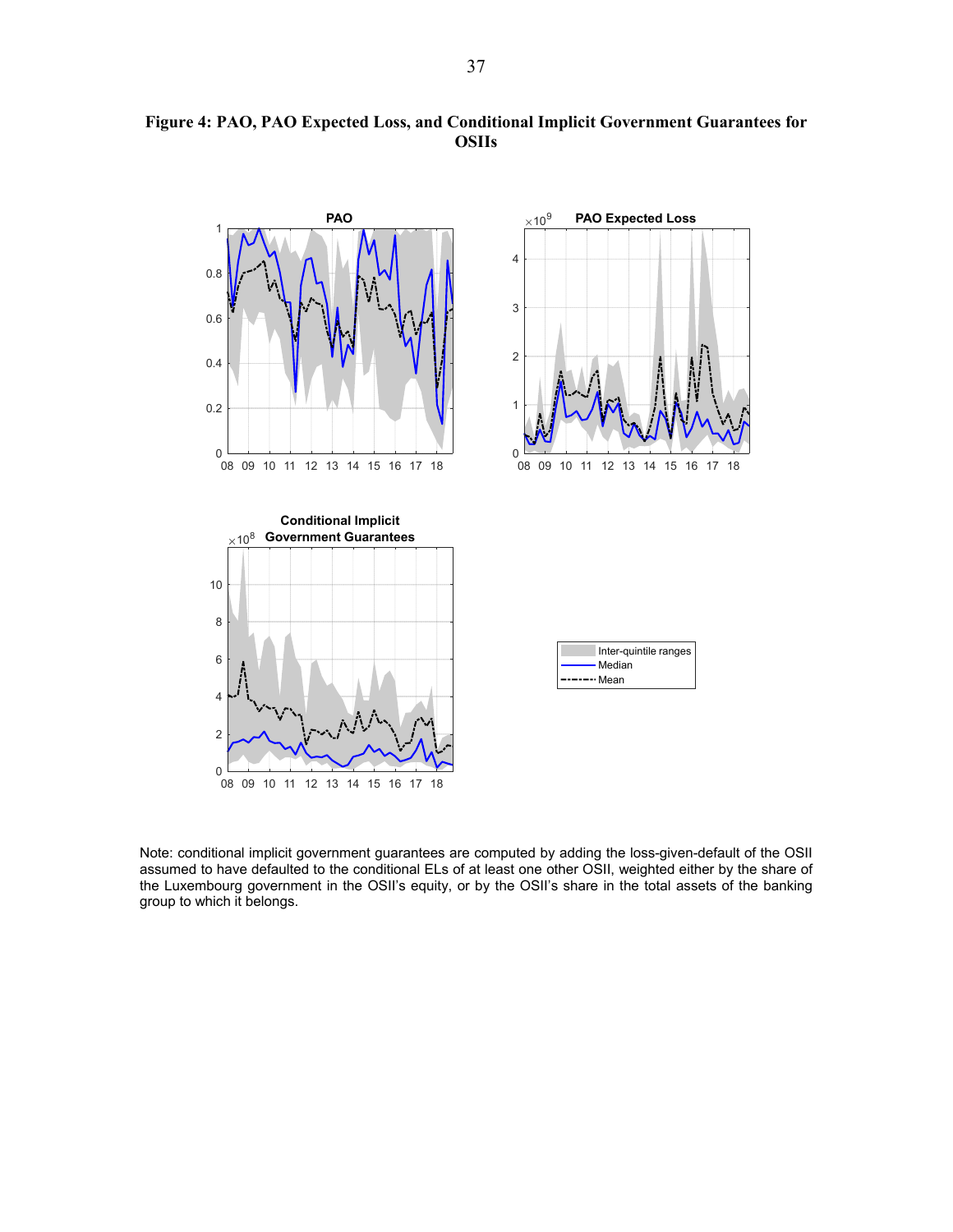**Figure 4: PAO, PAO Expected Loss, and Conditional Implicit Government Guarantees for OSIIs**

PAO

1
0.8
0.6
0.4
0.2
0
08 09 10 11 12 13 14 15 16 17 18

PAO Expected Loss

$\times 10^9$

4
3
2
1
0
08 09 10 11 12 13 14 15 16 17 18

Conditional Implicit Government Guarantees

$\times 10^8$

10
8
6
4
2
0
08 09 10 11 12 13 14 15 16 17 18

Inter-quintile ranges
Median
Mean

Note: conditional implicit government guarantees are computed by adding the loss-given-default of the OSII assumed to have defaulted to the conditional ELs of at least one other OSII, weighted either by the share of the Luxembourg government in the OSII's equity, or by the OSII's share in the total assets of the banking group to which it belongs.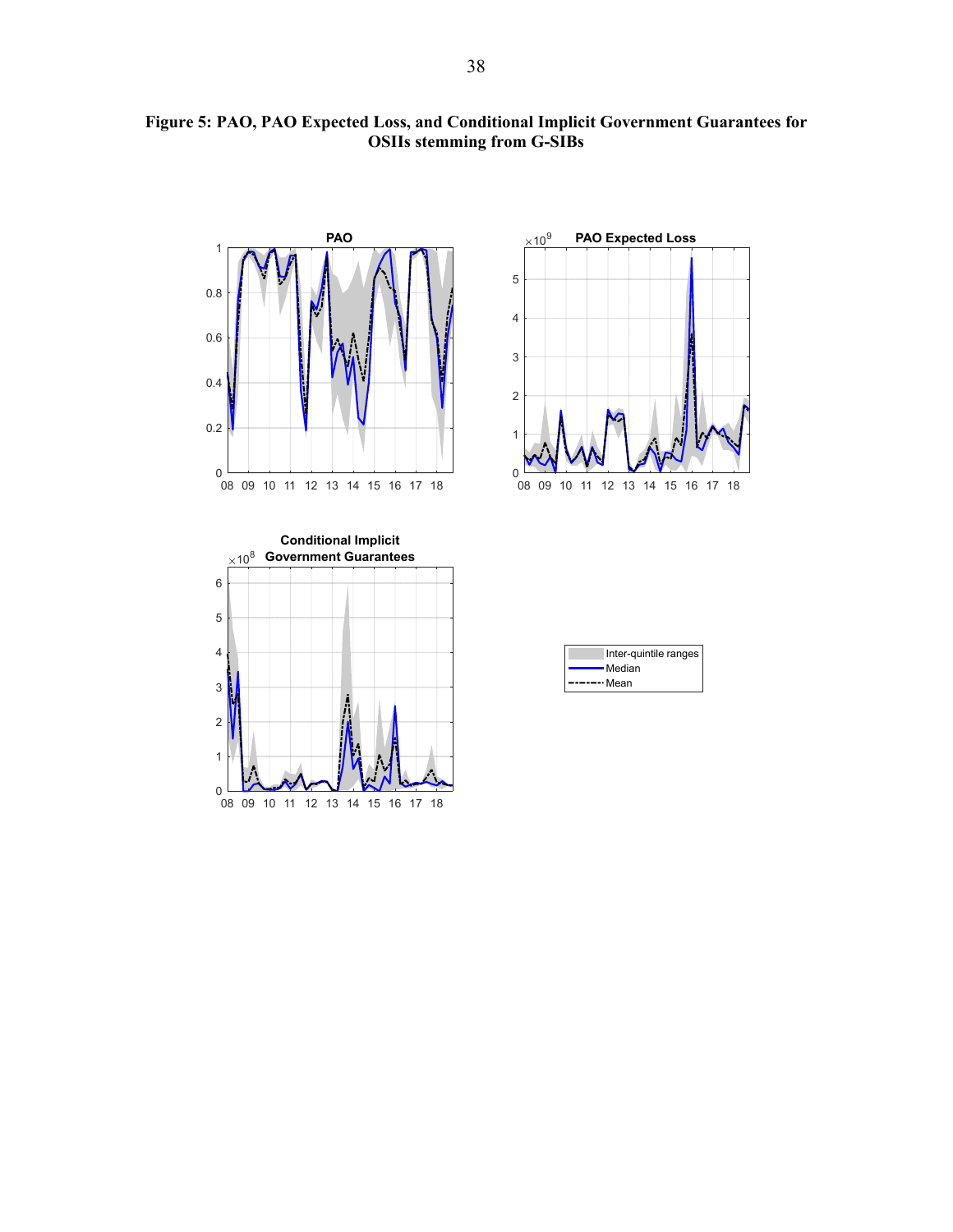**Figure 5: PAO, PAO Expected Loss, and Conditional Implicit Government Guarantees for OSIIs stemming from G-SIBs**

PAO

1
0.8
0.6
0.4
0.2
0
08 09 10 11 12 13 14 15 16 17 18

PAO Expected Loss

$\times 10^9$
5
4
3
2
1
0
08 09 10 11 12 13 14 15 16 17 18

Conditional Implicit Government Guarantees

$\times 10^8$
6
5
4
3
2
1
0
08 09 10 11 12 13 14 15 16 17 18

Inter-quintile ranges
Median
Mean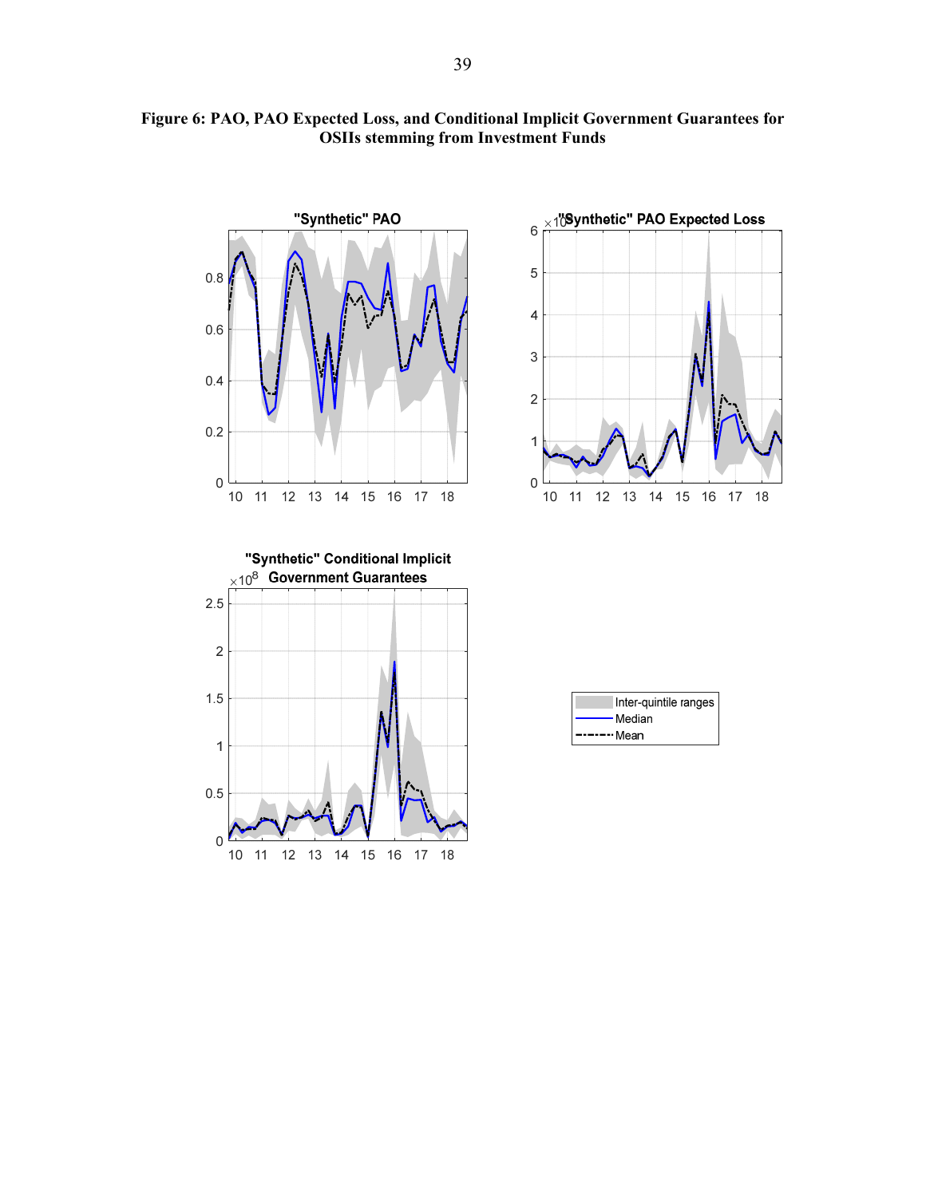**Figure 6: PAO, PAO Expected Loss, and Conditional Implicit Government Guarantees for OSIIs stemming from Investment Funds**

"Synthetic" PAO

0.8
0.6
0.4
0.2
0

10 11 12 13 14 15 16 17 18

"Synthetic" PAO Expected Loss

$\times 10^{8}$

6
5
4
3
2
1
0

10 11 12 13 14 15 16 17 18

"Synthetic" Conditional Implicit Government Guarantees

$\times 10^{8}$

2.5
2
1.5
1
0.5
0

10 11 12 13 14 15 16 17 18

Inter-quintile ranges
Median
Mean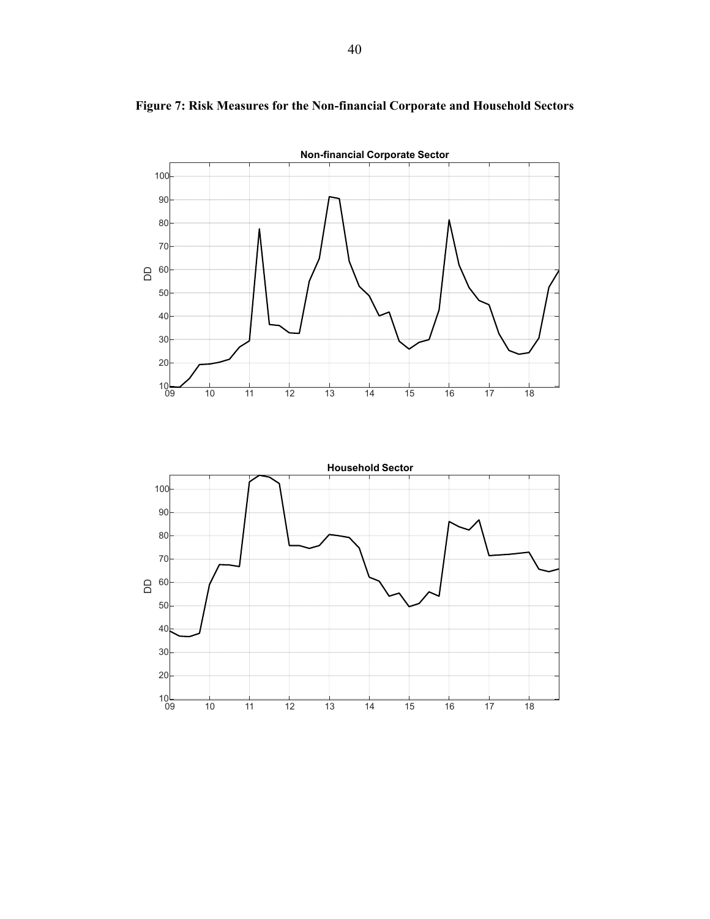**Figure 7: Risk Measures for the Non-financial Corporate and Household Sectors**

**Non-financial Corporate Sector**

DD

100
90
80
70
60
50
40
30
20
10

09 10 11 12 13 14 15 16 17 18

**Household Sector**

DD

100
90
80
70
60
50
40
30
20
10

09 10 11 12 13 14 15 16 17 18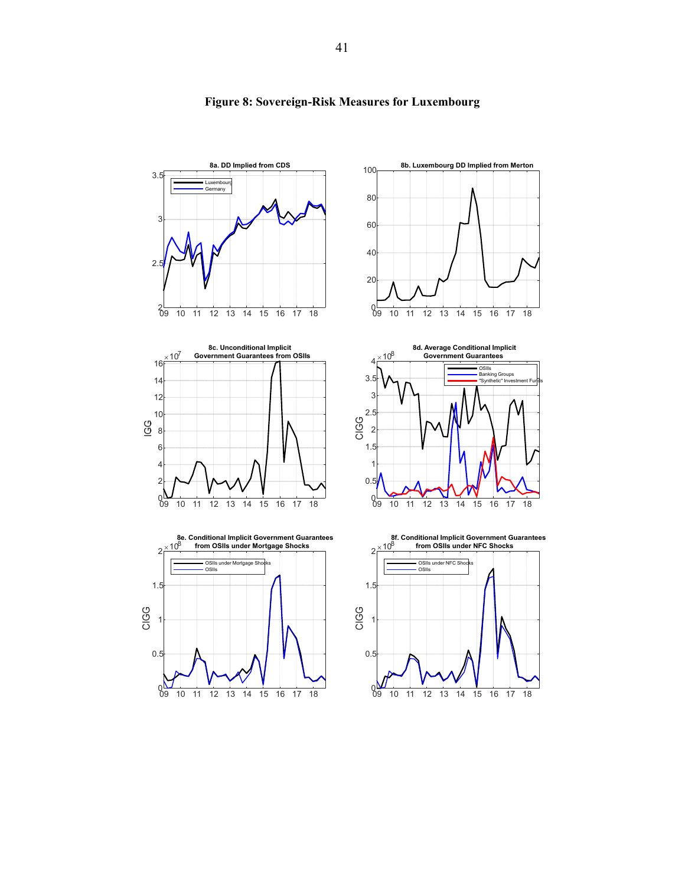# Figure 8: Sovereign-Risk Measures for Luxembourg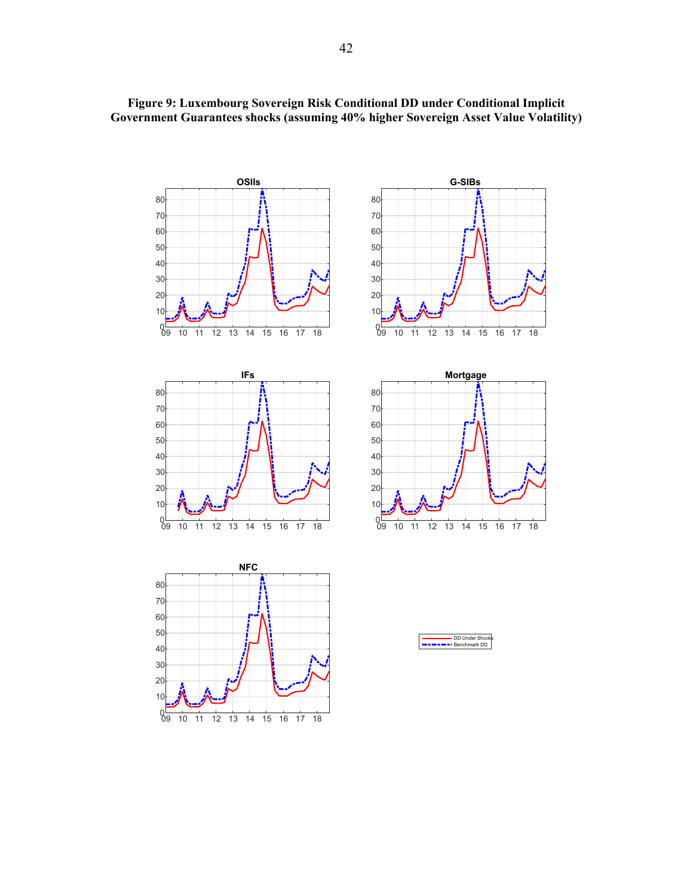**Figure 9: Luxembourg Sovereign Risk Conditional DD under Conditional Implicit Government Guarantees shocks (assuming 40% higher Sovereign Asset Value Volatility)**

OSIIs

80
70
60
50
40
30
20
10
0
09 10 11 12 13 14 15 16 17 18

G-SIBs

80
70
60
50
40
30
20
10
0
09 10 11 12 13 14 15 16 17 18

IFs

80
70
60
50
40
30
20
10
0
09 10 11 12 13 14 15 16 17 18

Mortgage

80
70
60
50
40
30
20
10
0
09 10 11 12 13 14 15 16 17 18

NFC

80
70
60
50
40
30
20
10
0
09 10 11 12 13 14 15 16 17 18

DD Under Shocks
Benchmark DD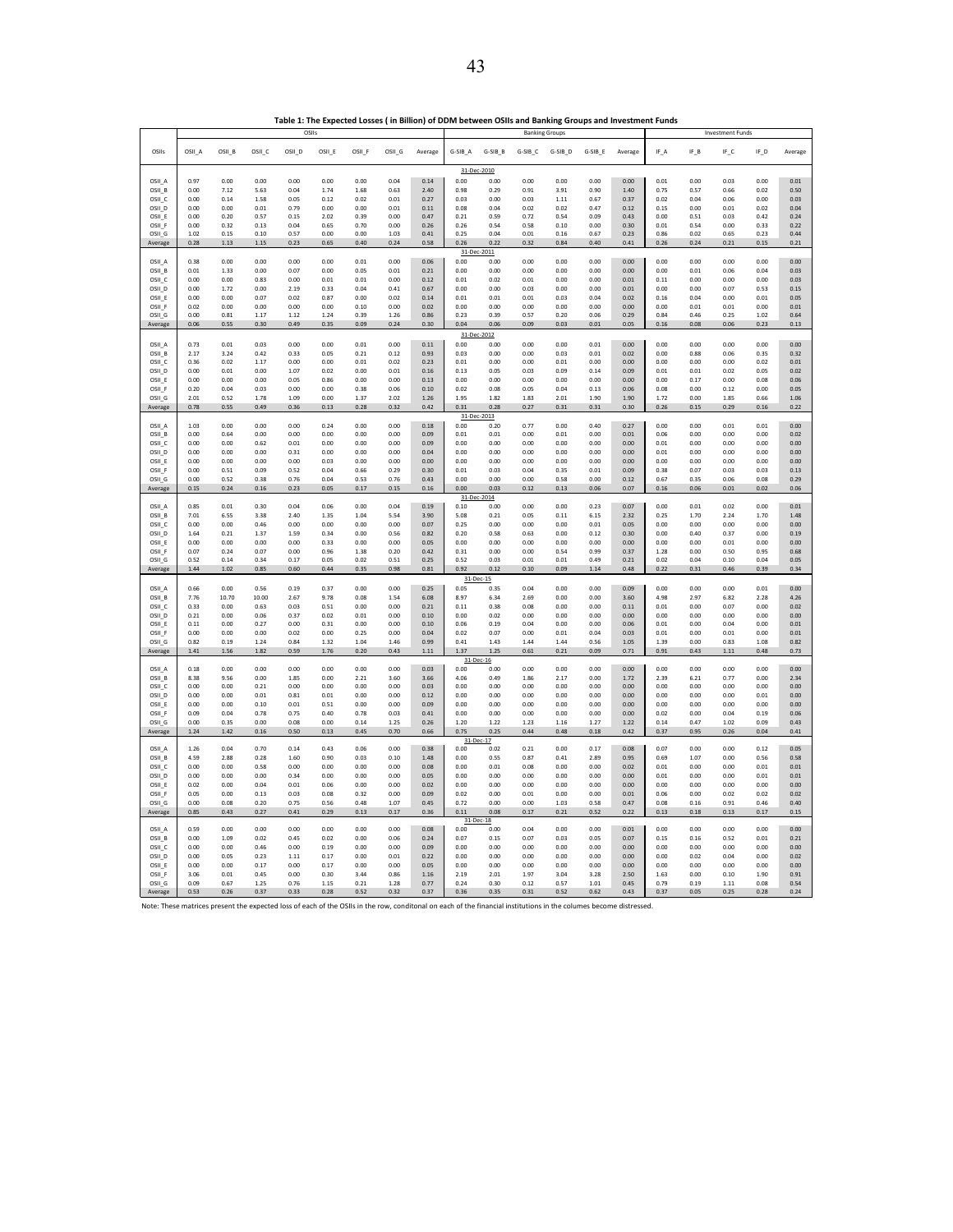**Table 1: The Expected Losses ( in Billion) of DDM between OSIIs and Banking Groups and Investment Funds**

| | OSIIs | | | | | | | | Banking Groups | | | | | | Investment Funds | | | | |
|---|---|---|---|---|---|---|---|---|---|---|---|---|---|---|---|---|---|---|---|
| OSIIs | OSII_A | OSII_B | OSII_C | OSII_D | OSII_E | OSII_F | OSII_G | Average | G-SIB_A | G-SIB_B | G-SIB_C | G-SIB_D | G-SIB_E | Average | IF_A | IF_B | IF_C | IF_D | Average |
| | | | | | | | | | 31-Dec-2010 | | | | | | | | | | |
| OSII_A | 0.97 | 0.00 | 0.00 | 0.00 | 0.00 | 0.00 | 0.04 | 0.14 | 0.00 | 0.00 | 0.00 | 0.00 | 0.00 | 0.00 | 0.01 | 0.00 | 0.03 | 0.00 | 0.01 |
| OSII_B | 0.00 | 7.12 | 5.63 | 0.04 | 1.74 | 1.68 | 0.63 | 2.40 | 0.98 | 0.29 | 0.91 | 3.91 | 0.90 | 1.40 | 0.75 | 0.57 | 0.66 | 0.02 | 0.50 |
| OSII_C | 0.00 | 0.14 | 1.58 | 0.05 | 0.12 | 0.02 | 0.01 | 0.27 | 0.03 | 0.00 | 0.03 | 1.11 | 0.67 | 0.37 | 0.02 | 0.04 | 0.06 | 0.00 | 0.03 |
| OSII_D | 0.00 | 0.00 | 0.01 | 0.79 | 0.00 | 0.00 | 0.01 | 0.11 | 0.08 | 0.04 | 0.02 | 0.02 | 0.47 | 0.12 | 0.15 | 0.00 | 0.01 | 0.02 | 0.04 |
| OSII_E | 0.00 | 0.20 | 0.57 | 0.15 | 2.02 | 0.39 | 0.00 | 0.47 | 0.21 | 0.59 | 0.72 | 0.54 | 0.09 | 0.43 | 0.00 | 0.51 | 0.03 | 0.42 | 0.24 |
| OSII_F | 0.00 | 0.32 | 0.13 | 0.04 | 0.65 | 0.70 | 0.00 | 0.26 | 0.26 | 0.54 | 0.58 | 0.10 | 0.00 | 0.30 | 0.01 | 0.54 | 0.00 | 0.33 | 0.22 |
| OSII_G | 1.02 | 0.15 | 0.10 | 0.57 | 0.00 | 0.00 | 1.03 | 0.41 | 0.25 | 0.04 | 0.01 | 0.16 | 0.67 | 0.23 | 0.86 | 0.02 | 0.65 | 0.23 | 0.44 |
| Average | 0.28 | 1.13 | 1.15 | 0.23 | 0.65 | 0.40 | 0.24 | 0.58 | 0.26 | 0.22 | 0.32 | 0.84 | 0.40 | 0.41 | 0.26 | 0.24 | 0.21 | 0.15 | 0.21 |
| | | | | | | | | | 31-Dec-2011 | | | | | | | | | | |
| OSII_A | 0.38 | 0.00 | 0.00 | 0.00 | 0.00 | 0.01 | 0.00 | 0.06 | 0.00 | 0.00 | 0.00 | 0.00 | 0.00 | 0.00 | 0.00 | 0.00 | 0.00 | 0.00 | 0.00 |
| OSII_B | 0.01 | 1.33 | 0.00 | 0.07 | 0.00 | 0.05 | 0.01 | 0.21 | 0.00 | 0.00 | 0.00 | 0.00 | 0.00 | 0.00 | 0.00 | 0.01 | 0.06 | 0.04 | 0.03 |
| OSII_C | 0.00 | 0.00 | 0.83 | 0.00 | 0.01 | 0.01 | 0.00 | 0.12 | 0.01 | 0.02 | 0.01 | 0.00 | 0.00 | 0.01 | 0.11 | 0.00 | 0.00 | 0.00 | 0.03 |
| OSII_D | 0.00 | 1.72 | 0.00 | 2.19 | 0.33 | 0.04 | 0.41 | 0.67 | 0.00 | 0.00 | 0.03 | 0.00 | 0.00 | 0.01 | 0.00 | 0.00 | 0.07 | 0.53 | 0.15 |
| OSII_E | 0.00 | 0.00 | 0.07 | 0.02 | 0.87 | 0.00 | 0.02 | 0.14 | 0.01 | 0.01 | 0.01 | 0.03 | 0.04 | 0.02 | 0.16 | 0.04 | 0.00 | 0.01 | 0.05 |
| OSII_F | 0.02 | 0.00 | 0.00 | 0.00 | 0.00 | 0.10 | 0.00 | 0.02 | 0.00 | 0.00 | 0.00 | 0.00 | 0.00 | 0.00 | 0.00 | 0.01 | 0.01 | 0.00 | 0.01 |
| OSII_G | 0.00 | 0.81 | 1.17 | 1.12 | 1.24 | 0.39 | 1.26 | 0.86 | 0.23 | 0.39 | 0.57 | 0.20 | 0.06 | 0.29 | 0.84 | 0.46 | 0.25 | 1.02 | 0.64 |
| Average | 0.06 | 0.55 | 0.30 | 0.49 | 0.35 | 0.09 | 0.24 | 0.30 | 0.04 | 0.06 | 0.09 | 0.03 | 0.01 | 0.05 | 0.16 | 0.08 | 0.06 | 0.23 | 0.13 |
| | | | | | | | | | 31-Dec-2012 | | | | | | | | | | |
| OSII_A | 0.73 | 0.01 | 0.03 | 0.00 | 0.00 | 0.01 | 0.00 | 0.11 | 0.00 | 0.00 | 0.00 | 0.00 | 0.01 | 0.00 | 0.00 | 0.00 | 0.00 | 0.00 | 0.00 |
| OSII_B | 2.17 | 3.24 | 0.42 | 0.33 | 0.05 | 0.21 | 0.12 | 0.93 | 0.03 | 0.00 | 0.00 | 0.03 | 0.01 | 0.02 | 0.00 | 0.88 | 0.06 | 0.35 | 0.32 |
| OSII_C | 0.36 | 0.02 | 1.17 | 0.00 | 0.00 | 0.01 | 0.02 | 0.23 | 0.01 | 0.00 | 0.00 | 0.01 | 0.00 | 0.00 | 0.00 | 0.00 | 0.00 | 0.02 | 0.01 |
| OSII_D | 0.00 | 0.01 | 0.00 | 1.07 | 0.02 | 0.00 | 0.01 | 0.16 | 0.13 | 0.05 | 0.03 | 0.09 | 0.14 | 0.09 | 0.01 | 0.01 | 0.02 | 0.05 | 0.02 |
| OSII_E | 0.00 | 0.00 | 0.00 | 0.05 | 0.86 | 0.00 | 0.00 | 0.13 | 0.00 | 0.00 | 0.00 | 0.00 | 0.00 | 0.00 | 0.00 | 0.17 | 0.00 | 0.08 | 0.06 |
| OSII_F | 0.20 | 0.04 | 0.03 | 0.00 | 0.00 | 0.38 | 0.06 | 0.10 | 0.02 | 0.08 | 0.05 | 0.04 | 0.13 | 0.06 | 0.08 | 0.00 | 0.12 | 0.00 | 0.05 |
| OSII_G | 2.01 | 0.52 | 1.78 | 1.09 | 0.00 | 1.37 | 2.02 | 1.26 | 1.95 | 1.82 | 1.83 | 2.01 | 1.90 | 1.90 | 1.72 | 0.00 | 1.85 | 0.66 | 1.06 |
| Average | 0.78 | 0.55 | 0.49 | 0.36 | 0.13 | 0.28 | 0.32 | 0.42 | 0.31 | 0.28 | 0.27 | 0.31 | 0.31 | 0.30 | 0.26 | 0.15 | 0.29 | 0.16 | 0.22 |
| | | | | | | | | | 31-Dec-2013 | | | | | | | | | | |
| OSII_A | 1.03 | 0.00 | 0.00 | 0.00 | 0.24 | 0.00 | 0.00 | 0.18 | 0.00 | 0.20 | 0.77 | 0.00 | 0.40 | 0.27 | 0.00 | 0.00 | 0.01 | 0.01 | 0.00 |
| OSII_B | 0.00 | 0.64 | 0.00 | 0.00 | 0.00 | 0.00 | 0.00 | 0.09 | 0.01 | 0.01 | 0.00 | 0.01 | 0.00 | 0.01 | 0.06 | 0.00 | 0.00 | 0.00 | 0.02 |
| OSII_C | 0.00 | 0.00 | 0.62 | 0.01 | 0.00 | 0.00 | 0.00 | 0.09 | 0.00 | 0.00 | 0.00 | 0.00 | 0.00 | 0.00 | 0.01 | 0.00 | 0.00 | 0.00 | 0.00 |
| OSII_D | 0.00 | 0.00 | 0.00 | 0.31 | 0.00 | 0.00 | 0.00 | 0.04 | 0.00 | 0.00 | 0.00 | 0.00 | 0.00 | 0.00 | 0.01 | 0.00 | 0.00 | 0.00 | 0.00 |
| OSII_E | 0.00 | 0.00 | 0.00 | 0.00 | 0.03 | 0.00 | 0.00 | 0.00 | 0.00 | 0.00 | 0.00 | 0.00 | 0.00 | 0.00 | 0.00 | 0.00 | 0.00 | 0.00 | 0.00 |
| OSII_F | 0.00 | 0.51 | 0.09 | 0.52 | 0.04 | 0.66 | 0.29 | 0.30 | 0.01 | 0.03 | 0.04 | 0.35 | 0.01 | 0.09 | 0.38 | 0.07 | 0.03 | 0.03 | 0.13 |
| OSII_G | 0.00 | 0.52 | 0.38 | 0.76 | 0.04 | 0.53 | 0.76 | 0.43 | 0.00 | 0.00 | 0.00 | 0.58 | 0.00 | 0.12 | 0.67 | 0.35 | 0.06 | 0.08 | 0.29 |
| Average | 0.15 | 0.24 | 0.16 | 0.23 | 0.05 | 0.17 | 0.15 | 0.16 | 0.00 | 0.03 | 0.12 | 0.13 | 0.06 | 0.07 | 0.16 | 0.06 | 0.01 | 0.02 | 0.06 |
| | | | | | | | | | 31-Dec-2014 | | | | | | | | | | |
| OSII_A | 0.85 | 0.01 | 0.30 | 0.04 | 0.06 | 0.00 | 0.04 | 0.19 | 0.10 | 0.00 | 0.00 | 0.00 | 0.23 | 0.07 | 0.00 | 0.01 | 0.02 | 0.00 | 0.01 |
| OSII_B | 7.01 | 6.55 | 3.38 | 2.40 | 1.35 | 1.04 | 5.54 | 3.90 | 5.08 | 0.21 | 0.05 | 0.11 | 6.15 | 2.32 | 0.25 | 1.70 | 2.24 | 1.70 | 1.48 |
| OSII_C | 0.00 | 0.00 | 0.46 | 0.00 | 0.00 | 0.00 | 0.00 | 0.07 | 0.25 | 0.00 | 0.00 | 0.00 | 0.01 | 0.05 | 0.00 | 0.00 | 0.00 | 0.00 | 0.00 |
| OSII_D | 1.64 | 0.21 | 1.37 | 1.59 | 0.34 | 0.00 | 0.56 | 0.82 | 0.20 | 0.58 | 0.63 | 0.00 | 0.12 | 0.30 | 0.00 | 0.40 | 0.37 | 0.00 | 0.19 |
| OSII_E | 0.00 | 0.00 | 0.00 | 0.00 | 0.33 | 0.00 | 0.00 | 0.05 | 0.00 | 0.00 | 0.00 | 0.00 | 0.00 | 0.00 | 0.00 | 0.00 | 0.01 | 0.00 | 0.00 |
| OSII_F | 0.07 | 0.24 | 0.07 | 0.00 | 0.96 | 1.38 | 0.20 | 0.42 | 0.31 | 0.00 | 0.00 | 0.54 | 0.99 | 0.37 | 1.28 | 0.00 | 0.50 | 0.95 | 0.68 |
| OSII_G | 0.52 | 0.14 | 0.34 | 0.17 | 0.05 | 0.02 | 0.51 | 0.25 | 0.52 | 0.03 | 0.01 | 0.01 | 0.49 | 0.21 | 0.02 | 0.04 | 0.10 | 0.04 | 0.05 |
| Average | 1.44 | 1.02 | 0.85 | 0.60 | 0.44 | 0.35 | 0.98 | 0.81 | 0.92 | 0.12 | 0.10 | 0.09 | 1.14 | 0.48 | 0.22 | 0.31 | 0.46 | 0.39 | 0.34 |
| | | | | | | | | | 31-Dec-15 | | | | | | | | | | |
| OSII_A | 0.66 | 0.00 | 0.56 | 0.19 | 0.37 | 0.00 | 0.00 | 0.25 | 0.05 | 0.35 | 0.04 | 0.00 | 0.00 | 0.09 | 0.00 | 0.00 | 0.00 | 0.01 | 0.00 |
| OSII_B | 7.76 | 10.70 | 10.00 | 2.67 | 9.78 | 0.08 | 1.54 | 6.08 | 8.97 | 6.34 | 2.69 | 0.00 | 0.00 | 3.60 | 4.98 | 2.97 | 6.82 | 2.28 | 4.26 |
| OSII_C | 0.33 | 0.00 | 0.63 | 0.03 | 0.51 | 0.00 | 0.00 | 0.21 | 0.11 | 0.38 | 0.08 | 0.00 | 0.00 | 0.11 | 0.01 | 0.00 | 0.07 | 0.00 | 0.02 |
| OSII_D | 0.21 | 0.00 | 0.06 | 0.37 | 0.02 | 0.01 | 0.00 | 0.10 | 0.00 | 0.02 | 0.00 | 0.00 | 0.00 | 0.00 | 0.00 | 0.00 | 0.00 | 0.00 | 0.00 |
| OSII_E | 0.11 | 0.00 | 0.27 | 0.00 | 0.31 | 0.00 | 0.00 | 0.10 | 0.06 | 0.19 | 0.04 | 0.00 | 0.00 | 0.06 | 0.01 | 0.00 | 0.04 | 0.00 | 0.01 |
| OSII_F | 0.00 | 0.00 | 0.00 | 0.02 | 0.00 | 0.25 | 0.00 | 0.04 | 0.02 | 0.07 | 0.00 | 0.01 | 0.04 | 0.03 | 0.01 | 0.00 | 0.01 | 0.00 | 0.01 |
| OSII_G | 0.82 | 0.19 | 1.24 | 0.84 | 1.32 | 1.04 | 1.46 | 0.99 | 0.41 | 1.43 | 1.44 | 1.44 | 0.56 | 1.05 | 1.39 | 0.00 | 0.83 | 1.08 | 0.82 |
| Average | 1.41 | 1.56 | 1.82 | 0.59 | 1.76 | 0.20 | 0.43 | 1.11 | 1.37 | 1.25 | 0.61 | 0.21 | 0.09 | 0.71 | 0.91 | 0.43 | 1.11 | 0.48 | 0.73 |
| | | | | | | | | | 31-Dec-16 | | | | | | | | | | |
| OSII_A | 0.18 | 0.00 | 0.00 | 0.00 | 0.00 | 0.00 | 0.00 | 0.03 | 0.00 | 0.00 | 0.00 | 0.00 | 0.00 | 0.00 | 0.00 | 0.00 | 0.00 | 0.00 | 0.00 |
| OSII_B | 8.38 | 9.56 | 0.00 | 1.85 | 0.00 | 2.21 | 3.60 | 3.66 | 4.06 | 0.49 | 1.86 | 2.17 | 0.00 | 1.72 | 2.39 | 6.21 | 0.77 | 0.00 | 2.34 |
| OSII_C | 0.00 | 0.00 | 0.21 | 0.00 | 0.00 | 0.00 | 0.00 | 0.03 | 0.00 | 0.00 | 0.00 | 0.00 | 0.00 | 0.00 | 0.00 | 0.00 | 0.00 | 0.00 | 0.00 |
| OSII_D | 0.00 | 0.00 | 0.01 | 0.81 | 0.01 | 0.00 | 0.00 | 0.12 | 0.00 | 0.00 | 0.00 | 0.00 | 0.00 | 0.00 | 0.00 | 0.00 | 0.00 | 0.01 | 0.00 |
| OSII_E | 0.00 | 0.00 | 0.10 | 0.01 | 0.51 | 0.00 | 0.00 | 0.09 | 0.00 | 0.00 | 0.00 | 0.00 | 0.00 | 0.00 | 0.00 | 0.00 | 0.00 | 0.00 | 0.00 |
| OSII_F | 0.09 | 0.04 | 0.78 | 0.75 | 0.40 | 0.78 | 0.03 | 0.41 | 0.00 | 0.00 | 0.00 | 0.00 | 0.00 | 0.00 | 0.02 | 0.00 | 0.04 | 0.19 | 0.06 |
| OSII_G | 0.00 | 0.35 | 0.00 | 0.08 | 0.00 | 0.14 | 1.25 | 0.26 | 1.20 | 1.22 | 1.23 | 1.16 | 1.27 | 1.22 | 0.14 | 0.47 | 1.02 | 0.09 | 0.43 |
| Average | 1.24 | 1.42 | 0.16 | 0.50 | 0.13 | 0.45 | 0.70 | 0.66 | 0.75 | 0.25 | 0.44 | 0.48 | 0.18 | 0.42 | 0.37 | 0.95 | 0.26 | 0.04 | 0.41 |
| | | | | | | | | | 31-Dec-17 | | | | | | | | | | |
| OSII_A | 1.26 | 0.04 | 0.70 | 0.14 | 0.43 | 0.06 | 0.00 | 0.38 | 0.00 | 0.02 | 0.21 | 0.00 | 0.17 | 0.08 | 0.07 | 0.00 | 0.00 | 0.12 | 0.05 |
| OSII_B | 4.59 | 2.88 | 0.28 | 1.60 | 0.90 | 0.03 | 0.10 | 1.48 | 0.00 | 0.55 | 0.87 | 0.41 | 2.89 | 0.95 | 0.69 | 1.07 | 0.00 | 0.56 | 0.58 |
| OSII_C | 0.00 | 0.00 | 0.58 | 0.00 | 0.00 | 0.00 | 0.00 | 0.08 | 0.00 | 0.01 | 0.08 | 0.00 | 0.00 | 0.02 | 0.01 | 0.00 | 0.00 | 0.01 | 0.01 |
| OSII_D | 0.00 | 0.00 | 0.00 | 0.34 | 0.00 | 0.00 | 0.00 | 0.05 | 0.00 | 0.00 | 0.00 | 0.00 | 0.00 | 0.00 | 0.01 | 0.00 | 0.00 | 0.01 | 0.01 |
| OSII_E | 0.02 | 0.00 | 0.04 | 0.01 | 0.06 | 0.00 | 0.00 | 0.02 | 0.00 | 0.00 | 0.00 | 0.00 | 0.00 | 0.00 | 0.00 | 0.00 | 0.00 | 0.00 | 0.00 |
| OSII_F | 0.05 | 0.00 | 0.13 | 0.03 | 0.08 | 0.32 | 0.00 | 0.09 | 0.02 | 0.00 | 0.01 | 0.00 | 0.00 | 0.01 | 0.06 | 0.00 | 0.02 | 0.02 | 0.02 |
| OSII_G | 0.00 | 0.08 | 0.20 | 0.75 | 0.56 | 0.48 | 1.07 | 0.45 | 0.72 | 0.00 | 0.00 | 1.03 | 0.58 | 0.47 | 0.08 | 0.16 | 0.91 | 0.46 | 0.40 |
| Average | 0.85 | 0.43 | 0.27 | 0.41 | 0.29 | 0.13 | 0.17 | 0.36 | 0.11 | 0.08 | 0.17 | 0.21 | 0.52 | 0.22 | 0.13 | 0.18 | 0.13 | 0.17 | 0.15 |
| | | | | | | | | | 31-Dec-18 | | | | | | | | | | |
| OSII_A | 0.59 | 0.00 | 0.00 | 0.00 | 0.00 | 0.00 | 0.00 | 0.08 | 0.00 | 0.00 | 0.04 | 0.00 | 0.00 | 0.01 | 0.00 | 0.00 | 0.00 | 0.00 | 0.00 |
| OSII_B | 0.00 | 1.09 | 0.02 | 0.45 | 0.02 | 0.00 | 0.06 | 0.24 | 0.07 | 0.15 | 0.07 | 0.03 | 0.05 | 0.07 | 0.15 | 0.16 | 0.52 | 0.01 | 0.21 |
| OSII_C | 0.00 | 0.00 | 0.46 | 0.00 | 0.19 | 0.00 | 0.00 | 0.09 | 0.00 | 0.00 | 0.00 | 0.00 | 0.00 | 0.00 | 0.00 | 0.00 | 0.00 | 0.00 | 0.00 |
| OSII_D | 0.00 | 0.05 | 0.23 | 1.11 | 0.17 | 0.00 | 0.01 | 0.22 | 0.00 | 0.00 | 0.00 | 0.00 | 0.00 | 0.00 | 0.00 | 0.02 | 0.04 | 0.00 | 0.02 |
| OSII_E | 0.00 | 0.00 | 0.17 | 0.00 | 0.17 | 0.00 | 0.00 | 0.05 | 0.00 | 0.00 | 0.00 | 0.00 | 0.00 | 0.00 | 0.00 | 0.00 | 0.00 | 0.00 | 0.00 |
| OSII_F | 3.06 | 0.01 | 0.45 | 0.00 | 0.30 | 3.44 | 0.86 | 1.16 | 2.19 | 2.01 | 1.97 | 3.04 | 3.28 | 2.50 | 1.63 | 0.00 | 0.10 | 1.90 | 0.91 |
| OSII_G | 0.09 | 0.67 | 1.25 | 0.76 | 1.15 | 0.21 | 1.28 | 0.77 | 0.24 | 0.30 | 0.12 | 0.57 | 1.01 | 0.45 | 0.79 | 0.19 | 1.11 | 0.08 | 0.54 |
| Average | 0.53 | 0.26 | 0.37 | 0.33 | 0.28 | 0.52 | 0.32 | 0.37 | 0.36 | 0.35 | 0.31 | 0.52 | 0.62 | 0.43 | 0.37 | 0.05 | 0.25 | 0.28 | 0.24 |

Note: These matrices present the expected loss of each of the OSIIs in the row, conditonal on each of the financial institutions in the columes become distressed.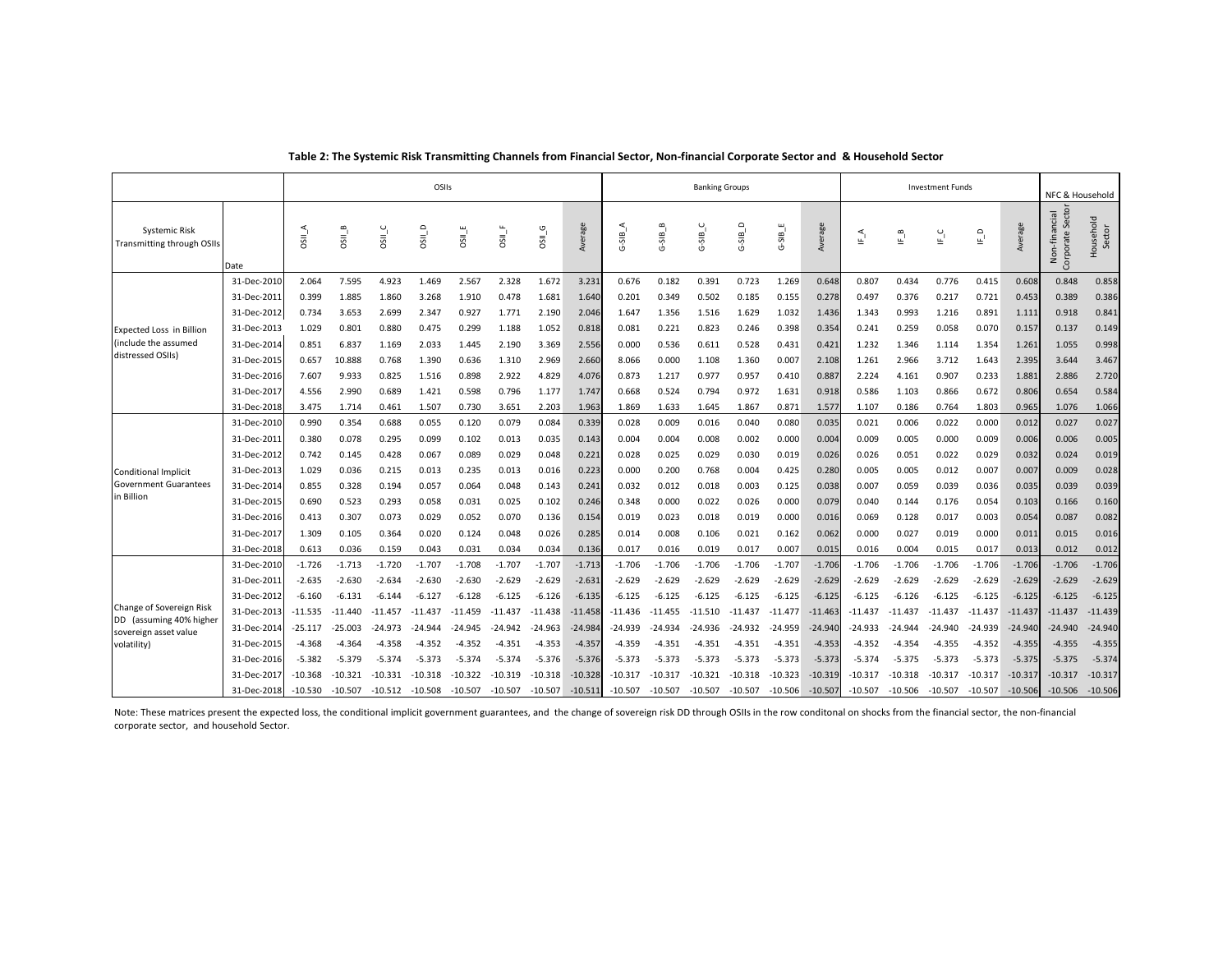**Table 2: The Systemic Risk Transmitting Channels from Financial Sector, Non-financial Corporate Sector and & Household Sector**

| | | OSIIs | | | | | | | | Banking Groups | | | | | | Investment Funds | | | | | NFC & Household | |
|---|---|---|---|---|---|---|---|---|---|---|---|---|---|---|---|---|---|---|---|---|---|---|
| Systemic Risk Transmitting through OSIIs | Date | OSII_A | OSII_B | OSII_C | OSII_D | OSII_E | OSII_F | OSII_G | Average | G-SIB_A | G-SIB_B | G-SIB_C | G-SIB_D | G-SIB_E | Average | IF_A | IF_B | IF_C | IF_D | Average | Non-financial Corporate Sector | Household Sector |
| Expected Loss in Billion (include the assumed distressed OSIIs) | 31-Dec-2010 | 2.064 | 7.595 | 4.923 | 1.469 | 2.567 | 2.328 | 1.672 | 3.231 | 0.676 | 0.182 | 0.391 | 0.723 | 1.269 | 0.648 | 0.807 | 0.434 | 0.776 | 0.415 | 0.608 | 0.848 | 0.858 |
| | 31-Dec-2011 | 0.399 | 1.885 | 1.860 | 3.268 | 1.910 | 0.478 | 1.681 | 1.640 | 0.201 | 0.349 | 0.502 | 0.185 | 0.155 | 0.278 | 0.497 | 0.376 | 0.217 | 0.721 | 0.453 | 0.389 | 0.386 |
| | 31-Dec-2012 | 0.734 | 3.653 | 2.699 | 2.347 | 0.927 | 1.771 | 2.190 | 2.046 | 1.647 | 1.356 | 1.516 | 1.629 | 1.032 | 1.436 | 1.343 | 0.993 | 1.216 | 0.891 | 1.111 | 0.918 | 0.841 |
| | 31-Dec-2013 | 1.029 | 0.801 | 0.880 | 0.475 | 0.299 | 1.188 | 1.052 | 0.818 | 0.081 | 0.221 | 0.823 | 0.246 | 0.398 | 0.354 | 0.241 | 0.259 | 0.058 | 0.070 | 0.157 | 0.137 | 0.149 |
| | 31-Dec-2014 | 0.851 | 6.837 | 1.169 | 2.033 | 1.445 | 2.190 | 3.369 | 2.556 | 0.000 | 0.536 | 0.611 | 0.528 | 0.431 | 0.421 | 1.232 | 1.346 | 1.114 | 1.354 | 1.261 | 1.055 | 0.998 |
| | 31-Dec-2015 | 0.657 | 10.888 | 0.768 | 1.390 | 0.636 | 1.310 | 2.969 | 2.660 | 8.066 | 0.000 | 1.108 | 1.360 | 0.007 | 2.108 | 1.261 | 2.966 | 3.712 | 1.643 | 2.395 | 3.644 | 3.467 |
| | 31-Dec-2016 | 7.607 | 9.933 | 0.825 | 1.516 | 0.898 | 2.922 | 4.829 | 4.076 | 0.873 | 1.217 | 0.977 | 0.957 | 0.410 | 0.887 | 2.224 | 4.161 | 0.907 | 0.233 | 1.881 | 2.886 | 2.720 |
| | 31-Dec-2017 | 4.556 | 2.990 | 0.689 | 1.421 | 0.598 | 0.796 | 1.177 | 1.747 | 0.668 | 0.524 | 0.794 | 0.972 | 1.631 | 0.918 | 0.586 | 1.103 | 0.866 | 0.672 | 0.806 | 0.654 | 0.584 |
| | 31-Dec-2018 | 3.475 | 1.714 | 0.461 | 1.507 | 0.730 | 3.651 | 2.203 | 1.963 | 1.869 | 1.633 | 1.645 | 1.867 | 0.871 | 1.577 | 1.107 | 0.186 | 0.764 | 1.803 | 0.965 | 1.076 | 1.066 |
| Conditional Implicit Government Guarantees in Billion | 31-Dec-2010 | 0.990 | 0.354 | 0.688 | 0.055 | 0.120 | 0.079 | 0.084 | 0.339 | 0.028 | 0.009 | 0.016 | 0.040 | 0.080 | 0.035 | 0.021 | 0.006 | 0.022 | 0.000 | 0.012 | 0.027 | 0.027 |
| | 31-Dec-2011 | 0.380 | 0.078 | 0.295 | 0.099 | 0.102 | 0.013 | 0.035 | 0.143 | 0.004 | 0.004 | 0.008 | 0.002 | 0.000 | 0.004 | 0.009 | 0.005 | 0.000 | 0.009 | 0.006 | 0.006 | 0.005 |
| | 31-Dec-2012 | 0.742 | 0.145 | 0.428 | 0.067 | 0.089 | 0.029 | 0.048 | 0.221 | 0.028 | 0.025 | 0.029 | 0.030 | 0.019 | 0.026 | 0.026 | 0.051 | 0.022 | 0.029 | 0.032 | 0.024 | 0.019 |
| | 31-Dec-2013 | 1.029 | 0.036 | 0.215 | 0.013 | 0.235 | 0.013 | 0.016 | 0.223 | 0.000 | 0.200 | 0.768 | 0.004 | 0.425 | 0.280 | 0.005 | 0.005 | 0.012 | 0.007 | 0.007 | 0.009 | 0.028 |
| | 31-Dec-2014 | 0.855 | 0.328 | 0.194 | 0.057 | 0.064 | 0.048 | 0.143 | 0.241 | 0.032 | 0.012 | 0.018 | 0.003 | 0.125 | 0.038 | 0.007 | 0.059 | 0.039 | 0.036 | 0.035 | 0.039 | 0.039 |
| | 31-Dec-2015 | 0.690 | 0.523 | 0.293 | 0.058 | 0.031 | 0.025 | 0.102 | 0.246 | 0.348 | 0.000 | 0.022 | 0.026 | 0.000 | 0.079 | 0.040 | 0.144 | 0.176 | 0.054 | 0.103 | 0.166 | 0.160 |
| | 31-Dec-2016 | 0.413 | 0.307 | 0.073 | 0.029 | 0.052 | 0.070 | 0.136 | 0.154 | 0.019 | 0.023 | 0.018 | 0.019 | 0.000 | 0.016 | 0.069 | 0.128 | 0.017 | 0.003 | 0.054 | 0.087 | 0.082 |
| | 31-Dec-2017 | 1.309 | 0.105 | 0.364 | 0.020 | 0.124 | 0.048 | 0.026 | 0.285 | 0.014 | 0.008 | 0.106 | 0.021 | 0.162 | 0.062 | 0.000 | 0.027 | 0.019 | 0.000 | 0.011 | 0.015 | 0.016 |
| | 31-Dec-2018 | 0.613 | 0.036 | 0.159 | 0.043 | 0.031 | 0.034 | 0.034 | 0.136 | 0.017 | 0.016 | 0.019 | 0.017 | 0.007 | 0.015 | 0.016 | 0.004 | 0.015 | 0.017 | 0.013 | 0.012 | 0.012 |
| Change of Sovereign Risk DD (assuming 40% higher sovereign asset value volatility) | 31-Dec-2010 | -1.726 | -1.713 | -1.720 | -1.707 | -1.708 | -1.707 | -1.707 | -1.713 | -1.706 | -1.706 | -1.706 | -1.706 | -1.707 | -1.706 | -1.706 | -1.706 | -1.706 | -1.706 | -1.706 | -1.706 | -1.706 |
| | 31-Dec-2011 | -2.635 | -2.630 | -2.634 | -2.630 | -2.630 | -2.629 | -2.629 | -2.631 | -2.629 | -2.629 | -2.629 | -2.629 | -2.629 | -2.629 | -2.629 | -2.629 | -2.629 | -2.629 | -2.629 | -2.629 | -2.629 |
| | 31-Dec-2012 | -6.160 | -6.131 | -6.144 | -6.127 | -6.128 | -6.125 | -6.126 | -6.135 | -6.125 | -6.125 | -6.125 | -6.125 | -6.125 | -6.125 | -6.125 | -6.126 | -6.125 | -6.125 | -6.125 | -6.125 | -6.125 |
| | 31-Dec-2013 | -11.535 | -11.440 | -11.457 | -11.437 | -11.459 | -11.437 | -11.438 | -11.458 | -11.436 | -11.455 | -11.510 | -11.437 | -11.477 | -11.463 | -11.437 | -11.437 | -11.437 | -11.437 | -11.437 | -11.437 | -11.439 |
| | 31-Dec-2014 | -25.117 | -25.003 | -24.973 | -24.944 | -24.945 | -24.942 | -24.963 | -24.984 | -24.939 | -24.934 | -24.936 | -24.932 | -24.959 | -24.940 | -24.933 | -24.944 | -24.940 | -24.939 | -24.940 | -24.940 | -24.940 |
| | 31-Dec-2015 | -4.368 | -4.364 | -4.358 | -4.352 | -4.352 | -4.351 | -4.353 | -4.357 | -4.359 | -4.351 | -4.351 | -4.351 | -4.351 | -4.353 | -4.352 | -4.354 | -4.355 | -4.352 | -4.355 | -4.355 | -4.355 |
| | 31-Dec-2016 | -5.382 | -5.379 | -5.374 | -5.373 | -5.374 | -5.374 | -5.376 | -5.376 | -5.373 | -5.373 | -5.373 | -5.373 | -5.373 | -5.373 | -5.374 | -5.375 | -5.373 | -5.373 | -5.375 | -5.375 | -5.374 |
| | 31-Dec-2017 | -10.368 | -10.321 | -10.331 | -10.318 | -10.322 | -10.319 | -10.318 | -10.328 | -10.317 | -10.317 | -10.321 | -10.318 | -10.323 | -10.319 | -10.317 | -10.318 | -10.317 | -10.317 | -10.317 | -10.317 | -10.317 |
| | 31-Dec-2018 | -10.530 | -10.507 | -10.512 | -10.508 | -10.507 | -10.507 | -10.507 | -10.511 | -10.507 | -10.507 | -10.507 | -10.507 | -10.506 | -10.507 | -10.507 | -10.506 | -10.507 | -10.507 | -10.506 | -10.506 | -10.506 |

Note: These matrices present the expected loss, the conditional implicit government guarantees, and the change of sovereign risk DD through OSIIs in the row conditonal on shocks from the financial sector, the non-financial corporate sector, and household Sector.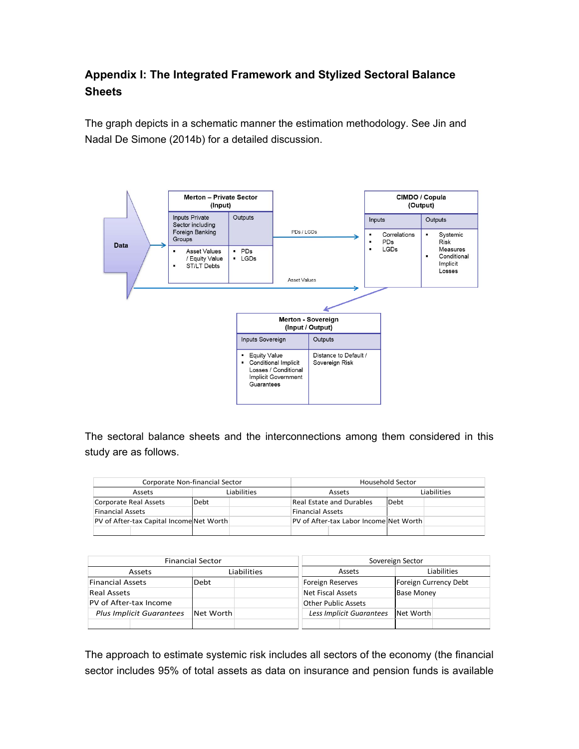## Appendix I: The Integrated Framework and Stylized Sectoral Balance Sheets

The graph depicts in a schematic manner the estimation methodology. See Jin and Nadal De Simone (2014b) for a detailed discussion.

Data

| Merton – Private Sector (Input) | |
|---|---|
| Inputs Private Sector including Foreign Banking Groups | Outputs |
| ▪ Asset Values / Equity Value<br>▪ ST/LT Debts | ▪ PDs<br>▪ LGDs |

PDs / LGDs

Asset Values

| CIMDO / Copula (Output) | |
|---|---|
| Inputs | Outputs |
| ▪ Correlations<br>▪ PDs<br>▪ LGDs | ▪ Systemic Risk Measures<br>▪ Conditional Implicit Losses |

| Merton - Sovereign (Input / Output) | |
|---|---|
| Inputs Sovereign | Outputs |
| ▪ Equity Value<br>▪ Conditional Implicit Losses / Conditional Implicit Government Guarantees | Distance to Default / Sovereign Risk |

The sectoral balance sheets and the interconnections among them considered in this study are as follows.

| Corporate Non-financial Sector | | Household Sector | |
|---|---|---|---|
| Assets | Liabilities | Assets | Liabilities |
| Corporate Real Assets | Debt | Real Estate and Durables | Debt |
| Financial Assets | | Financial Assets | |
| PV of After-tax Capital Income | Net Worth | PV of After-tax Labor Income | Net Worth |

| Financial Sector | | Sovereign Sector | |
|---|---|---|---|
| Assets | Liabilities | Assets | Liabilities |
| Financial Assets | Debt | Foreign Reserves | Foreign Currency Debt |
| Real Assets | | Net Fiscal Assets | Base Money |
| PV of After-tax Income | | Other Public Assets | |
| *Plus Implicit Guarantees* | Net Worth | *Less Implicit Guarantees* | Net Worth |

The approach to estimate systemic risk includes all sectors of the economy (the financial sector includes 95% of total assets as data on insurance and pension funds is available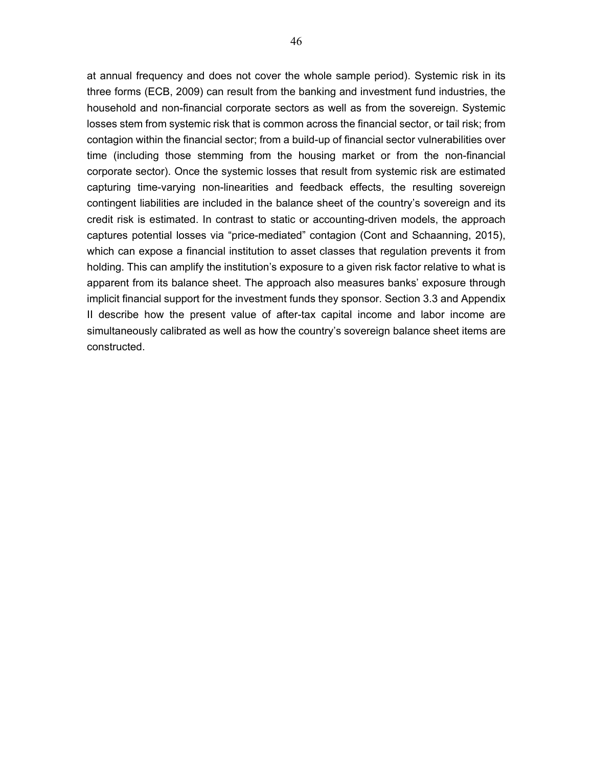at annual frequency and does not cover the whole sample period). Systemic risk in its three forms (ECB, 2009) can result from the banking and investment fund industries, the household and non-financial corporate sectors as well as from the sovereign. Systemic losses stem from systemic risk that is common across the financial sector, or tail risk; from contagion within the financial sector; from a build-up of financial sector vulnerabilities over time (including those stemming from the housing market or from the non-financial corporate sector). Once the systemic losses that result from systemic risk are estimated capturing time-varying non-linearities and feedback effects, the resulting sovereign contingent liabilities are included in the balance sheet of the country's sovereign and its credit risk is estimated. In contrast to static or accounting-driven models, the approach captures potential losses via "price-mediated" contagion (Cont and Schaanning, 2015), which can expose a financial institution to asset classes that regulation prevents it from holding. This can amplify the institution's exposure to a given risk factor relative to what is apparent from its balance sheet. The approach also measures banks' exposure through implicit financial support for the investment funds they sponsor. Section 3.3 and Appendix II describe how the present value of after-tax capital income and labor income are simultaneously calibrated as well as how the country's sovereign balance sheet items are constructed.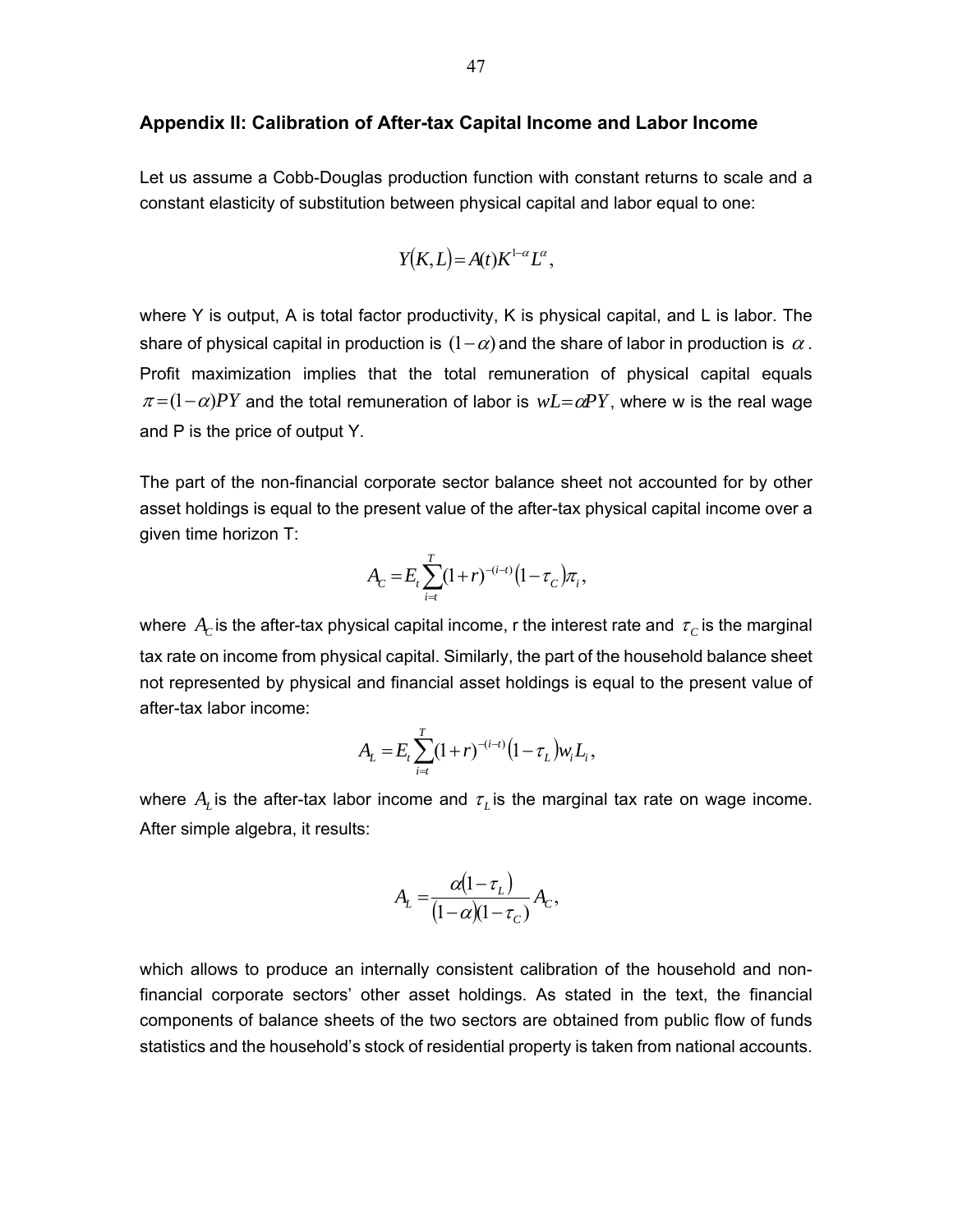## Appendix II: Calibration of After-tax Capital Income and Labor Income

Let us assume a Cobb-Douglas production function with constant returns to scale and a constant elasticity of substitution between physical capital and labor equal to one:

$$Y(K,L) = A(t)K^{1-\alpha}L^{\alpha},$$

where Y is output, A is total factor productivity, K is physical capital, and L is labor. The share of physical capital in production is $(1-\alpha)$ and the share of labor in production is $\alpha$. Profit maximization implies that the total remuneration of physical capital equals $\pi = (1-\alpha)PY$ and the total remuneration of labor is $wL = \alpha PY$, where w is the real wage and P is the price of output Y.

The part of the non-financial corporate sector balance sheet not accounted for by other asset holdings is equal to the present value of the after-tax physical capital income over a given time horizon T:

$$A_C = E_t \sum_{i=t}^{T} (1+r)^{-(i-t)} (1-\tau_C)\pi_i,$$

where $A_C$ is the after-tax physical capital income, r the interest rate and $\tau_C$ is the marginal tax rate on income from physical capital. Similarly, the part of the household balance sheet not represented by physical and financial asset holdings is equal to the present value of after-tax labor income:

$$A_L = E_t \sum_{i=t}^{T} (1+r)^{-(i-t)} (1-\tau_L) w_i L_i,$$

where $A_L$ is the after-tax labor income and $\tau_L$ is the marginal tax rate on wage income. After simple algebra, it results:

$$A_L = \frac{\alpha(1-\tau_L)}{(1-\alpha)(1-\tau_C)} A_C,$$

which allows to produce an internally consistent calibration of the household and non-financial corporate sectors' other asset holdings. As stated in the text, the financial components of balance sheets of the two sectors are obtained from public flow of funds statistics and the household's stock of residential property is taken from national accounts.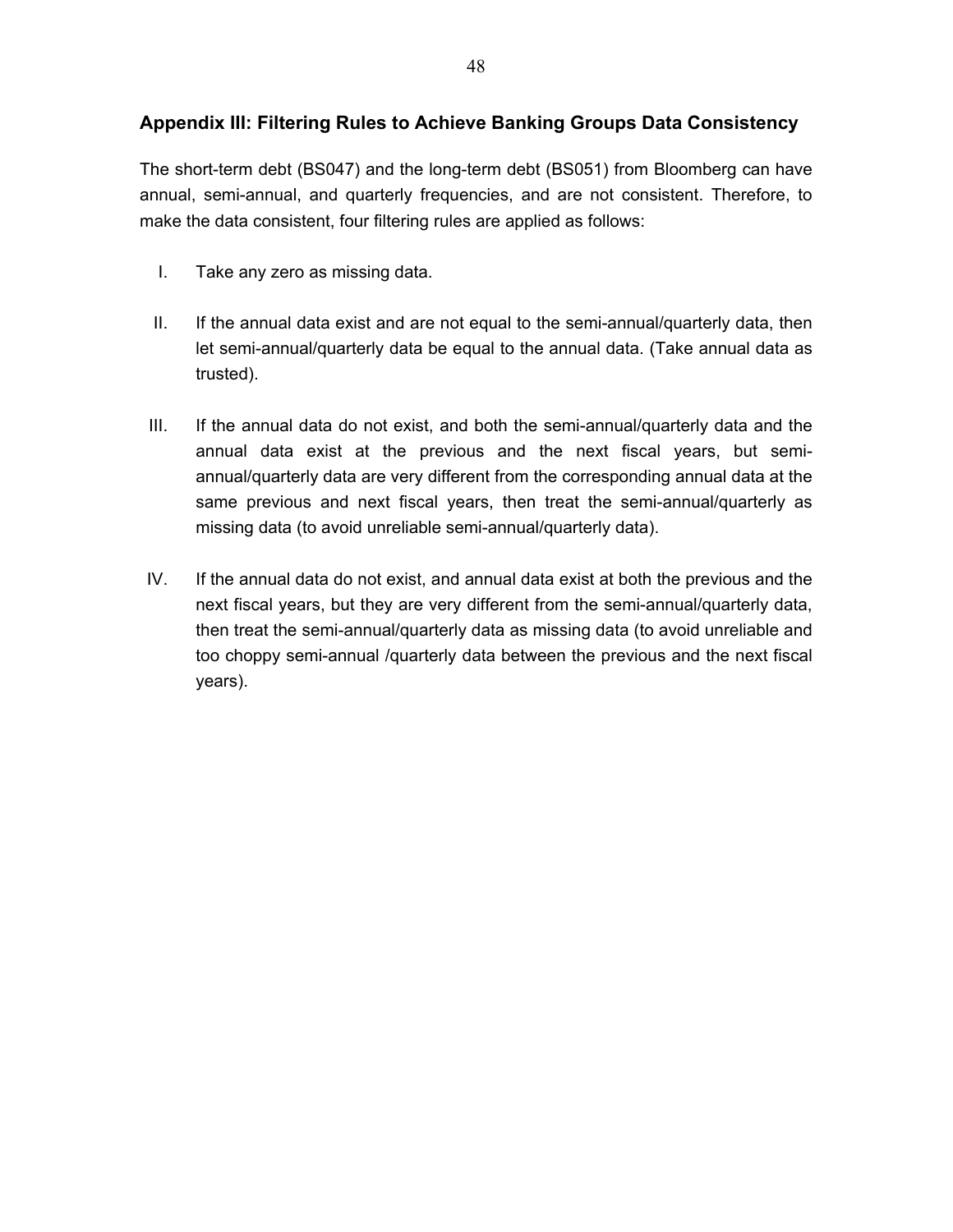## Appendix III: Filtering Rules to Achieve Banking Groups Data Consistency

The short-term debt (BS047) and the long-term debt (BS051) from Bloomberg can have annual, semi-annual, and quarterly frequencies, and are not consistent. Therefore, to make the data consistent, four filtering rules are applied as follows:

I. Take any zero as missing data.

II. If the annual data exist and are not equal to the semi-annual/quarterly data, then let semi-annual/quarterly data be equal to the annual data. (Take annual data as trusted).

III. If the annual data do not exist, and both the semi-annual/quarterly data and the annual data exist at the previous and the next fiscal years, but semi-annual/quarterly data are very different from the corresponding annual data at the same previous and next fiscal years, then treat the semi-annual/quarterly as missing data (to avoid unreliable semi-annual/quarterly data).

IV. If the annual data do not exist, and annual data exist at both the previous and the next fiscal years, but they are very different from the semi-annual/quarterly data, then treat the semi-annual/quarterly data as missing data (to avoid unreliable and too choppy semi-annual /quarterly data between the previous and the next fiscal years).